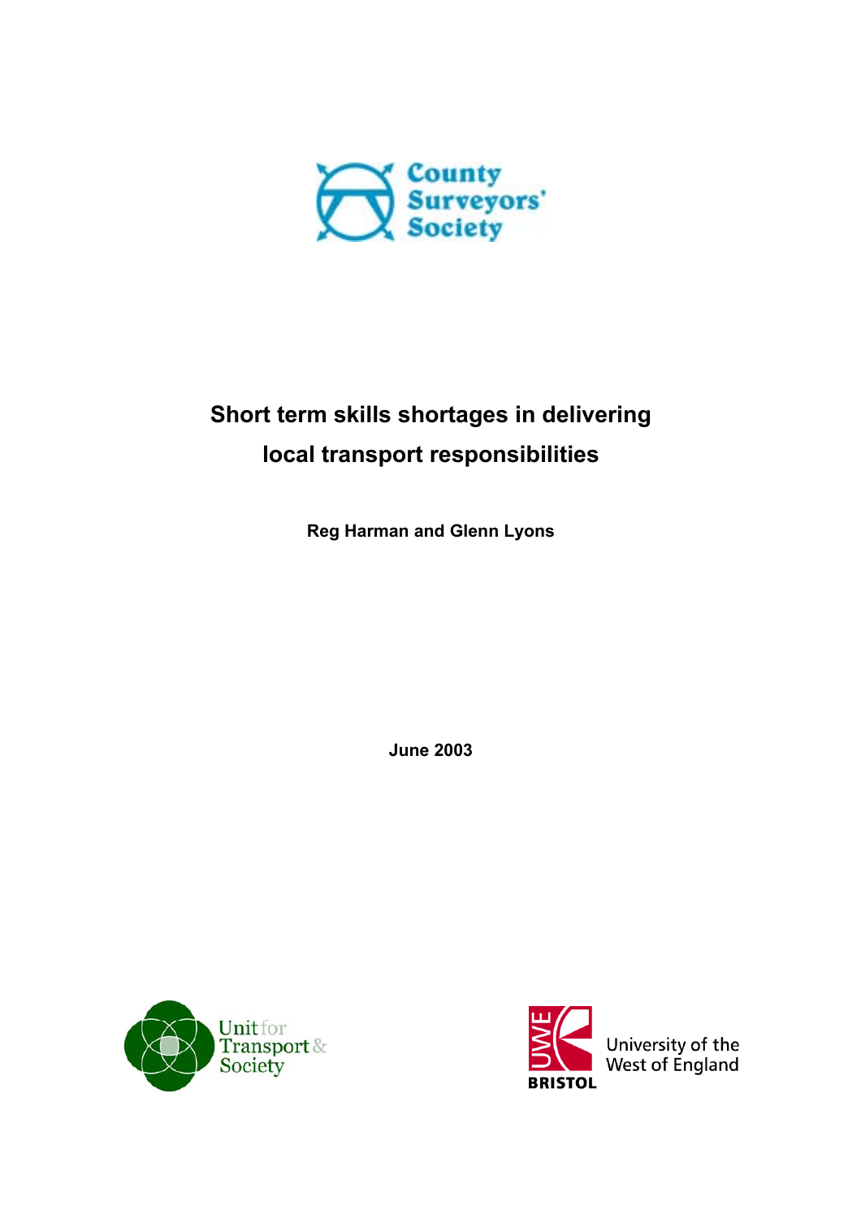County Surveyors' Society

# Short term skills shortages in delivering local transport responsibilities

**Reg Harman and Glenn Lyons**

**June 2003**

Unit for Transport & Society

University of the West of England
BRISTOL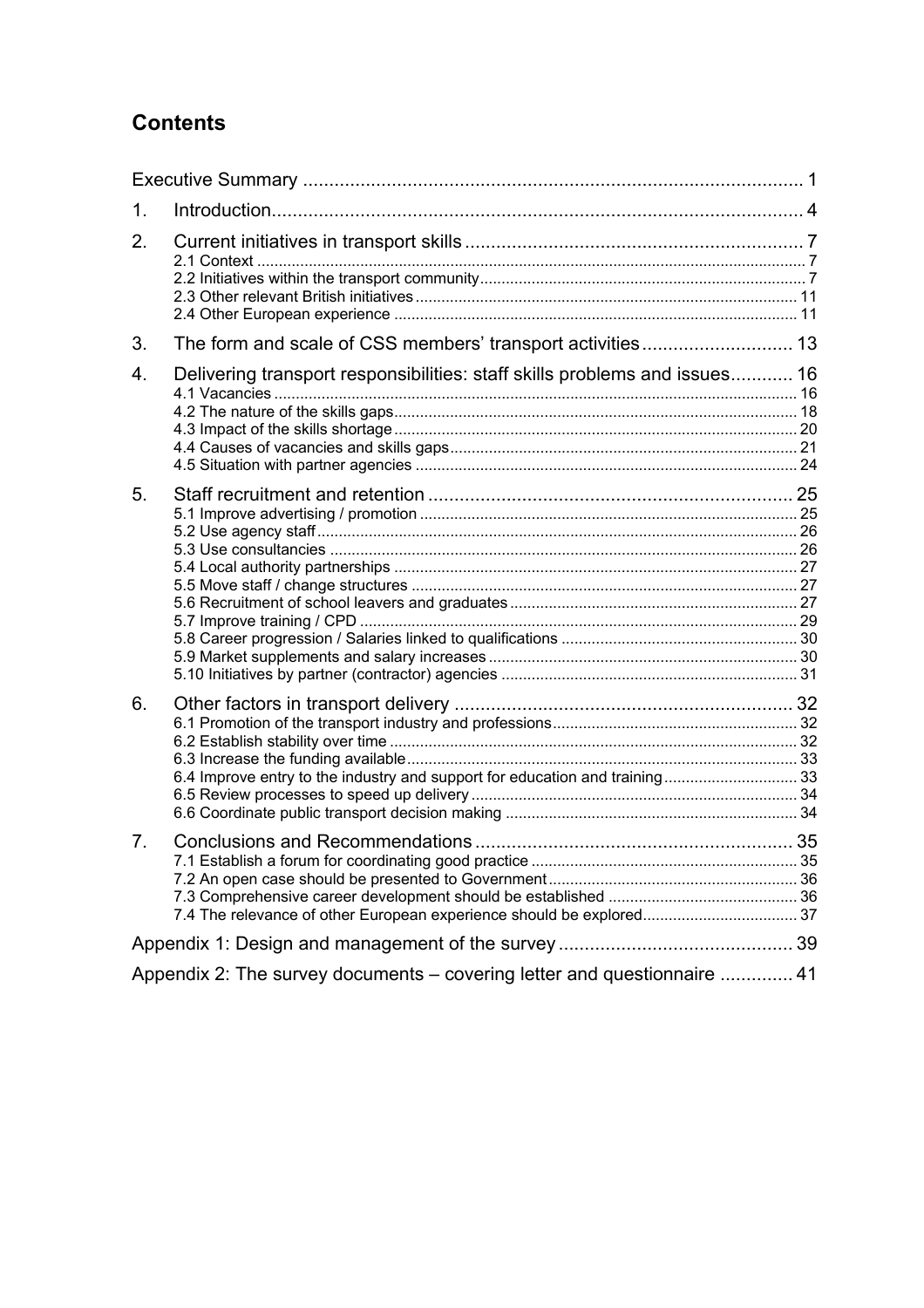## Contents

| | | |
|---|---|---|
| Executive Summary | | 1 |
| 1. | Introduction | 4 |
| 2. | Current initiatives in transport skills | 7 |
| | 2.1 Context | 7 |
| | 2.2 Initiatives within the transport community | 7 |
| | 2.3 Other relevant British initiatives | 11 |
| | 2.4 Other European experience | 11 |
| 3. | The form and scale of CSS members' transport activities | 13 |
| 4. | Delivering transport responsibilities: staff skills problems and issues | 16 |
| | 4.1 Vacancies | 16 |
| | 4.2 The nature of the skills gaps | 18 |
| | 4.3 Impact of the skills shortage | 20 |
| | 4.4 Causes of vacancies and skills gaps | 21 |
| | 4.5 Situation with partner agencies | 24 |
| 5. | Staff recruitment and retention | 25 |
| | 5.1 Improve advertising / promotion | 25 |
| | 5.2 Use agency staff | 26 |
| | 5.3 Use consultancies | 26 |
| | 5.4 Local authority partnerships | 27 |
| | 5.5 Move staff / change structures | 27 |
| | 5.6 Recruitment of school leavers and graduates | 27 |
| | 5.7 Improve training / CPD | 29 |
| | 5.8 Career progression / Salaries linked to qualifications | 30 |
| | 5.9 Market supplements and salary increases | 30 |
| | 5.10 Initiatives by partner (contractor) agencies | 31 |
| 6. | Other factors in transport delivery | 32 |
| | 6.1 Promotion of the transport industry and professions | 32 |
| | 6.2 Establish stability over time | 32 |
| | 6.3 Increase the funding available | 33 |
| | 6.4 Improve entry to the industry and support for education and training | 33 |
| | 6.5 Review processes to speed up delivery | 34 |
| | 6.6 Coordinate public transport decision making | 34 |
| 7. | Conclusions and Recommendations | 35 |
| | 7.1 Establish a forum for coordinating good practice | 35 |
| | 7.2 An open case should be presented to Government | 36 |
| | 7.3 Comprehensive career development should be established | 36 |
| | 7.4 The relevance of other European experience should be explored | 37 |
| Appendix 1: Design and management of the survey | | 39 |
| Appendix 2: The survey documents – covering letter and questionnaire | | 41 |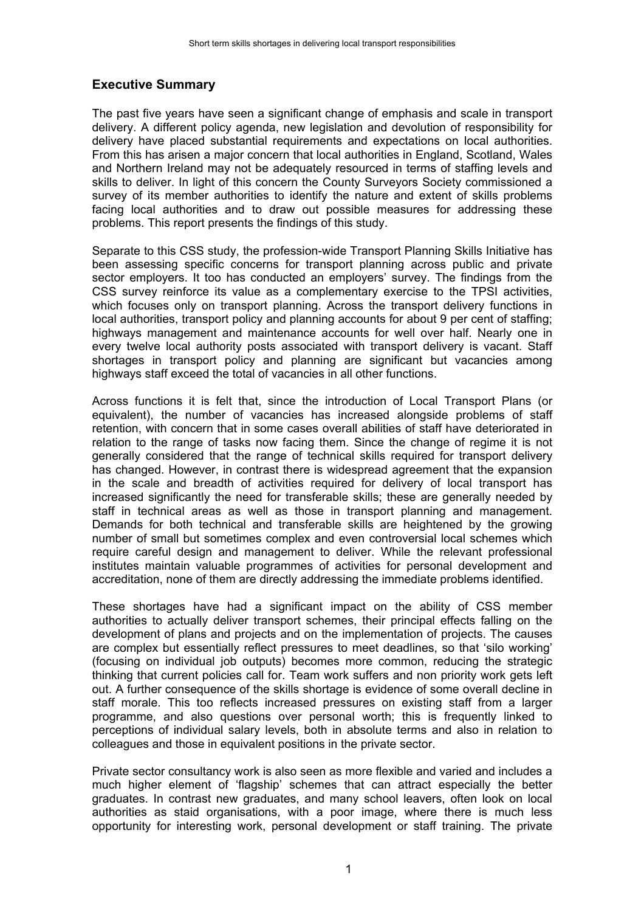## Executive Summary

The past five years have seen a significant change of emphasis and scale in transport delivery. A different policy agenda, new legislation and devolution of responsibility for delivery have placed substantial requirements and expectations on local authorities. From this has arisen a major concern that local authorities in England, Scotland, Wales and Northern Ireland may not be adequately resourced in terms of staffing levels and skills to deliver. In light of this concern the County Surveyors Society commissioned a survey of its member authorities to identify the nature and extent of skills problems facing local authorities and to draw out possible measures for addressing these problems. This report presents the findings of this study.

Separate to this CSS study, the profession-wide Transport Planning Skills Initiative has been assessing specific concerns for transport planning across public and private sector employers. It too has conducted an employers' survey. The findings from the CSS survey reinforce its value as a complementary exercise to the TPSI activities, which focuses only on transport planning. Across the transport delivery functions in local authorities, transport policy and planning accounts for about 9 per cent of staffing; highways management and maintenance accounts for well over half. Nearly one in every twelve local authority posts associated with transport delivery is vacant. Staff shortages in transport policy and planning are significant but vacancies among highways staff exceed the total of vacancies in all other functions.

Across functions it is felt that, since the introduction of Local Transport Plans (or equivalent), the number of vacancies has increased alongside problems of staff retention, with concern that in some cases overall abilities of staff have deteriorated in relation to the range of tasks now facing them. Since the change of regime it is not generally considered that the range of technical skills required for transport delivery has changed. However, in contrast there is widespread agreement that the expansion in the scale and breadth of activities required for delivery of local transport has increased significantly the need for transferable skills; these are generally needed by staff in technical areas as well as those in transport planning and management. Demands for both technical and transferable skills are heightened by the growing number of small but sometimes complex and even controversial local schemes which require careful design and management to deliver. While the relevant professional institutes maintain valuable programmes of activities for personal development and accreditation, none of them are directly addressing the immediate problems identified.

These shortages have had a significant impact on the ability of CSS member authorities to actually deliver transport schemes, their principal effects falling on the development of plans and projects and on the implementation of projects. The causes are complex but essentially reflect pressures to meet deadlines, so that 'silo working' (focusing on individual job outputs) becomes more common, reducing the strategic thinking that current policies call for. Team work suffers and non priority work gets left out. A further consequence of the skills shortage is evidence of some overall decline in staff morale. This too reflects increased pressures on existing staff from a larger programme, and also questions over personal worth; this is frequently linked to perceptions of individual salary levels, both in absolute terms and also in relation to colleagues and those in equivalent positions in the private sector.

Private sector consultancy work is also seen as more flexible and varied and includes a much higher element of 'flagship' schemes that can attract especially the better graduates. In contrast new graduates, and many school leavers, often look on local authorities as staid organisations, with a poor image, where there is much less opportunity for interesting work, personal development or staff training. The private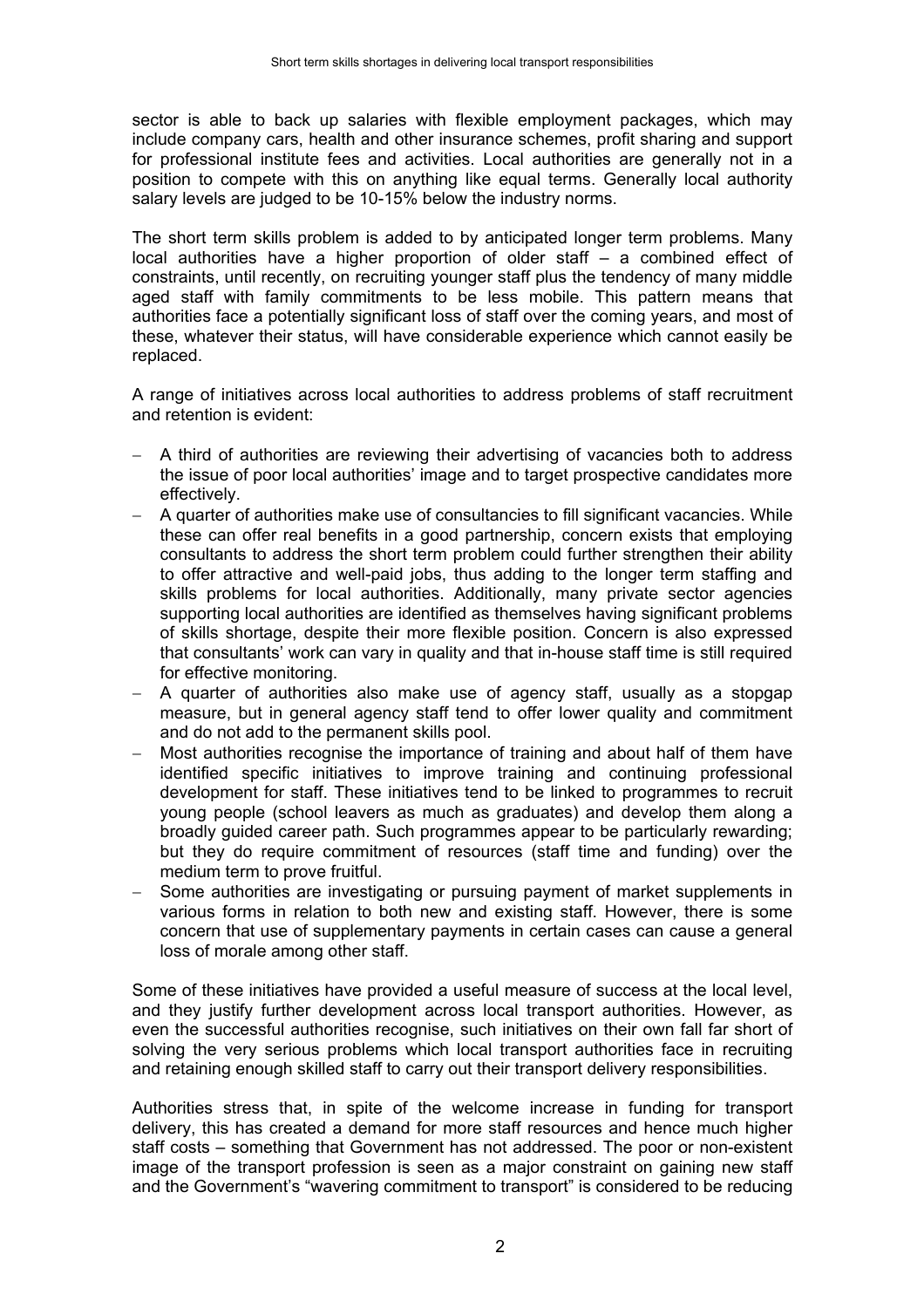sector is able to back up salaries with flexible employment packages, which may include company cars, health and other insurance schemes, profit sharing and support for professional institute fees and activities. Local authorities are generally not in a position to compete with this on anything like equal terms. Generally local authority salary levels are judged to be 10-15% below the industry norms.

The short term skills problem is added to by anticipated longer term problems. Many local authorities have a higher proportion of older staff – a combined effect of constraints, until recently, on recruiting younger staff plus the tendency of many middle aged staff with family commitments to be less mobile. This pattern means that authorities face a potentially significant loss of staff over the coming years, and most of these, whatever their status, will have considerable experience which cannot easily be replaced.

A range of initiatives across local authorities to address problems of staff recruitment and retention is evident:

- A third of authorities are reviewing their advertising of vacancies both to address the issue of poor local authorities' image and to target prospective candidates more effectively.
- A quarter of authorities make use of consultancies to fill significant vacancies. While these can offer real benefits in a good partnership, concern exists that employing consultants to address the short term problem could further strengthen their ability to offer attractive and well-paid jobs, thus adding to the longer term staffing and skills problems for local authorities. Additionally, many private sector agencies supporting local authorities are identified as themselves having significant problems of skills shortage, despite their more flexible position. Concern is also expressed that consultants' work can vary in quality and that in-house staff time is still required for effective monitoring.
- A quarter of authorities also make use of agency staff, usually as a stopgap measure, but in general agency staff tend to offer lower quality and commitment and do not add to the permanent skills pool.
- Most authorities recognise the importance of training and about half of them have identified specific initiatives to improve training and continuing professional development for staff. These initiatives tend to be linked to programmes to recruit young people (school leavers as much as graduates) and develop them along a broadly guided career path. Such programmes appear to be particularly rewarding; but they do require commitment of resources (staff time and funding) over the medium term to prove fruitful.
- Some authorities are investigating or pursuing payment of market supplements in various forms in relation to both new and existing staff. However, there is some concern that use of supplementary payments in certain cases can cause a general loss of morale among other staff.

Some of these initiatives have provided a useful measure of success at the local level, and they justify further development across local transport authorities. However, as even the successful authorities recognise, such initiatives on their own fall far short of solving the very serious problems which local transport authorities face in recruiting and retaining enough skilled staff to carry out their transport delivery responsibilities.

Authorities stress that, in spite of the welcome increase in funding for transport delivery, this has created a demand for more staff resources and hence much higher staff costs – something that Government has not addressed. The poor or non-existent image of the transport profession is seen as a major constraint on gaining new staff and the Government's "wavering commitment to transport" is considered to be reducing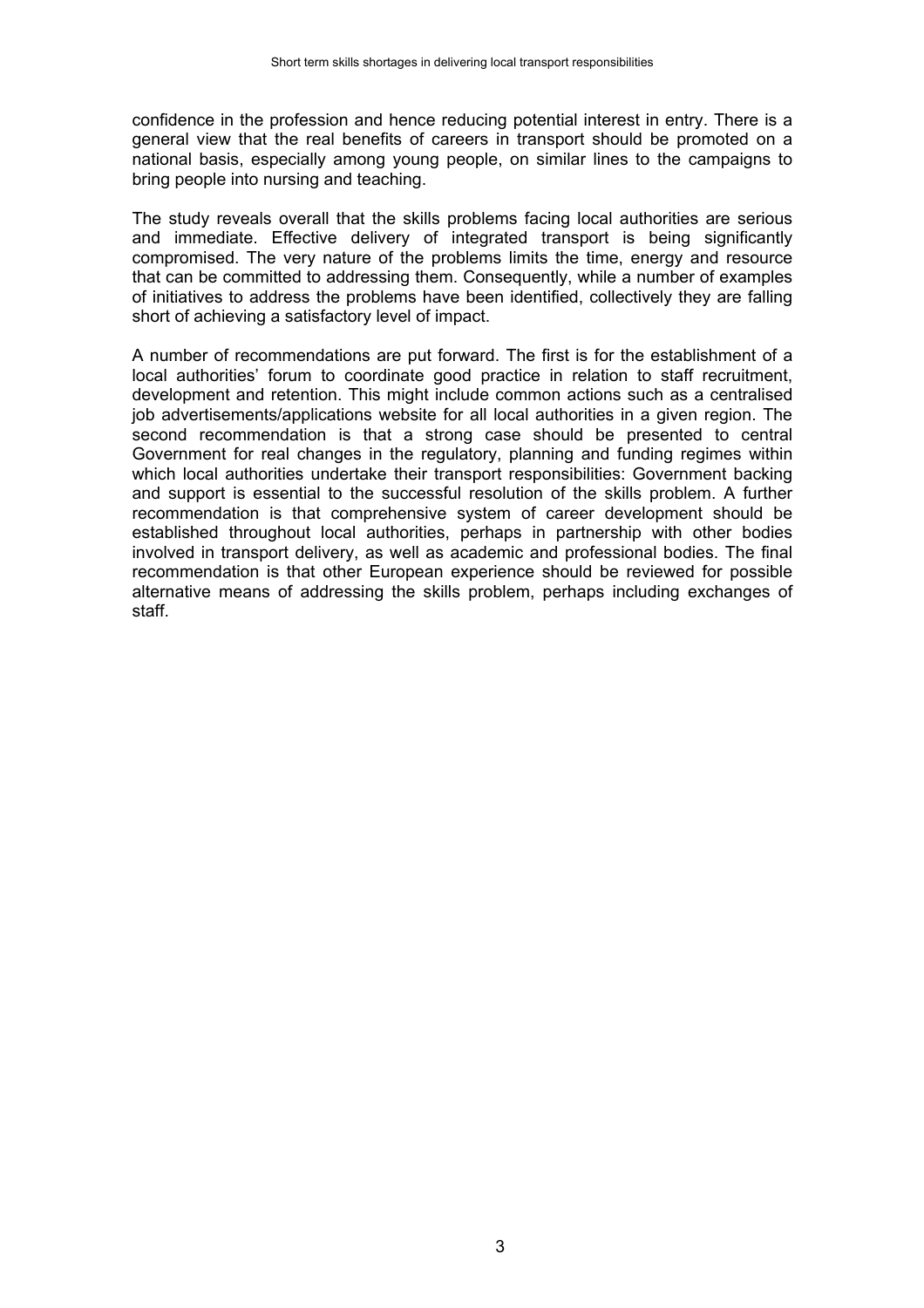confidence in the profession and hence reducing potential interest in entry. There is a general view that the real benefits of careers in transport should be promoted on a national basis, especially among young people, on similar lines to the campaigns to bring people into nursing and teaching.

The study reveals overall that the skills problems facing local authorities are serious and immediate. Effective delivery of integrated transport is being significantly compromised. The very nature of the problems limits the time, energy and resource that can be committed to addressing them. Consequently, while a number of examples of initiatives to address the problems have been identified, collectively they are falling short of achieving a satisfactory level of impact.

A number of recommendations are put forward. The first is for the establishment of a local authorities' forum to coordinate good practice in relation to staff recruitment, development and retention. This might include common actions such as a centralised job advertisements/applications website for all local authorities in a given region. The second recommendation is that a strong case should be presented to central Government for real changes in the regulatory, planning and funding regimes within which local authorities undertake their transport responsibilities: Government backing and support is essential to the successful resolution of the skills problem. A further recommendation is that comprehensive system of career development should be established throughout local authorities, perhaps in partnership with other bodies involved in transport delivery, as well as academic and professional bodies. The final recommendation is that other European experience should be reviewed for possible alternative means of addressing the skills problem, perhaps including exchanges of staff.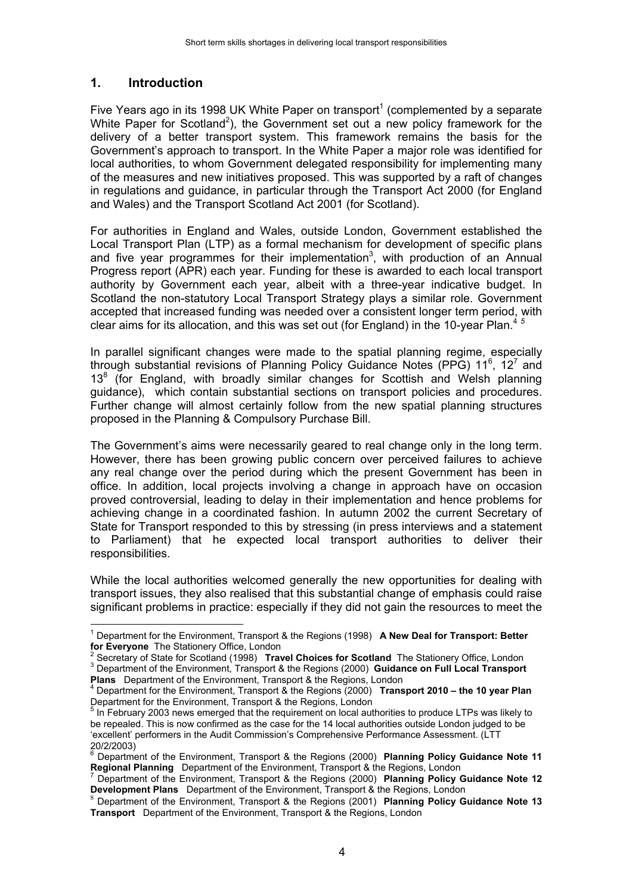## 1. Introduction

Five Years ago in its 1998 UK White Paper on transport[1] (complemented by a separate White Paper for Scotland[2]), the Government set out a new policy framework for the delivery of a better transport system. This framework remains the basis for the Government's approach to transport. In the White Paper a major role was identified for local authorities, to whom Government delegated responsibility for implementing many of the measures and new initiatives proposed. This was supported by a raft of changes in regulations and guidance, in particular through the Transport Act 2000 (for England and Wales) and the Transport Scotland Act 2001 (for Scotland).

For authorities in England and Wales, outside London, Government established the Local Transport Plan (LTP) as a formal mechanism for development of specific plans and five year programmes for their implementation[3], with production of an Annual Progress report (APR) each year. Funding for these is awarded to each local transport authority by Government each year, albeit with a three-year indicative budget. In Scotland the non-statutory Local Transport Strategy plays a similar role. Government accepted that increased funding was needed over a consistent longer term period, with clear aims for its allocation, and this was set out (for England) in the 10-year Plan.[4] [5]

In parallel significant changes were made to the spatial planning regime, especially through substantial revisions of Planning Policy Guidance Notes (PPG) 11[6], 12[7] and 13[8] (for England, with broadly similar changes for Scottish and Welsh planning guidance), which contain substantial sections on transport policies and procedures. Further change will almost certainly follow from the new spatial planning structures proposed in the Planning & Compulsory Purchase Bill.

The Government's aims were necessarily geared to real change only in the long term. However, there has been growing public concern over perceived failures to achieve any real change over the period during which the present Government has been in office. In addition, local projects involving a change in approach have on occasion proved controversial, leading to delay in their implementation and hence problems for achieving change in a coordinated fashion. In autumn 2002 the current Secretary of State for Transport responded to this by stressing (in press interviews and a statement to Parliament) that he expected local transport authorities to deliver their responsibilities.

While the local authorities welcomed generally the new opportunities for dealing with transport issues, they also realised that this substantial change of emphasis could raise significant problems in practice: especially if they did not gain the resources to meet the

---

[1] Department for the Environment, Transport & the Regions (1998) **A New Deal for Transport: Better for Everyone** The Stationery Office, London

[2] Secretary of State for Scotland (1998) **Travel Choices for Scotland** The Stationery Office, London

[3] Department of the Environment, Transport & the Regions (2000) **Guidance on Full Local Transport Plans** Department of the Environment, Transport & the Regions, London

[4] Department for the Environment, Transport & the Regions (2000) **Transport 2010 – the 10 year Plan** Department for the Environment, Transport & the Regions, London

[5] In February 2003 news emerged that the requirement on local authorities to produce LTPs was likely to be repealed. This is now confirmed as the case for the 14 local authorities outside London judged to be 'excellent' performers in the Audit Commission's Comprehensive Performance Assessment. (LTT 20/2/2003)

[6] Department of the Environment, Transport & the Regions (2000) **Planning Policy Guidance Note 11 Regional Planning** Department of the Environment, Transport & the Regions, London

[7] Department of the Environment, Transport & the Regions (2000) **Planning Policy Guidance Note 12 Development Plans** Department of the Environment, Transport & the Regions, London

[8] Department of the Environment, Transport & the Regions (2001) **Planning Policy Guidance Note 13 Transport** Department of the Environment, Transport & the Regions, London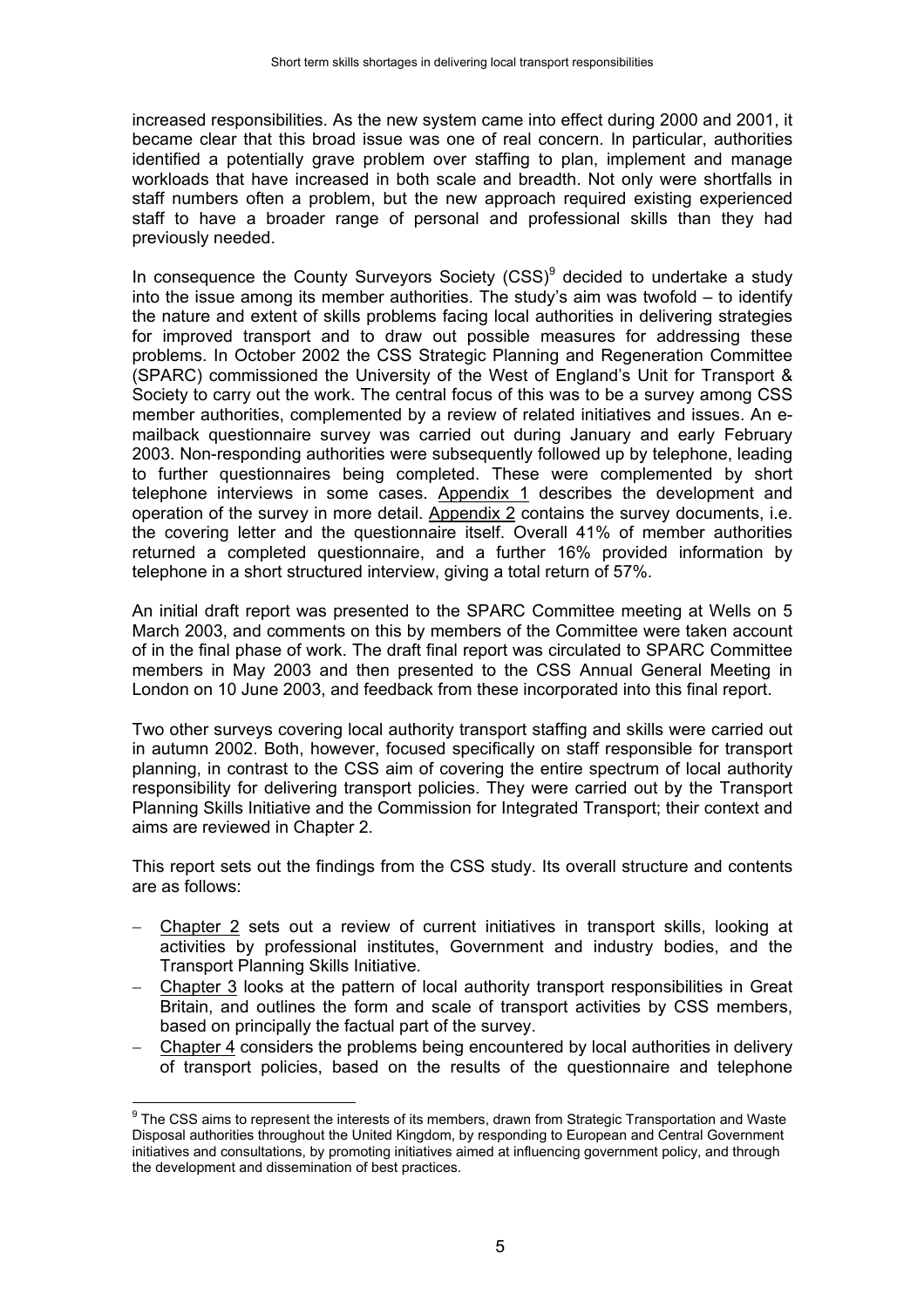increased responsibilities. As the new system came into effect during 2000 and 2001, it became clear that this broad issue was one of real concern. In particular, authorities identified a potentially grave problem over staffing to plan, implement and manage workloads that have increased in both scale and breadth. Not only were shortfalls in staff numbers often a problem, but the new approach required existing experienced staff to have a broader range of personal and professional skills than they had previously needed.

In consequence the County Surveyors Society (CSS)[9] decided to undertake a study into the issue among its member authorities. The study's aim was twofold – to identify the nature and extent of skills problems facing local authorities in delivering strategies for improved transport and to draw out possible measures for addressing these problems. In October 2002 the CSS Strategic Planning and Regeneration Committee (SPARC) commissioned the University of the West of England's Unit for Transport & Society to carry out the work. The central focus of this was to be a survey among CSS member authorities, complemented by a review of related initiatives and issues. An e-mailback questionnaire survey was carried out during January and early February 2003. Non-responding authorities were subsequently followed up by telephone, leading to further questionnaires being completed. These were complemented by short telephone interviews in some cases. Appendix 1 describes the development and operation of the survey in more detail. Appendix 2 contains the survey documents, i.e. the covering letter and the questionnaire itself. Overall 41% of member authorities returned a completed questionnaire, and a further 16% provided information by telephone in a short structured interview, giving a total return of 57%.

An initial draft report was presented to the SPARC Committee meeting at Wells on 5 March 2003, and comments on this by members of the Committee were taken account of in the final phase of work. The draft final report was circulated to SPARC Committee members in May 2003 and then presented to the CSS Annual General Meeting in London on 10 June 2003, and feedback from these incorporated into this final report.

Two other surveys covering local authority transport staffing and skills were carried out in autumn 2002. Both, however, focused specifically on staff responsible for transport planning, in contrast to the CSS aim of covering the entire spectrum of local authority responsibility for delivering transport policies. They were carried out by the Transport Planning Skills Initiative and the Commission for Integrated Transport; their context and aims are reviewed in Chapter 2.

This report sets out the findings from the CSS study. Its overall structure and contents are as follows:

- Chapter 2 sets out a review of current initiatives in transport skills, looking at activities by professional institutes, Government and industry bodies, and the Transport Planning Skills Initiative.
- Chapter 3 looks at the pattern of local authority transport responsibilities in Great Britain, and outlines the form and scale of transport activities by CSS members, based on principally the factual part of the survey.
- Chapter 4 considers the problems being encountered by local authorities in delivery of transport policies, based on the results of the questionnaire and telephone

[9] The CSS aims to represent the interests of its members, drawn from Strategic Transportation and Waste Disposal authorities throughout the United Kingdom, by responding to European and Central Government initiatives and consultations, by promoting initiatives aimed at influencing government policy, and through the development and dissemination of best practices.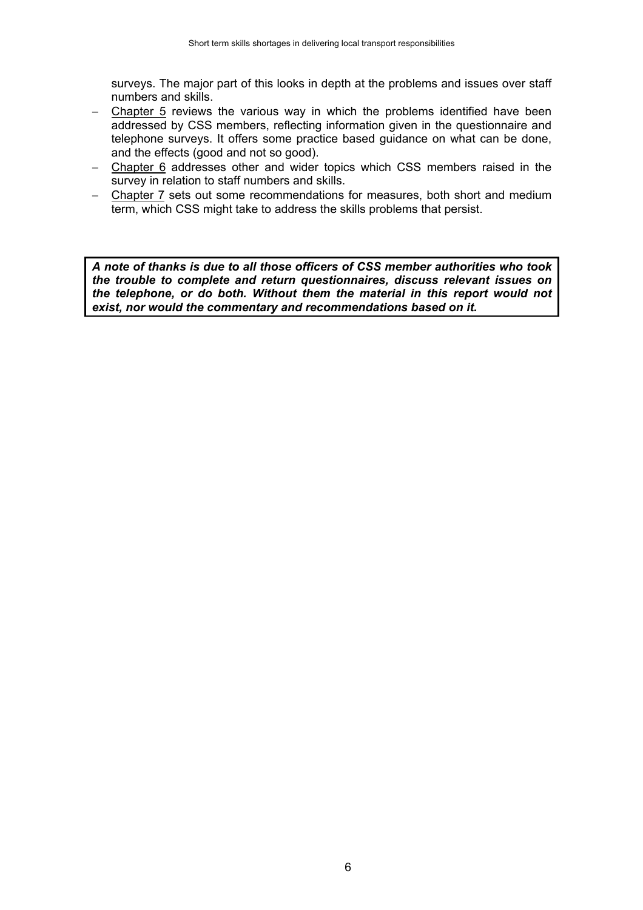surveys. The major part of this looks in depth at the problems and issues over staff numbers and skills.

- Chapter 5 reviews the various way in which the problems identified have been addressed by CSS members, reflecting information given in the questionnaire and telephone surveys. It offers some practice based guidance on what can be done, and the effects (good and not so good).
- Chapter 6 addresses other and wider topics which CSS members raised in the survey in relation to staff numbers and skills.
- Chapter 7 sets out some recommendations for measures, both short and medium term, which CSS might take to address the skills problems that persist.

***A note of thanks is due to all those officers of CSS member authorities who took the trouble to complete and return questionnaires, discuss relevant issues on the telephone, or do both. Without them the material in this report would not exist, nor would the commentary and recommendations based on it.***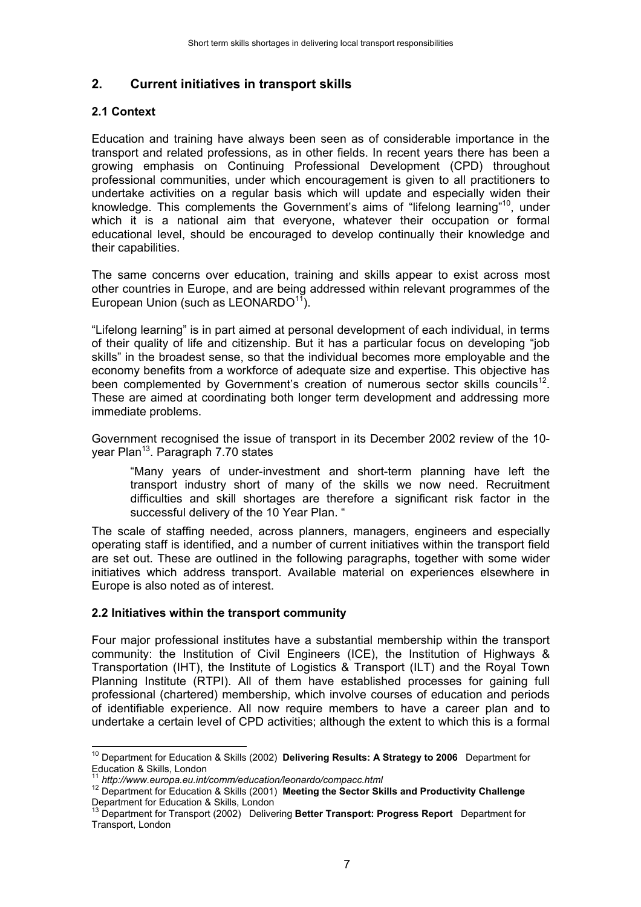## 2. Current initiatives in transport skills

### 2.1 Context

Education and training have always been seen as of considerable importance in the transport and related professions, as in other fields. In recent years there has been a growing emphasis on Continuing Professional Development (CPD) throughout professional communities, under which encouragement is given to all practitioners to undertake activities on a regular basis which will update and especially widen their knowledge. This complements the Government's aims of "lifelong learning"[10], under which it is a national aim that everyone, whatever their occupation or formal educational level, should be encouraged to develop continually their knowledge and their capabilities.

The same concerns over education, training and skills appear to exist across most other countries in Europe, and are being addressed within relevant programmes of the European Union (such as LEONARDO[11]).

"Lifelong learning" is in part aimed at personal development of each individual, in terms of their quality of life and citizenship. But it has a particular focus on developing "job skills" in the broadest sense, so that the individual becomes more employable and the economy benefits from a workforce of adequate size and expertise. This objective has been complemented by Government's creation of numerous sector skills councils[12]. These are aimed at coordinating both longer term development and addressing more immediate problems.

Government recognised the issue of transport in its December 2002 review of the 10-year Plan[13]. Paragraph 7.70 states

> "Many years of under-investment and short-term planning have left the transport industry short of many of the skills we now need. Recruitment difficulties and skill shortages are therefore a significant risk factor in the successful delivery of the 10 Year Plan. "

The scale of staffing needed, across planners, managers, engineers and especially operating staff is identified, and a number of current initiatives within the transport field are set out. These are outlined in the following paragraphs, together with some wider initiatives which address transport. Available material on experiences elsewhere in Europe is also noted as of interest.

### 2.2 Initiatives within the transport community

Four major professional institutes have a substantial membership within the transport community: the Institution of Civil Engineers (ICE), the Institution of Highways & Transportation (IHT), the Institute of Logistics & Transport (ILT) and the Royal Town Planning Institute (RTPI). All of them have established processes for gaining full professional (chartered) membership, which involve courses of education and periods of identifiable experience. All now require members to have a career plan and to undertake a certain level of CPD activities; although the extent to which this is a formal

---

[10] Department for Education & Skills (2002) **Delivering Results: A Strategy to 2006** Department for Education & Skills, London

[11] *http://www.europa.eu.int/comm/education/leonardo/compacc.html*

[12] Department for Education & Skills (2001) **Meeting the Sector Skills and Productivity Challenge** Department for Education & Skills, London

[13] Department for Transport (2002) Delivering **Better Transport: Progress Report** Department for Transport, London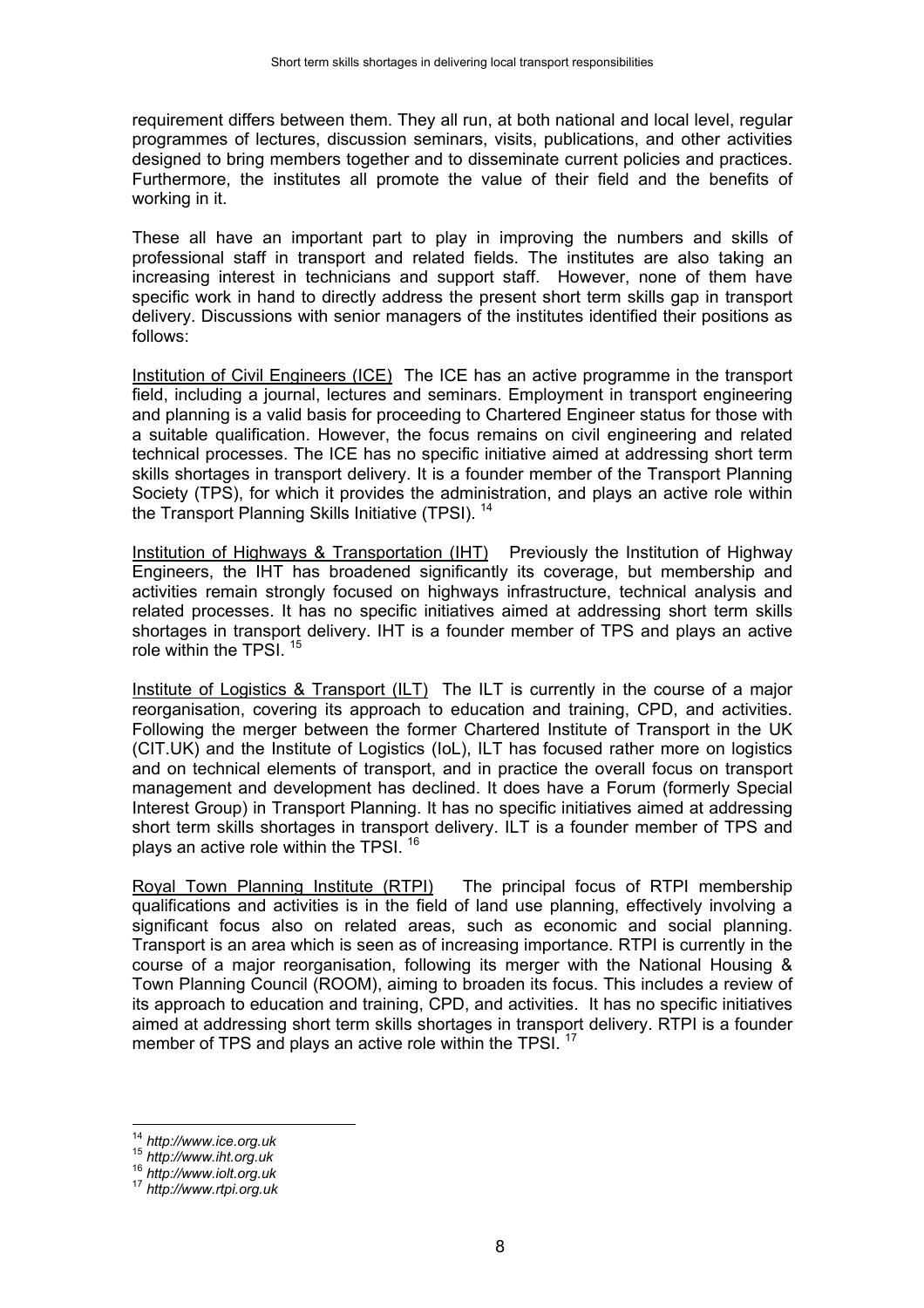requirement differs between them. They all run, at both national and local level, regular programmes of lectures, discussion seminars, visits, publications, and other activities designed to bring members together and to disseminate current policies and practices. Furthermore, the institutes all promote the value of their field and the benefits of working in it.

These all have an important part to play in improving the numbers and skills of professional staff in transport and related fields. The institutes are also taking an increasing interest in technicians and support staff. However, none of them have specific work in hand to directly address the present short term skills gap in transport delivery. Discussions with senior managers of the institutes identified their positions as follows:

Institution of Civil Engineers (ICE) The ICE has an active programme in the transport field, including a journal, lectures and seminars. Employment in transport engineering and planning is a valid basis for proceeding to Chartered Engineer status for those with a suitable qualification. However, the focus remains on civil engineering and related technical processes. The ICE has no specific initiative aimed at addressing short term skills shortages in transport delivery. It is a founder member of the Transport Planning Society (TPS), for which it provides the administration, and plays an active role within the Transport Planning Skills Initiative (TPSI). [14]

Institution of Highways & Transportation (IHT) Previously the Institution of Highway Engineers, the IHT has broadened significantly its coverage, but membership and activities remain strongly focused on highways infrastructure, technical analysis and related processes. It has no specific initiatives aimed at addressing short term skills shortages in transport delivery. IHT is a founder member of TPS and plays an active role within the TPSI. [15]

Institute of Logistics & Transport (ILT) The ILT is currently in the course of a major reorganisation, covering its approach to education and training, CPD, and activities. Following the merger between the former Chartered Institute of Transport in the UK (CIT.UK) and the Institute of Logistics (IoL), ILT has focused rather more on logistics and on technical elements of transport, and in practice the overall focus on transport management and development has declined. It does have a Forum (formerly Special Interest Group) in Transport Planning. It has no specific initiatives aimed at addressing short term skills shortages in transport delivery. ILT is a founder member of TPS and plays an active role within the TPSI. [16]

Royal Town Planning Institute (RTPI) The principal focus of RTPI membership qualifications and activities is in the field of land use planning, effectively involving a significant focus also on related areas, such as economic and social planning. Transport is an area which is seen as of increasing importance. RTPI is currently in the course of a major reorganisation, following its merger with the National Housing & Town Planning Council (ROOM), aiming to broaden its focus. This includes a review of its approach to education and training, CPD, and activities. It has no specific initiatives aimed at addressing short term skills shortages in transport delivery. RTPI is a founder member of TPS and plays an active role within the TPSI. [17]

---

[14] *http://www.ice.org.uk*
[15] *http://www.iht.org.uk*
[16] *http://www.iolt.org.uk*
[17] *http://www.rtpi.org.uk*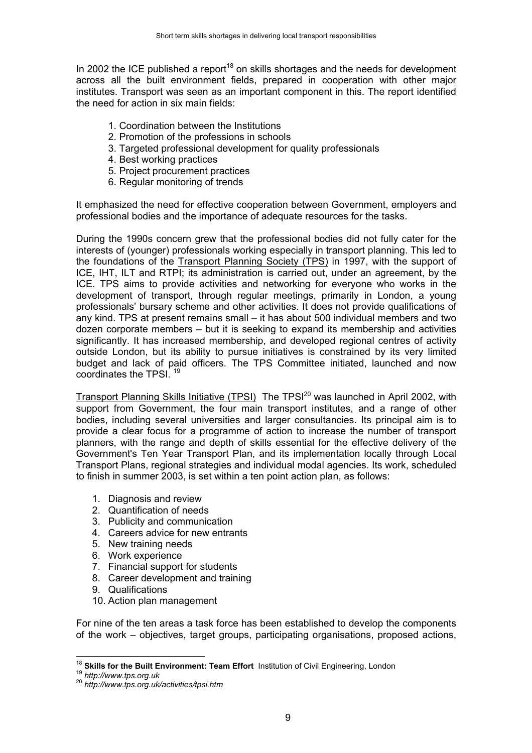In 2002 the ICE published a report[18] on skills shortages and the needs for development across all the built environment fields, prepared in cooperation with other major institutes. Transport was seen as an important component in this. The report identified the need for action in six main fields:

1. Coordination between the Institutions
2. Promotion of the professions in schools
3. Targeted professional development for quality professionals
4. Best working practices
5. Project procurement practices
6. Regular monitoring of trends

It emphasized the need for effective cooperation between Government, employers and professional bodies and the importance of adequate resources for the tasks.

During the 1990s concern grew that the professional bodies did not fully cater for the interests of (younger) professionals working especially in transport planning. This led to the foundations of the Transport Planning Society (TPS) in 1997, with the support of ICE, IHT, ILT and RTPI; its administration is carried out, under an agreement, by the ICE. TPS aims to provide activities and networking for everyone who works in the development of transport, through regular meetings, primarily in London, a young professionals' bursary scheme and other activities. It does not provide qualifications of any kind. TPS at present remains small – it has about 500 individual members and two dozen corporate members – but it is seeking to expand its membership and activities significantly. It has increased membership, and developed regional centres of activity outside London, but its ability to pursue initiatives is constrained by its very limited budget and lack of paid officers. The TPS Committee initiated, launched and now coordinates the TPSI. [19]

Transport Planning Skills Initiative (TPSI) The TPSI[20] was launched in April 2002, with support from Government, the four main transport institutes, and a range of other bodies, including several universities and larger consultancies. Its principal aim is to provide a clear focus for a programme of action to increase the number of transport planners, with the range and depth of skills essential for the effective delivery of the Government's Ten Year Transport Plan, and its implementation locally through Local Transport Plans, regional strategies and individual modal agencies. Its work, scheduled to finish in summer 2003, is set within a ten point action plan, as follows:

1. Diagnosis and review
2. Quantification of needs
3. Publicity and communication
4. Careers advice for new entrants
5. New training needs
6. Work experience
7. Financial support for students
8. Career development and training
9. Qualifications
10. Action plan management

For nine of the ten areas a task force has been established to develop the components of the work – objectives, target groups, participating organisations, proposed actions,

---

[18] **Skills for the Built Environment: Team Effort** Institution of Civil Engineering, London

[19] *http://www.tps.org.uk*

[20] *http://www.tps.org.uk/activities/tpsi.htm*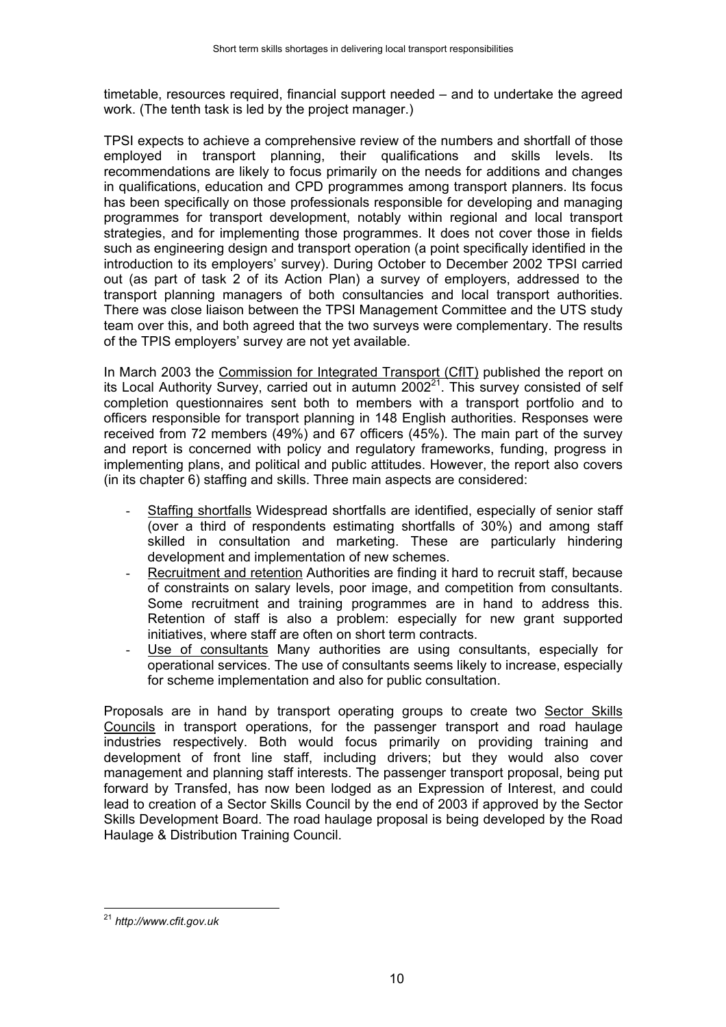timetable, resources required, financial support needed – and to undertake the agreed work. (The tenth task is led by the project manager.)

TPSI expects to achieve a comprehensive review of the numbers and shortfall of those employed in transport planning, their qualifications and skills levels. Its recommendations are likely to focus primarily on the needs for additions and changes in qualifications, education and CPD programmes among transport planners. Its focus has been specifically on those professionals responsible for developing and managing programmes for transport development, notably within regional and local transport strategies, and for implementing those programmes. It does not cover those in fields such as engineering design and transport operation (a point specifically identified in the introduction to its employers' survey). During October to December 2002 TPSI carried out (as part of task 2 of its Action Plan) a survey of employers, addressed to the transport planning managers of both consultancies and local transport authorities. There was close liaison between the TPSI Management Committee and the UTS study team over this, and both agreed that the two surveys were complementary. The results of the TPIS employers' survey are not yet available.

In March 2003 the <u>Commission for Integrated Transport (CfIT)</u> published the report on its Local Authority Survey, carried out in autumn 2002[21]. This survey consisted of self completion questionnaires sent both to members with a transport portfolio and to officers responsible for transport planning in 148 English authorities. Responses were received from 72 members (49%) and 67 officers (45%). The main part of the survey and report is concerned with policy and regulatory frameworks, funding, progress in implementing plans, and political and public attitudes. However, the report also covers (in its chapter 6) staffing and skills. Three main aspects are considered:

- <u>Staffing shortfalls</u> Widespread shortfalls are identified, especially of senior staff (over a third of respondents estimating shortfalls of 30%) and among staff skilled in consultation and marketing. These are particularly hindering development and implementation of new schemes.
- <u>Recruitment and retention</u> Authorities are finding it hard to recruit staff, because of constraints on salary levels, poor image, and competition from consultants. Some recruitment and training programmes are in hand to address this. Retention of staff is also a problem: especially for new grant supported initiatives, where staff are often on short term contracts.
- <u>Use of consultants</u> Many authorities are using consultants, especially for operational services. The use of consultants seems likely to increase, especially for scheme implementation and also for public consultation.

Proposals are in hand by transport operating groups to create two <u>Sector Skills Councils</u> in transport operations, for the passenger transport and road haulage industries respectively. Both would focus primarily on providing training and development of front line staff, including drivers; but they would also cover management and planning staff interests. The passenger transport proposal, being put forward by Transfed, has now been lodged as an Expression of Interest, and could lead to creation of a Sector Skills Council by the end of 2003 if approved by the Sector Skills Development Board. The road haulage proposal is being developed by the Road Haulage & Distribution Training Council.

[21] *http://www.cfit.gov.uk*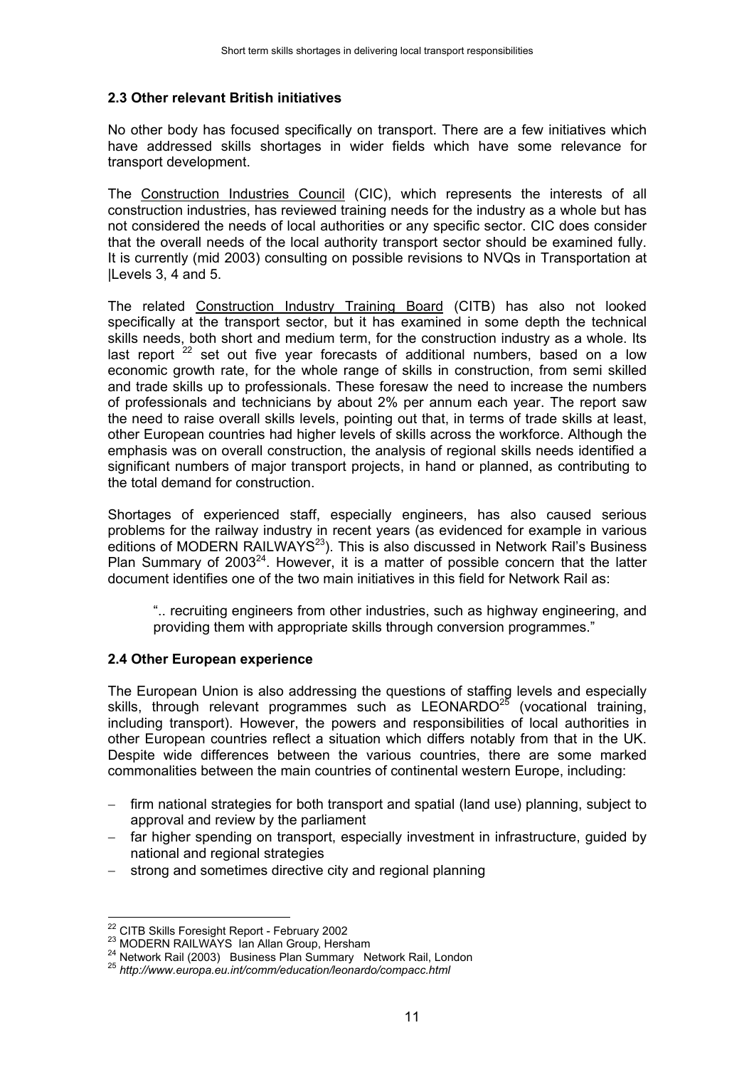## 2.3 Other relevant British initiatives

No other body has focused specifically on transport. There are a few initiatives which have addressed skills shortages in wider fields which have some relevance for transport development.

The Construction Industries Council (CIC), which represents the interests of all construction industries, has reviewed training needs for the industry as a whole but has not considered the needs of local authorities or any specific sector. CIC does consider that the overall needs of the local authority transport sector should be examined fully. It is currently (mid 2003) consulting on possible revisions to NVQs in Transportation at |Levels 3, 4 and 5.

The related Construction Industry Training Board (CITB) has also not looked specifically at the transport sector, but it has examined in some depth the technical skills needs, both short and medium term, for the construction industry as a whole. Its last report [22] set out five year forecasts of additional numbers, based on a low economic growth rate, for the whole range of skills in construction, from semi skilled and trade skills up to professionals. These foresaw the need to increase the numbers of professionals and technicians by about 2% per annum each year. The report saw the need to raise overall skills levels, pointing out that, in terms of trade skills at least, other European countries had higher levels of skills across the workforce. Although the emphasis was on overall construction, the analysis of regional skills needs identified a significant numbers of major transport projects, in hand or planned, as contributing to the total demand for construction.

Shortages of experienced staff, especially engineers, has also caused serious problems for the railway industry in recent years (as evidenced for example in various editions of MODERN RAILWAYS[23]). This is also discussed in Network Rail's Business Plan Summary of 2003[24]. However, it is a matter of possible concern that the latter document identifies one of the two main initiatives in this field for Network Rail as:

> ".. recruiting engineers from other industries, such as highway engineering, and providing them with appropriate skills through conversion programmes."

## 2.4 Other European experience

The European Union is also addressing the questions of staffing levels and especially skills, through relevant programmes such as LEONARDO[25] (vocational training, including transport). However, the powers and responsibilities of local authorities in other European countries reflect a situation which differs notably from that in the UK. Despite wide differences between the various countries, there are some marked commonalities between the main countries of continental western Europe, including:

- firm national strategies for both transport and spatial (land use) planning, subject to approval and review by the parliament
- far higher spending on transport, especially investment in infrastructure, guided by national and regional strategies
- strong and sometimes directive city and regional planning

---

[22] CITB Skills Foresight Report - February 2002

[23] MODERN RAILWAYS Ian Allan Group, Hersham

[24] Network Rail (2003) Business Plan Summary Network Rail, London

[25] *http://www.europa.eu.int/comm/education/leonardo/compacc.html*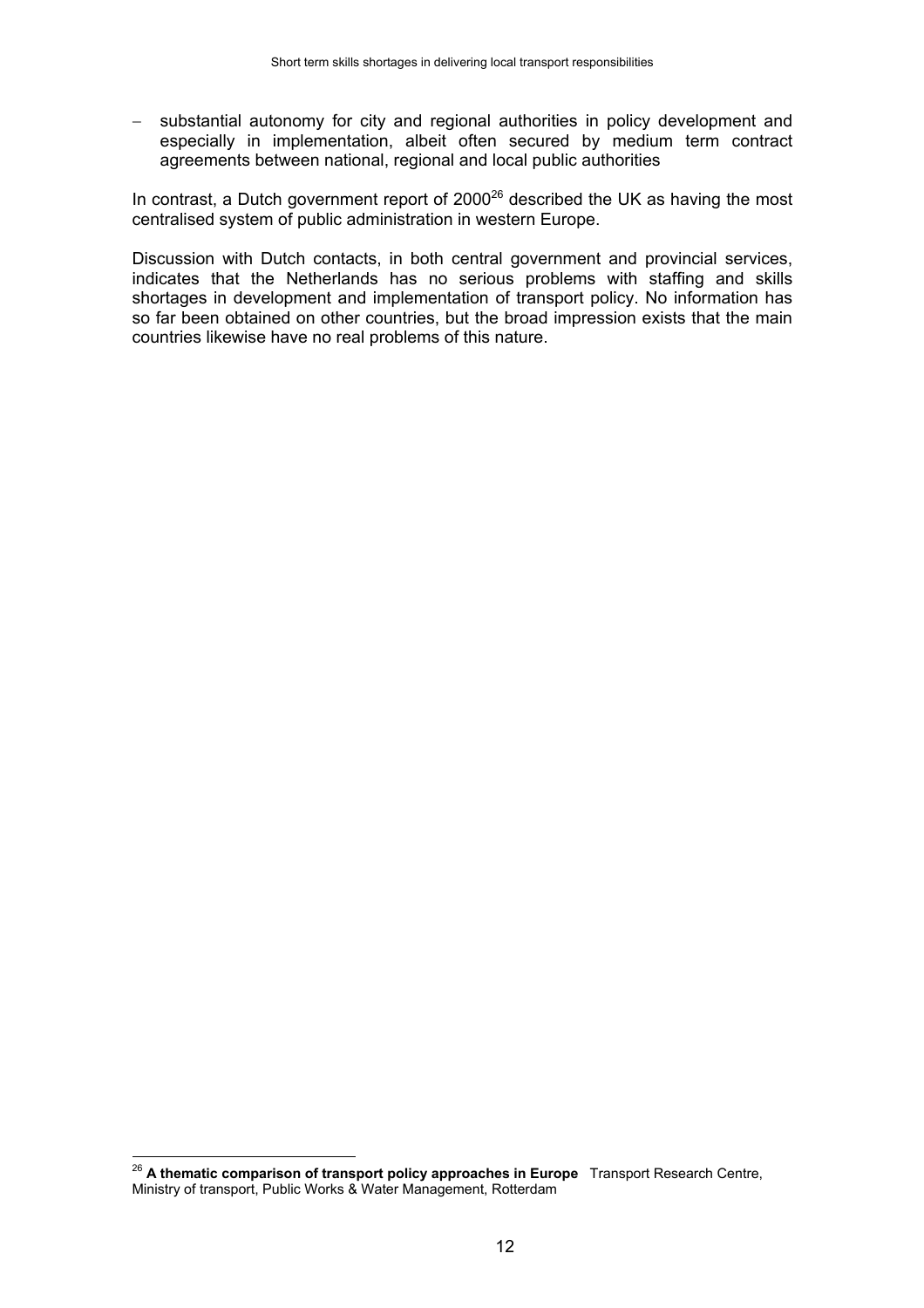- substantial autonomy for city and regional authorities in policy development and especially in implementation, albeit often secured by medium term contract agreements between national, regional and local public authorities

In contrast, a Dutch government report of 2000[26] described the UK as having the most centralised system of public administration in western Europe.

Discussion with Dutch contacts, in both central government and provincial services, indicates that the Netherlands has no serious problems with staffing and skills shortages in development and implementation of transport policy. No information has so far been obtained on other countries, but the broad impression exists that the main countries likewise have no real problems of this nature.

---

[26] **A thematic comparison of transport policy approaches in Europe** Transport Research Centre, Ministry of transport, Public Works & Water Management, Rotterdam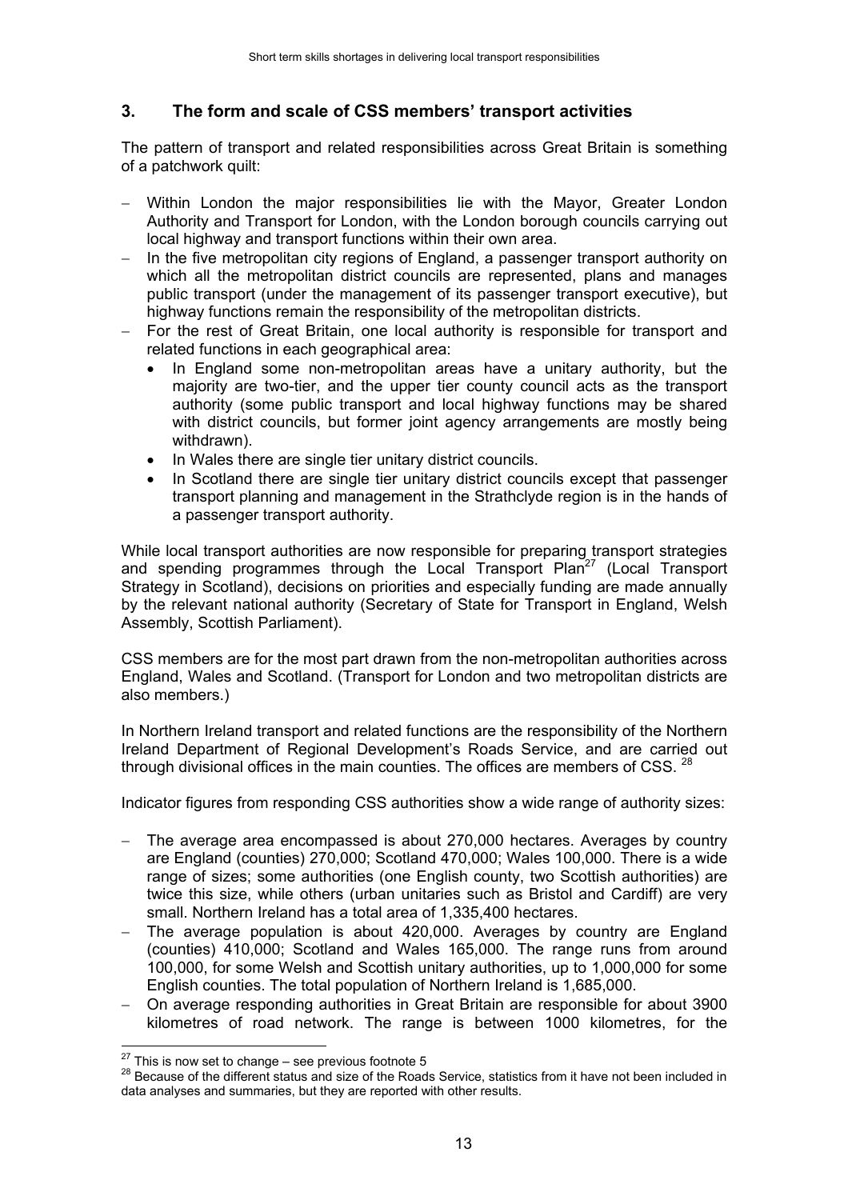## 3. The form and scale of CSS members' transport activities

The pattern of transport and related responsibilities across Great Britain is something of a patchwork quilt:

- Within London the major responsibilities lie with the Mayor, Greater London Authority and Transport for London, with the London borough councils carrying out local highway and transport functions within their own area.
- In the five metropolitan city regions of England, a passenger transport authority on which all the metropolitan district councils are represented, plans and manages public transport (under the management of its passenger transport executive), but highway functions remain the responsibility of the metropolitan districts.
- For the rest of Great Britain, one local authority is responsible for transport and related functions in each geographical area:
  - In England some non-metropolitan areas have a unitary authority, but the majority are two-tier, and the upper tier county council acts as the transport authority (some public transport and local highway functions may be shared with district councils, but former joint agency arrangements are mostly being withdrawn).
  - In Wales there are single tier unitary district councils.
  - In Scotland there are single tier unitary district councils except that passenger transport planning and management in the Strathclyde region is in the hands of a passenger transport authority.

While local transport authorities are now responsible for preparing transport strategies and spending programmes through the Local Transport Plan[27] (Local Transport Strategy in Scotland), decisions on priorities and especially funding are made annually by the relevant national authority (Secretary of State for Transport in England, Welsh Assembly, Scottish Parliament).

CSS members are for the most part drawn from the non-metropolitan authorities across England, Wales and Scotland. (Transport for London and two metropolitan districts are also members.)

In Northern Ireland transport and related functions are the responsibility of the Northern Ireland Department of Regional Development's Roads Service, and are carried out through divisional offices in the main counties. The offices are members of CSS. [28]

Indicator figures from responding CSS authorities show a wide range of authority sizes:

- The average area encompassed is about 270,000 hectares. Averages by country are England (counties) 270,000; Scotland 470,000; Wales 100,000. There is a wide range of sizes; some authorities (one English county, two Scottish authorities) are twice this size, while others (urban unitaries such as Bristol and Cardiff) are very small. Northern Ireland has a total area of 1,335,400 hectares.
- The average population is about 420,000. Averages by country are England (counties) 410,000; Scotland and Wales 165,000. The range runs from around 100,000, for some Welsh and Scottish unitary authorities, up to 1,000,000 for some English counties. The total population of Northern Ireland is 1,685,000.
- On average responding authorities in Great Britain are responsible for about 3900 kilometres of road network. The range is between 1000 kilometres, for the

---

[27] This is now set to change – see previous footnote 5

[28] Because of the different status and size of the Roads Service, statistics from it have not been included in data analyses and summaries, but they are reported with other results.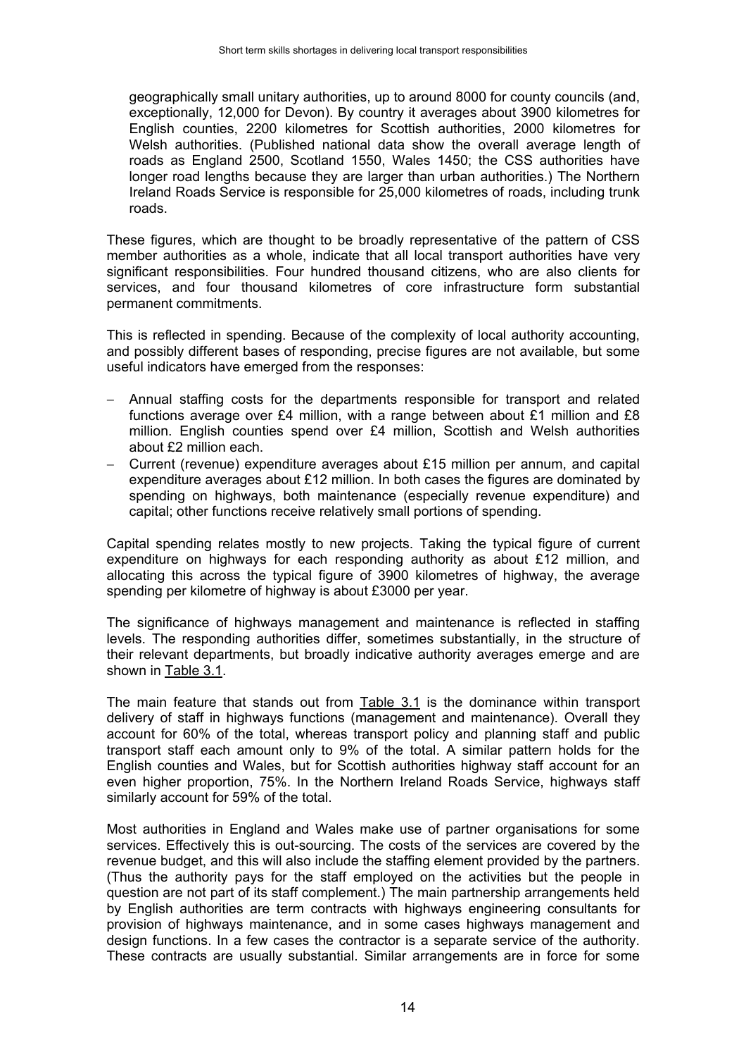geographically small unitary authorities, up to around 8000 for county councils (and, exceptionally, 12,000 for Devon). By country it averages about 3900 kilometres for English counties, 2200 kilometres for Scottish authorities, 2000 kilometres for Welsh authorities. (Published national data show the overall average length of roads as England 2500, Scotland 1550, Wales 1450; the CSS authorities have longer road lengths because they are larger than urban authorities.) The Northern Ireland Roads Service is responsible for 25,000 kilometres of roads, including trunk roads.

These figures, which are thought to be broadly representative of the pattern of CSS member authorities as a whole, indicate that all local transport authorities have very significant responsibilities. Four hundred thousand citizens, who are also clients for services, and four thousand kilometres of core infrastructure form substantial permanent commitments.

This is reflected in spending. Because of the complexity of local authority accounting, and possibly different bases of responding, precise figures are not available, but some useful indicators have emerged from the responses:

- Annual staffing costs for the departments responsible for transport and related functions average over £4 million, with a range between about £1 million and £8 million. English counties spend over £4 million, Scottish and Welsh authorities about £2 million each.
- Current (revenue) expenditure averages about £15 million per annum, and capital expenditure averages about £12 million. In both cases the figures are dominated by spending on highways, both maintenance (especially revenue expenditure) and capital; other functions receive relatively small portions of spending.

Capital spending relates mostly to new projects. Taking the typical figure of current expenditure on highways for each responding authority as about £12 million, and allocating this across the typical figure of 3900 kilometres of highway, the average spending per kilometre of highway is about £3000 per year.

The significance of highways management and maintenance is reflected in staffing levels. The responding authorities differ, sometimes substantially, in the structure of their relevant departments, but broadly indicative authority averages emerge and are shown in Table 3.1.

The main feature that stands out from Table 3.1 is the dominance within transport delivery of staff in highways functions (management and maintenance). Overall they account for 60% of the total, whereas transport policy and planning staff and public transport staff each amount only to 9% of the total. A similar pattern holds for the English counties and Wales, but for Scottish authorities highway staff account for an even higher proportion, 75%. In the Northern Ireland Roads Service, highways staff similarly account for 59% of the total.

Most authorities in England and Wales make use of partner organisations for some services. Effectively this is out-sourcing. The costs of the services are covered by the revenue budget, and this will also include the staffing element provided by the partners. (Thus the authority pays for the staff employed on the activities but the people in question are not part of its staff complement.) The main partnership arrangements held by English authorities are term contracts with highways engineering consultants for provision of highways maintenance, and in some cases highways management and design functions. In a few cases the contractor is a separate service of the authority. These contracts are usually substantial. Similar arrangements are in force for some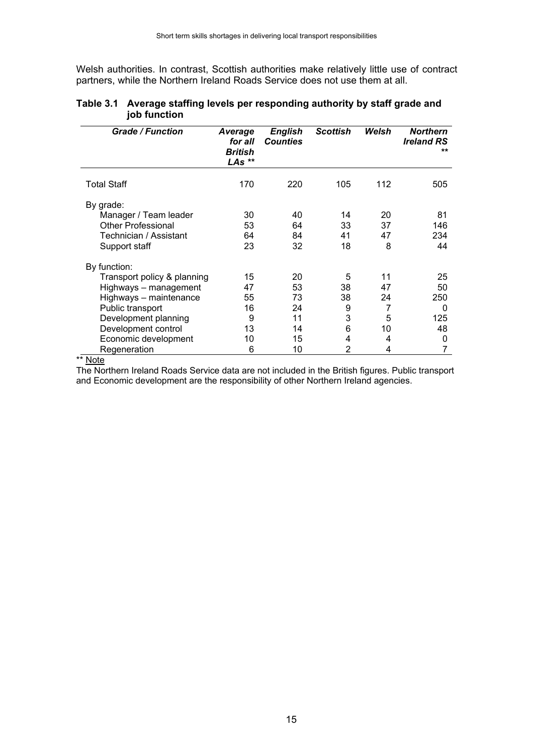Welsh authorities. In contrast, Scottish authorities make relatively little use of contract partners, while the Northern Ireland Roads Service does not use them at all.

**Table 3.1 Average staffing levels per responding authority by staff grade and job function**

| *Grade / Function* | *Average for all British LAs \*\** | *English Counties* | *Scottish* | *Welsh* | *Northern Ireland RS \*\** |
|---|---|---|---|---|---|
| Total Staff | 170 | 220 | 105 | 112 | 505 |
| By grade: | | | | | |
| Manager / Team leader | 30 | 40 | 14 | 20 | 81 |
| Other Professional | 53 | 64 | 33 | 37 | 146 |
| Technician / Assistant | 64 | 84 | 41 | 47 | 234 |
| Support staff | 23 | 32 | 18 | 8 | 44 |
| By function: | | | | | |
| Transport policy & planning | 15 | 20 | 5 | 11 | 25 |
| Highways – management | 47 | 53 | 38 | 47 | 50 |
| Highways – maintenance | 55 | 73 | 38 | 24 | 250 |
| Public transport | 16 | 24 | 9 | 7 | 0 |
| Development planning | 9 | 11 | 3 | 5 | 125 |
| Development control | 13 | 14 | 6 | 10 | 48 |
| Economic development | 10 | 15 | 4 | 4 | 0 |
| Regeneration | 6 | 10 | 2 | 4 | 7 |

** Note

The Northern Ireland Roads Service data are not included in the British figures. Public transport and Economic development are the responsibility of other Northern Ireland agencies.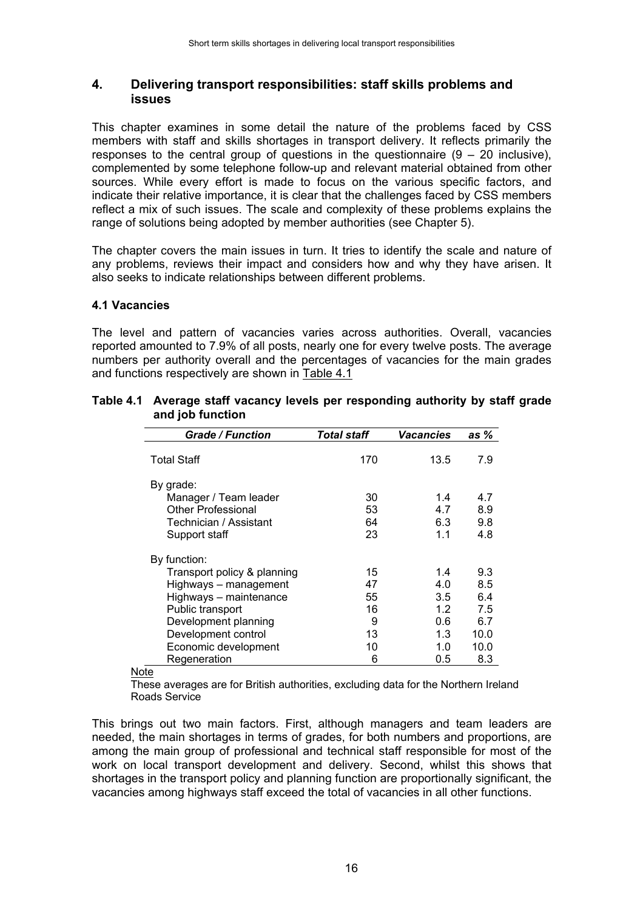## 4. Delivering transport responsibilities: staff skills problems and issues

This chapter examines in some detail the nature of the problems faced by CSS members with staff and skills shortages in transport delivery. It reflects primarily the responses to the central group of questions in the questionnaire (9 – 20 inclusive), complemented by some telephone follow-up and relevant material obtained from other sources. While every effort is made to focus on the various specific factors, and indicate their relative importance, it is clear that the challenges faced by CSS members reflect a mix of such issues. The scale and complexity of these problems explains the range of solutions being adopted by member authorities (see Chapter 5).

The chapter covers the main issues in turn. It tries to identify the scale and nature of any problems, reviews their impact and considers how and why they have arisen. It also seeks to indicate relationships between different problems.

### 4.1 Vacancies

The level and pattern of vacancies varies across authorities. Overall, vacancies reported amounted to 7.9% of all posts, nearly one for every twelve posts. The average numbers per authority overall and the percentages of vacancies for the main grades and functions respectively are shown in Table 4.1

**Table 4.1 Average staff vacancy levels per responding authority by staff grade and job function**

| *Grade / Function* | *Total staff* | *Vacancies* | *as %* |
|---|---|---|---|
| Total Staff | 170 | 13.5 | 7.9 |
| By grade: | | | |
| Manager / Team leader | 30 | 1.4 | 4.7 |
| Other Professional | 53 | 4.7 | 8.9 |
| Technician / Assistant | 64 | 6.3 | 9.8 |
| Support staff | 23 | 1.1 | 4.8 |
| By function: | | | |
| Transport policy & planning | 15 | 1.4 | 9.3 |
| Highways – management | 47 | 4.0 | 8.5 |
| Highways – maintenance | 55 | 3.5 | 6.4 |
| Public transport | 16 | 1.2 | 7.5 |
| Development planning | 9 | 0.6 | 6.7 |
| Development control | 13 | 1.3 | 10.0 |
| Economic development | 10 | 1.0 | 10.0 |
| Regeneration | 6 | 0.5 | 8.3 |

Note

These averages are for British authorities, excluding data for the Northern Ireland Roads Service

This brings out two main factors. First, although managers and team leaders are needed, the main shortages in terms of grades, for both numbers and proportions, are among the main group of professional and technical staff responsible for most of the work on local transport development and delivery. Second, whilst this shows that shortages in the transport policy and planning function are proportionally significant, the vacancies among highways staff exceed the total of vacancies in all other functions.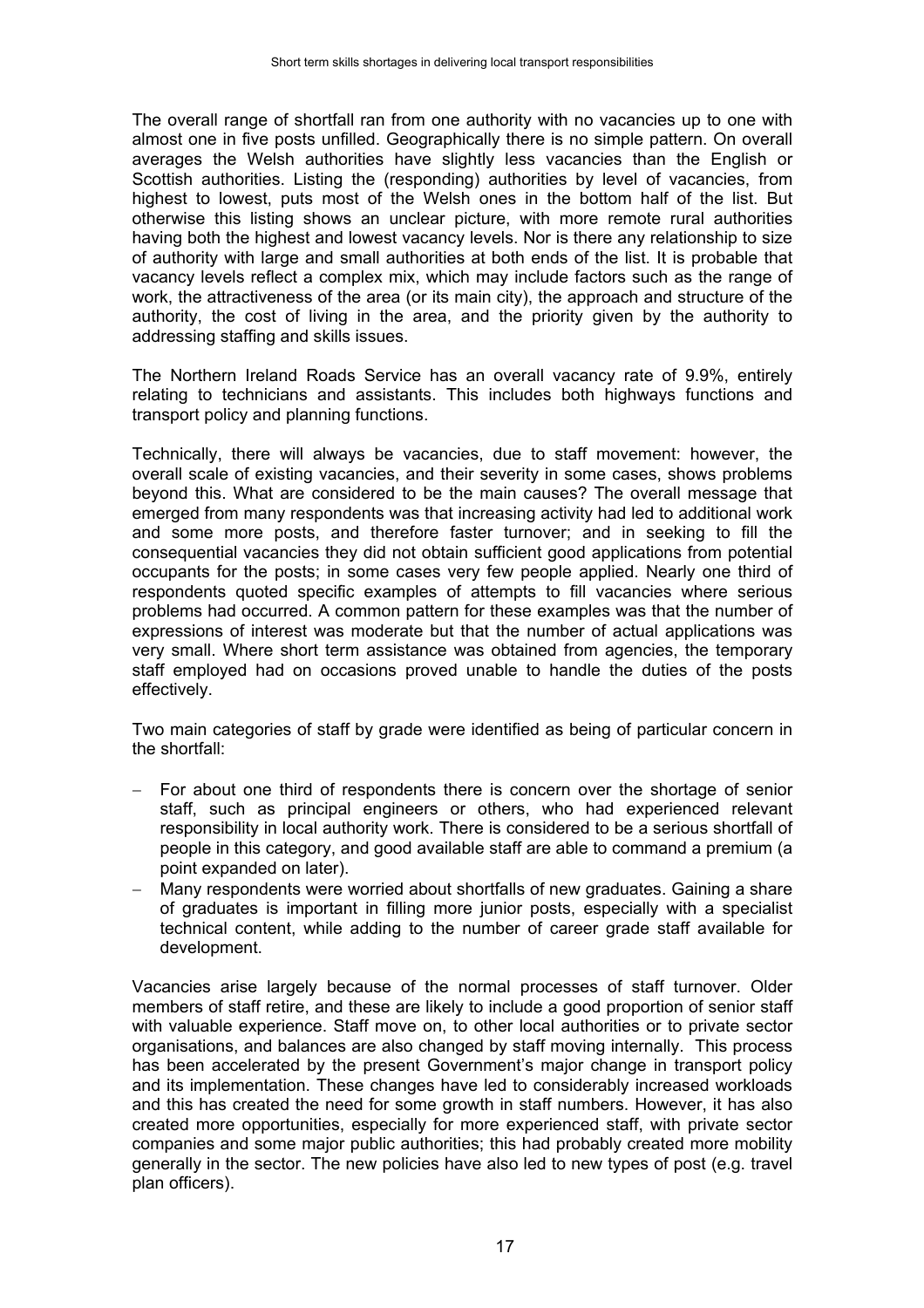The overall range of shortfall ran from one authority with no vacancies up to one with almost one in five posts unfilled. Geographically there is no simple pattern. On overall averages the Welsh authorities have slightly less vacancies than the English or Scottish authorities. Listing the (responding) authorities by level of vacancies, from highest to lowest, puts most of the Welsh ones in the bottom half of the list. But otherwise this listing shows an unclear picture, with more remote rural authorities having both the highest and lowest vacancy levels. Nor is there any relationship to size of authority with large and small authorities at both ends of the list. It is probable that vacancy levels reflect a complex mix, which may include factors such as the range of work, the attractiveness of the area (or its main city), the approach and structure of the authority, the cost of living in the area, and the priority given by the authority to addressing staffing and skills issues.

The Northern Ireland Roads Service has an overall vacancy rate of 9.9%, entirely relating to technicians and assistants. This includes both highways functions and transport policy and planning functions.

Technically, there will always be vacancies, due to staff movement: however, the overall scale of existing vacancies, and their severity in some cases, shows problems beyond this. What are considered to be the main causes? The overall message that emerged from many respondents was that increasing activity had led to additional work and some more posts, and therefore faster turnover; and in seeking to fill the consequential vacancies they did not obtain sufficient good applications from potential occupants for the posts; in some cases very few people applied. Nearly one third of respondents quoted specific examples of attempts to fill vacancies where serious problems had occurred. A common pattern for these examples was that the number of expressions of interest was moderate but that the number of actual applications was very small. Where short term assistance was obtained from agencies, the temporary staff employed had on occasions proved unable to handle the duties of the posts effectively.

Two main categories of staff by grade were identified as being of particular concern in the shortfall:

- For about one third of respondents there is concern over the shortage of senior staff, such as principal engineers or others, who had experienced relevant responsibility in local authority work. There is considered to be a serious shortfall of people in this category, and good available staff are able to command a premium (a point expanded on later).
- Many respondents were worried about shortfalls of new graduates. Gaining a share of graduates is important in filling more junior posts, especially with a specialist technical content, while adding to the number of career grade staff available for development.

Vacancies arise largely because of the normal processes of staff turnover. Older members of staff retire, and these are likely to include a good proportion of senior staff with valuable experience. Staff move on, to other local authorities or to private sector organisations, and balances are also changed by staff moving internally. This process has been accelerated by the present Government's major change in transport policy and its implementation. These changes have led to considerably increased workloads and this has created the need for some growth in staff numbers. However, it has also created more opportunities, especially for more experienced staff, with private sector companies and some major public authorities; this had probably created more mobility generally in the sector. The new policies have also led to new types of post (e.g. travel plan officers).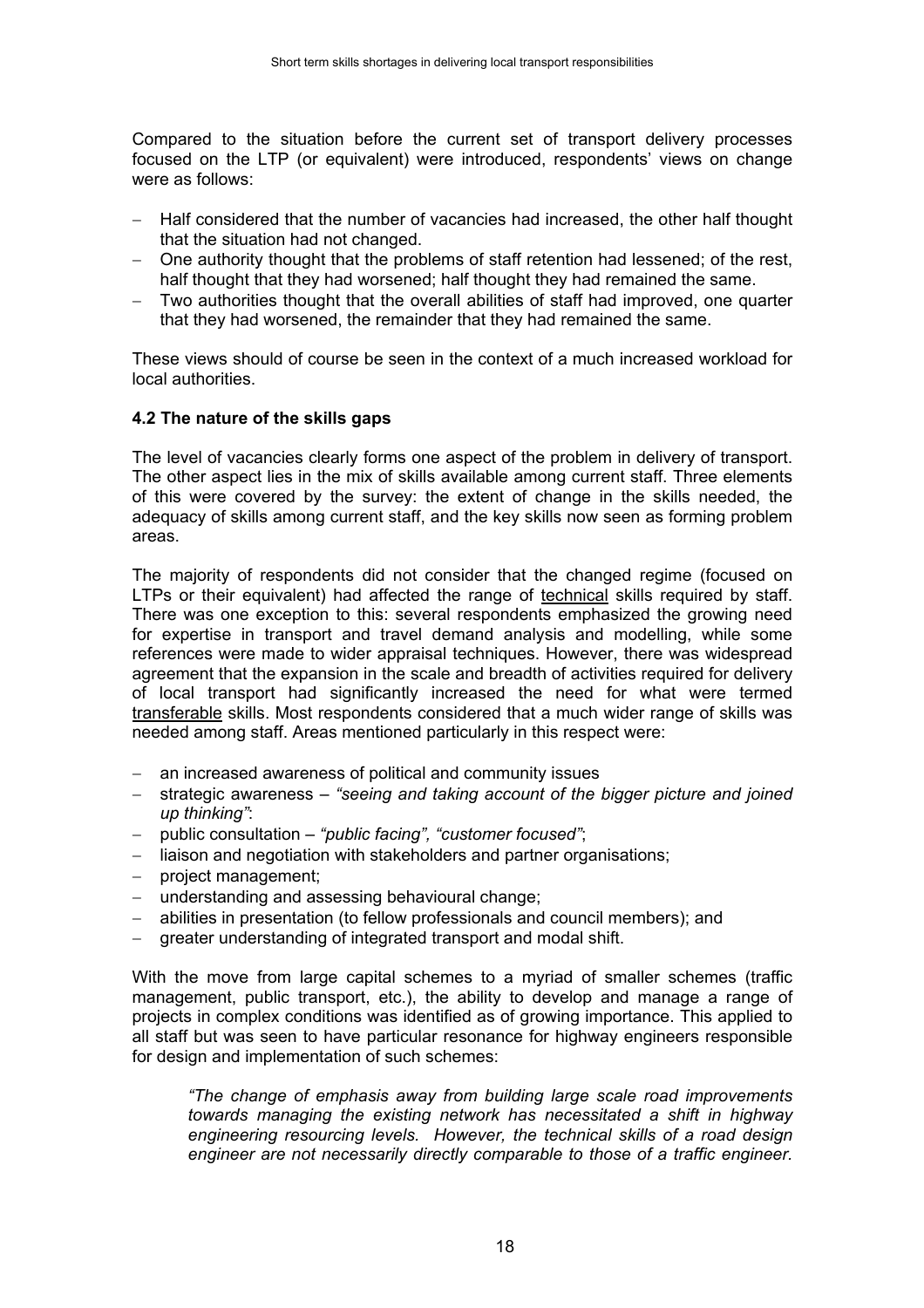Compared to the situation before the current set of transport delivery processes focused on the LTP (or equivalent) were introduced, respondents' views on change were as follows:

- Half considered that the number of vacancies had increased, the other half thought that the situation had not changed.
- One authority thought that the problems of staff retention had lessened; of the rest, half thought that they had worsened; half thought they had remained the same.
- Two authorities thought that the overall abilities of staff had improved, one quarter that they had worsened, the remainder that they had remained the same.

These views should of course be seen in the context of a much increased workload for local authorities.

### 4.2 The nature of the skills gaps

The level of vacancies clearly forms one aspect of the problem in delivery of transport. The other aspect lies in the mix of skills available among current staff. Three elements of this were covered by the survey: the extent of change in the skills needed, the adequacy of skills among current staff, and the key skills now seen as forming problem areas.

The majority of respondents did not consider that the changed regime (focused on LTPs or their equivalent) had affected the range of <u>technical</u> skills required by staff. There was one exception to this: several respondents emphasized the growing need for expertise in transport and travel demand analysis and modelling, while some references were made to wider appraisal techniques. However, there was widespread agreement that the expansion in the scale and breadth of activities required for delivery of local transport had significantly increased the need for what were termed <u>transferable</u> skills. Most respondents considered that a much wider range of skills was needed among staff. Areas mentioned particularly in this respect were:

- an increased awareness of political and community issues
- strategic awareness – *"seeing and taking account of the bigger picture and joined up thinking"*:
- public consultation – *"public facing", "customer focused"*;
- liaison and negotiation with stakeholders and partner organisations;
- project management;
- understanding and assessing behavioural change;
- abilities in presentation (to fellow professionals and council members); and
- greater understanding of integrated transport and modal shift.

With the move from large capital schemes to a myriad of smaller schemes (traffic management, public transport, etc.), the ability to develop and manage a range of projects in complex conditions was identified as of growing importance. This applied to all staff but was seen to have particular resonance for highway engineers responsible for design and implementation of such schemes:

> *"The change of emphasis away from building large scale road improvements towards managing the existing network has necessitated a shift in highway engineering resourcing levels. However, the technical skills of a road design engineer are not necessarily directly comparable to those of a traffic engineer.*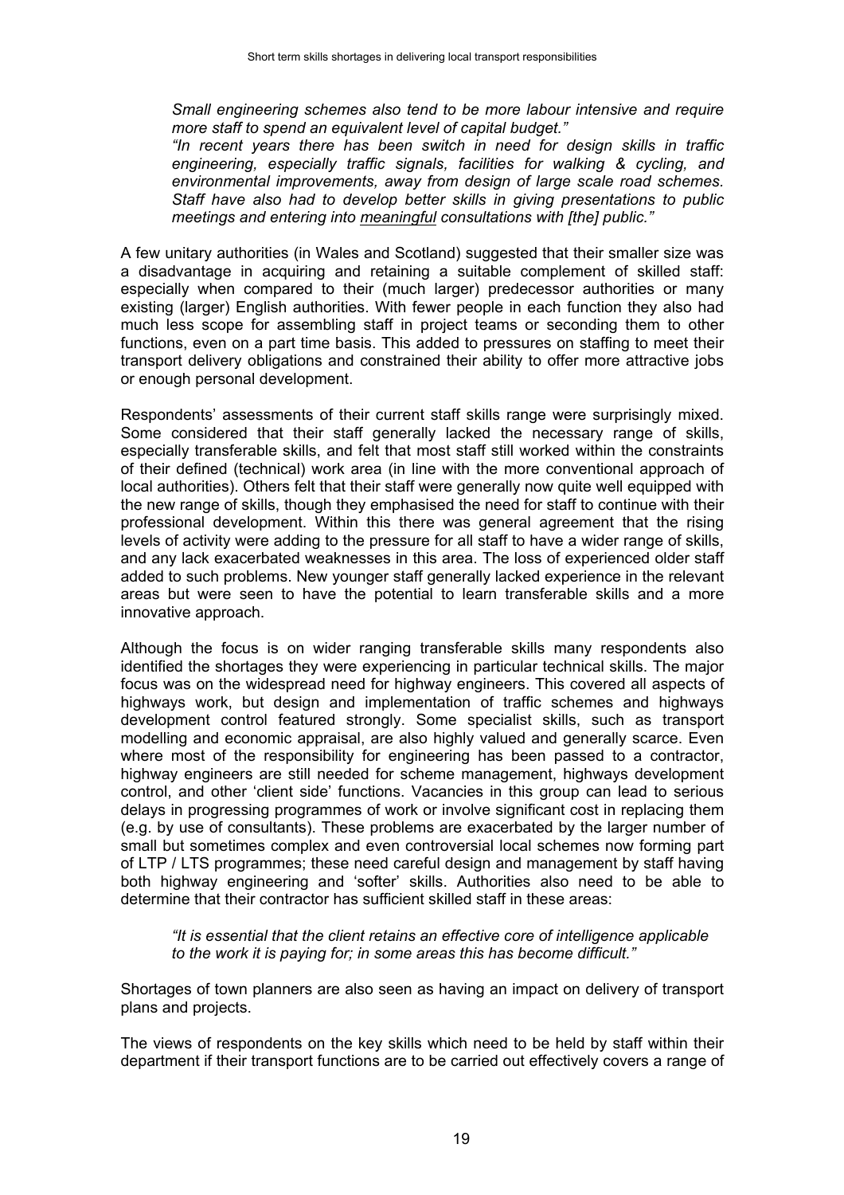> *Small engineering schemes also tend to be more labour intensive and require more staff to spend an equivalent level of capital budget."*
>
> *"In recent years there has been switch in need for design skills in traffic engineering, especially traffic signals, facilities for walking & cycling, and environmental improvements, away from design of large scale road schemes. Staff have also had to develop better skills in giving presentations to public meetings and entering into meaningful consultations with [the] public."*

A few unitary authorities (in Wales and Scotland) suggested that their smaller size was a disadvantage in acquiring and retaining a suitable complement of skilled staff: especially when compared to their (much larger) predecessor authorities or many existing (larger) English authorities. With fewer people in each function they also had much less scope for assembling staff in project teams or seconding them to other functions, even on a part time basis. This added to pressures on staffing to meet their transport delivery obligations and constrained their ability to offer more attractive jobs or enough personal development.

Respondents' assessments of their current staff skills range were surprisingly mixed. Some considered that their staff generally lacked the necessary range of skills, especially transferable skills, and felt that most staff still worked within the constraints of their defined (technical) work area (in line with the more conventional approach of local authorities). Others felt that their staff were generally now quite well equipped with the new range of skills, though they emphasised the need for staff to continue with their professional development. Within this there was general agreement that the rising levels of activity were adding to the pressure for all staff to have a wider range of skills, and any lack exacerbated weaknesses in this area. The loss of experienced older staff added to such problems. New younger staff generally lacked experience in the relevant areas but were seen to have the potential to learn transferable skills and a more innovative approach.

Although the focus is on wider ranging transferable skills many respondents also identified the shortages they were experiencing in particular technical skills. The major focus was on the widespread need for highway engineers. This covered all aspects of highways work, but design and implementation of traffic schemes and highways development control featured strongly. Some specialist skills, such as transport modelling and economic appraisal, are also highly valued and generally scarce. Even where most of the responsibility for engineering has been passed to a contractor, highway engineers are still needed for scheme management, highways development control, and other 'client side' functions. Vacancies in this group can lead to serious delays in progressing programmes of work or involve significant cost in replacing them (e.g. by use of consultants). These problems are exacerbated by the larger number of small but sometimes complex and even controversial local schemes now forming part of LTP / LTS programmes; these need careful design and management by staff having both highway engineering and 'softer' skills. Authorities also need to be able to determine that their contractor has sufficient skilled staff in these areas:

> *"It is essential that the client retains an effective core of intelligence applicable to the work it is paying for; in some areas this has become difficult."*

Shortages of town planners are also seen as having an impact on delivery of transport plans and projects.

The views of respondents on the key skills which need to be held by staff within their department if their transport functions are to be carried out effectively covers a range of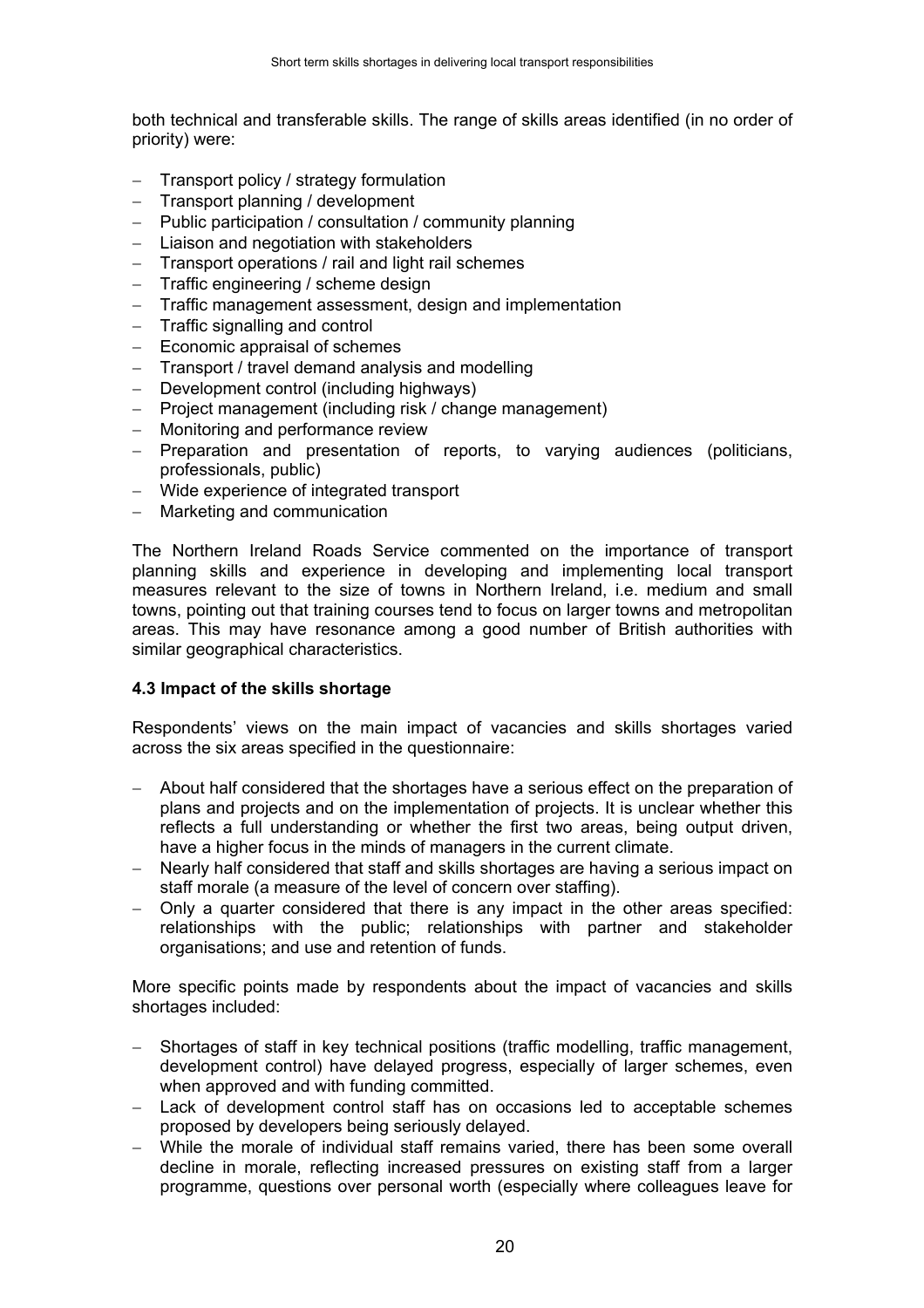both technical and transferable skills. The range of skills areas identified (in no order of priority) were:

- Transport policy / strategy formulation
- Transport planning / development
- Public participation / consultation / community planning
- Liaison and negotiation with stakeholders
- Transport operations / rail and light rail schemes
- Traffic engineering / scheme design
- Traffic management assessment, design and implementation
- Traffic signalling and control
- Economic appraisal of schemes
- Transport / travel demand analysis and modelling
- Development control (including highways)
- Project management (including risk / change management)
- Monitoring and performance review
- Preparation and presentation of reports, to varying audiences (politicians, professionals, public)
- Wide experience of integrated transport
- Marketing and communication

The Northern Ireland Roads Service commented on the importance of transport planning skills and experience in developing and implementing local transport measures relevant to the size of towns in Northern Ireland, i.e. medium and small towns, pointing out that training courses tend to focus on larger towns and metropolitan areas. This may have resonance among a good number of British authorities with similar geographical characteristics.

### 4.3 Impact of the skills shortage

Respondents' views on the main impact of vacancies and skills shortages varied across the six areas specified in the questionnaire:

- About half considered that the shortages have a serious effect on the preparation of plans and projects and on the implementation of projects. It is unclear whether this reflects a full understanding or whether the first two areas, being output driven, have a higher focus in the minds of managers in the current climate.
- Nearly half considered that staff and skills shortages are having a serious impact on staff morale (a measure of the level of concern over staffing).
- Only a quarter considered that there is any impact in the other areas specified: relationships with the public; relationships with partner and stakeholder organisations; and use and retention of funds.

More specific points made by respondents about the impact of vacancies and skills shortages included:

- Shortages of staff in key technical positions (traffic modelling, traffic management, development control) have delayed progress, especially of larger schemes, even when approved and with funding committed.
- Lack of development control staff has on occasions led to acceptable schemes proposed by developers being seriously delayed.
- While the morale of individual staff remains varied, there has been some overall decline in morale, reflecting increased pressures on existing staff from a larger programme, questions over personal worth (especially where colleagues leave for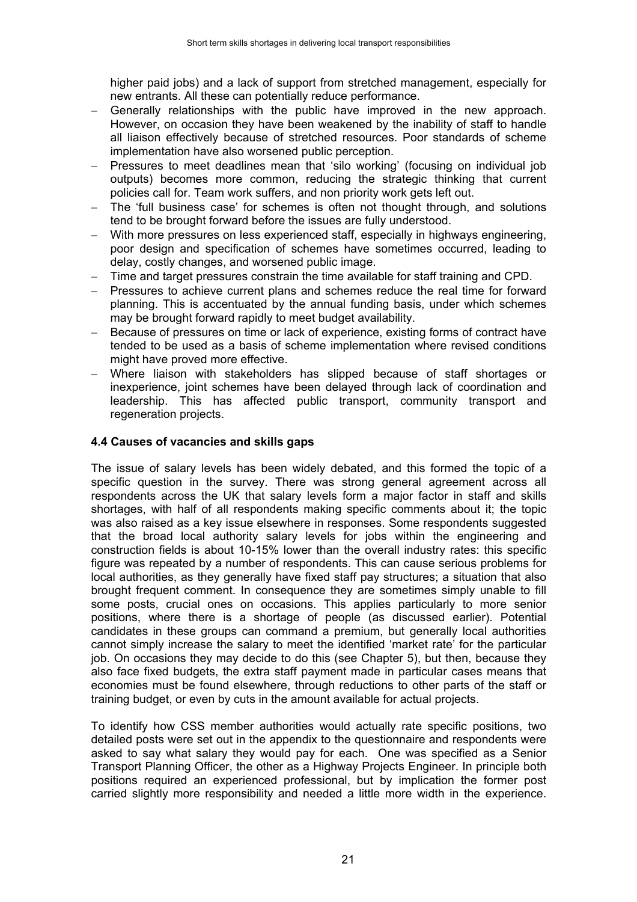higher paid jobs) and a lack of support from stretched management, especially for new entrants. All these can potentially reduce performance.

- Generally relationships with the public have improved in the new approach. However, on occasion they have been weakened by the inability of staff to handle all liaison effectively because of stretched resources. Poor standards of scheme implementation have also worsened public perception.
- Pressures to meet deadlines mean that 'silo working' (focusing on individual job outputs) becomes more common, reducing the strategic thinking that current policies call for. Team work suffers, and non priority work gets left out.
- The 'full business case' for schemes is often not thought through, and solutions tend to be brought forward before the issues are fully understood.
- With more pressures on less experienced staff, especially in highways engineering, poor design and specification of schemes have sometimes occurred, leading to delay, costly changes, and worsened public image.
- Time and target pressures constrain the time available for staff training and CPD.
- Pressures to achieve current plans and schemes reduce the real time for forward planning. This is accentuated by the annual funding basis, under which schemes may be brought forward rapidly to meet budget availability.
- Because of pressures on time or lack of experience, existing forms of contract have tended to be used as a basis of scheme implementation where revised conditions might have proved more effective.
- Where liaison with stakeholders has slipped because of staff shortages or inexperience, joint schemes have been delayed through lack of coordination and leadership. This has affected public transport, community transport and regeneration projects.

### 4.4 Causes of vacancies and skills gaps

The issue of salary levels has been widely debated, and this formed the topic of a specific question in the survey. There was strong general agreement across all respondents across the UK that salary levels form a major factor in staff and skills shortages, with half of all respondents making specific comments about it; the topic was also raised as a key issue elsewhere in responses. Some respondents suggested that the broad local authority salary levels for jobs within the engineering and construction fields is about 10-15% lower than the overall industry rates: this specific figure was repeated by a number of respondents. This can cause serious problems for local authorities, as they generally have fixed staff pay structures; a situation that also brought frequent comment. In consequence they are sometimes simply unable to fill some posts, crucial ones on occasions. This applies particularly to more senior positions, where there is a shortage of people (as discussed earlier). Potential candidates in these groups can command a premium, but generally local authorities cannot simply increase the salary to meet the identified 'market rate' for the particular job. On occasions they may decide to do this (see Chapter 5), but then, because they also face fixed budgets, the extra staff payment made in particular cases means that economies must be found elsewhere, through reductions to other parts of the staff or training budget, or even by cuts in the amount available for actual projects.

To identify how CSS member authorities would actually rate specific positions, two detailed posts were set out in the appendix to the questionnaire and respondents were asked to say what salary they would pay for each. One was specified as a Senior Transport Planning Officer, the other as a Highway Projects Engineer. In principle both positions required an experienced professional, but by implication the former post carried slightly more responsibility and needed a little more width in the experience.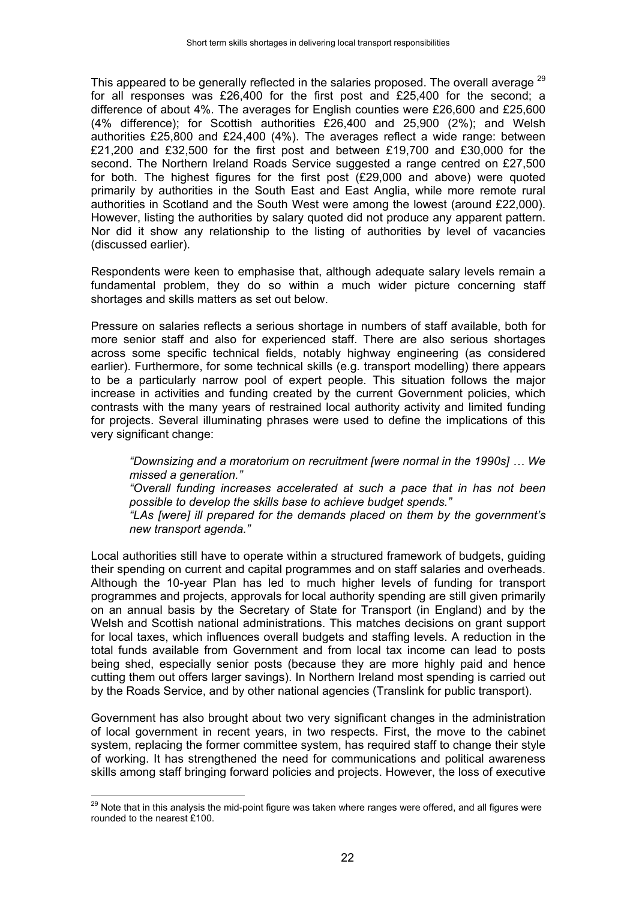This appeared to be generally reflected in the salaries proposed. The overall average [29] for all responses was £26,400 for the first post and £25,400 for the second; a difference of about 4%. The averages for English counties were £26,600 and £25,600 (4% difference); for Scottish authorities £26,400 and 25,900 (2%); and Welsh authorities £25,800 and £24,400 (4%). The averages reflect a wide range: between £21,200 and £32,500 for the first post and between £19,700 and £30,000 for the second. The Northern Ireland Roads Service suggested a range centred on £27,500 for both. The highest figures for the first post (£29,000 and above) were quoted primarily by authorities in the South East and East Anglia, while more remote rural authorities in Scotland and the South West were among the lowest (around £22,000). However, listing the authorities by salary quoted did not produce any apparent pattern. Nor did it show any relationship to the listing of authorities by level of vacancies (discussed earlier).

Respondents were keen to emphasise that, although adequate salary levels remain a fundamental problem, they do so within a much wider picture concerning staff shortages and skills matters as set out below.

Pressure on salaries reflects a serious shortage in numbers of staff available, both for more senior staff and also for experienced staff. There are also serious shortages across some specific technical fields, notably highway engineering (as considered earlier). Furthermore, for some technical skills (e.g. transport modelling) there appears to be a particularly narrow pool of expert people. This situation follows the major increase in activities and funding created by the current Government policies, which contrasts with the many years of restrained local authority activity and limited funding for projects. Several illuminating phrases were used to define the implications of this very significant change:

> *"Downsizing and a moratorium on recruitment [were normal in the 1990s] … We missed a generation."*
>
> *"Overall funding increases accelerated at such a pace that in has not been possible to develop the skills base to achieve budget spends."*
>
> *"LAs [were] ill prepared for the demands placed on them by the government's new transport agenda."*

Local authorities still have to operate within a structured framework of budgets, guiding their spending on current and capital programmes and on staff salaries and overheads. Although the 10-year Plan has led to much higher levels of funding for transport programmes and projects, approvals for local authority spending are still given primarily on an annual basis by the Secretary of State for Transport (in England) and by the Welsh and Scottish national administrations. This matches decisions on grant support for local taxes, which influences overall budgets and staffing levels. A reduction in the total funds available from Government and from local tax income can lead to posts being shed, especially senior posts (because they are more highly paid and hence cutting them out offers larger savings). In Northern Ireland most spending is carried out by the Roads Service, and by other national agencies (Translink for public transport).

Government has also brought about two very significant changes in the administration of local government in recent years, in two respects. First, the move to the cabinet system, replacing the former committee system, has required staff to change their style of working. It has strengthened the need for communications and political awareness skills among staff bringing forward policies and projects. However, the loss of executive

---

[29] Note that in this analysis the mid-point figure was taken where ranges were offered, and all figures were rounded to the nearest £100.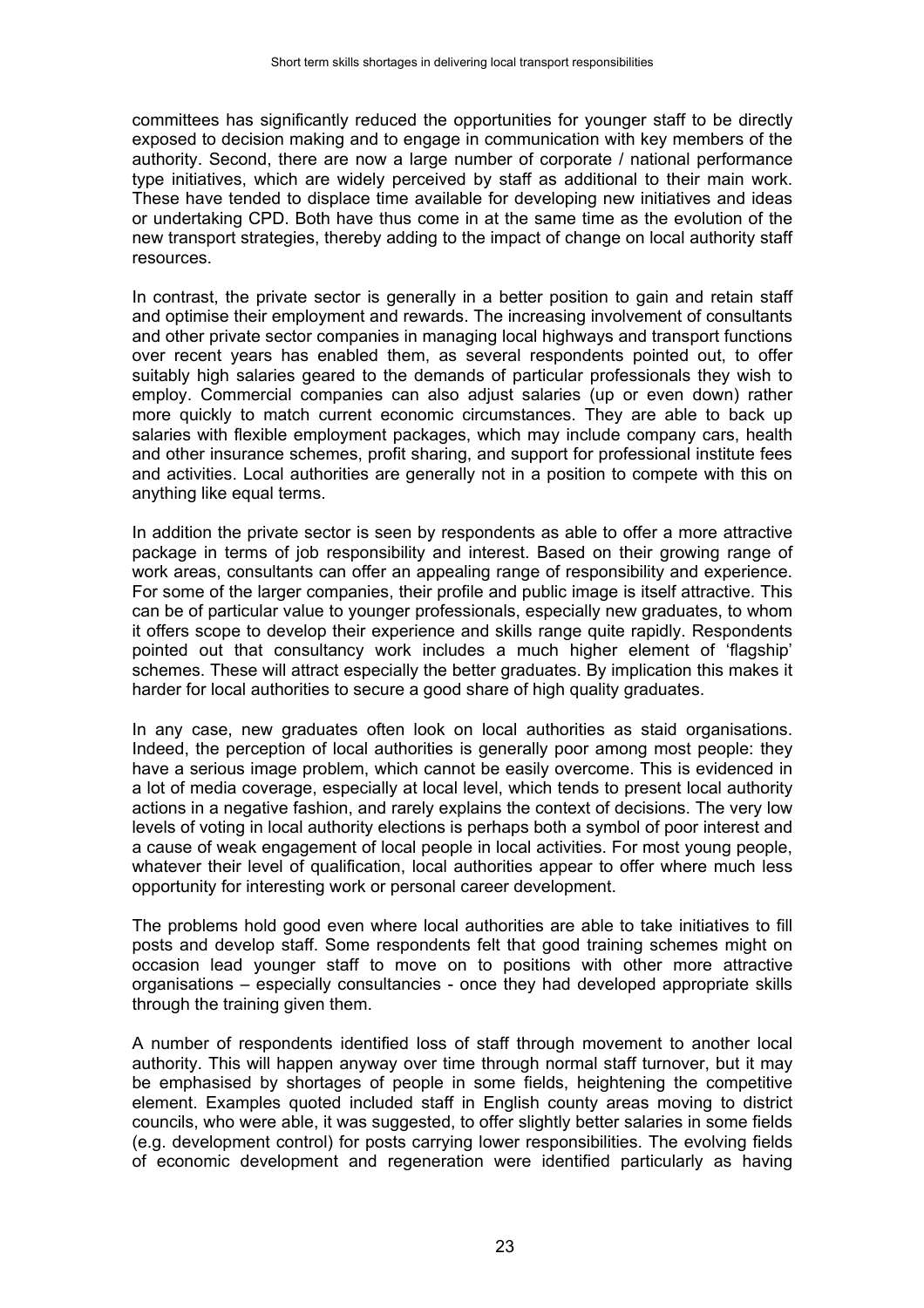committees has significantly reduced the opportunities for younger staff to be directly exposed to decision making and to engage in communication with key members of the authority. Second, there are now a large number of corporate / national performance type initiatives, which are widely perceived by staff as additional to their main work. These have tended to displace time available for developing new initiatives and ideas or undertaking CPD. Both have thus come in at the same time as the evolution of the new transport strategies, thereby adding to the impact of change on local authority staff resources.

In contrast, the private sector is generally in a better position to gain and retain staff and optimise their employment and rewards. The increasing involvement of consultants and other private sector companies in managing local highways and transport functions over recent years has enabled them, as several respondents pointed out, to offer suitably high salaries geared to the demands of particular professionals they wish to employ. Commercial companies can also adjust salaries (up or even down) rather more quickly to match current economic circumstances. They are able to back up salaries with flexible employment packages, which may include company cars, health and other insurance schemes, profit sharing, and support for professional institute fees and activities. Local authorities are generally not in a position to compete with this on anything like equal terms.

In addition the private sector is seen by respondents as able to offer a more attractive package in terms of job responsibility and interest. Based on their growing range of work areas, consultants can offer an appealing range of responsibility and experience. For some of the larger companies, their profile and public image is itself attractive. This can be of particular value to younger professionals, especially new graduates, to whom it offers scope to develop their experience and skills range quite rapidly. Respondents pointed out that consultancy work includes a much higher element of 'flagship' schemes. These will attract especially the better graduates. By implication this makes it harder for local authorities to secure a good share of high quality graduates.

In any case, new graduates often look on local authorities as staid organisations. Indeed, the perception of local authorities is generally poor among most people: they have a serious image problem, which cannot be easily overcome. This is evidenced in a lot of media coverage, especially at local level, which tends to present local authority actions in a negative fashion, and rarely explains the context of decisions. The very low levels of voting in local authority elections is perhaps both a symbol of poor interest and a cause of weak engagement of local people in local activities. For most young people, whatever their level of qualification, local authorities appear to offer where much less opportunity for interesting work or personal career development.

The problems hold good even where local authorities are able to take initiatives to fill posts and develop staff. Some respondents felt that good training schemes might on occasion lead younger staff to move on to positions with other more attractive organisations – especially consultancies - once they had developed appropriate skills through the training given them.

A number of respondents identified loss of staff through movement to another local authority. This will happen anyway over time through normal staff turnover, but it may be emphasised by shortages of people in some fields, heightening the competitive element. Examples quoted included staff in English county areas moving to district councils, who were able, it was suggested, to offer slightly better salaries in some fields (e.g. development control) for posts carrying lower responsibilities. The evolving fields of economic development and regeneration were identified particularly as having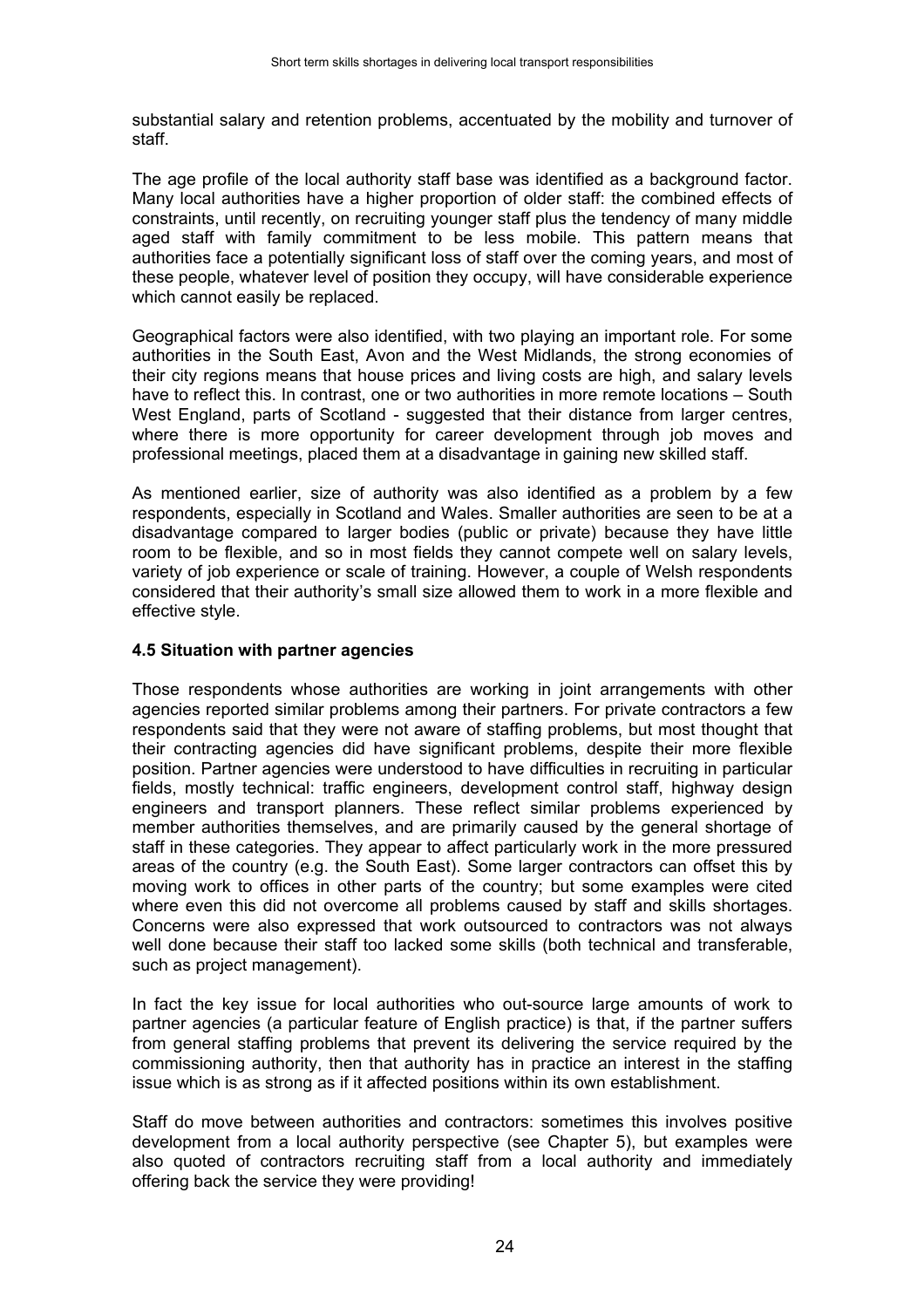substantial salary and retention problems, accentuated by the mobility and turnover of staff.

The age profile of the local authority staff base was identified as a background factor. Many local authorities have a higher proportion of older staff: the combined effects of constraints, until recently, on recruiting younger staff plus the tendency of many middle aged staff with family commitment to be less mobile. This pattern means that authorities face a potentially significant loss of staff over the coming years, and most of these people, whatever level of position they occupy, will have considerable experience which cannot easily be replaced.

Geographical factors were also identified, with two playing an important role. For some authorities in the South East, Avon and the West Midlands, the strong economies of their city regions means that house prices and living costs are high, and salary levels have to reflect this. In contrast, one or two authorities in more remote locations – South West England, parts of Scotland - suggested that their distance from larger centres, where there is more opportunity for career development through job moves and professional meetings, placed them at a disadvantage in gaining new skilled staff.

As mentioned earlier, size of authority was also identified as a problem by a few respondents, especially in Scotland and Wales. Smaller authorities are seen to be at a disadvantage compared to larger bodies (public or private) because they have little room to be flexible, and so in most fields they cannot compete well on salary levels, variety of job experience or scale of training. However, a couple of Welsh respondents considered that their authority's small size allowed them to work in a more flexible and effective style.

### 4.5 Situation with partner agencies

Those respondents whose authorities are working in joint arrangements with other agencies reported similar problems among their partners. For private contractors a few respondents said that they were not aware of staffing problems, but most thought that their contracting agencies did have significant problems, despite their more flexible position. Partner agencies were understood to have difficulties in recruiting in particular fields, mostly technical: traffic engineers, development control staff, highway design engineers and transport planners. These reflect similar problems experienced by member authorities themselves, and are primarily caused by the general shortage of staff in these categories. They appear to affect particularly work in the more pressured areas of the country (e.g. the South East). Some larger contractors can offset this by moving work to offices in other parts of the country; but some examples were cited where even this did not overcome all problems caused by staff and skills shortages. Concerns were also expressed that work outsourced to contractors was not always well done because their staff too lacked some skills (both technical and transferable, such as project management).

In fact the key issue for local authorities who out-source large amounts of work to partner agencies (a particular feature of English practice) is that, if the partner suffers from general staffing problems that prevent its delivering the service required by the commissioning authority, then that authority has in practice an interest in the staffing issue which is as strong as if it affected positions within its own establishment.

Staff do move between authorities and contractors: sometimes this involves positive development from a local authority perspective (see Chapter 5), but examples were also quoted of contractors recruiting staff from a local authority and immediately offering back the service they were providing!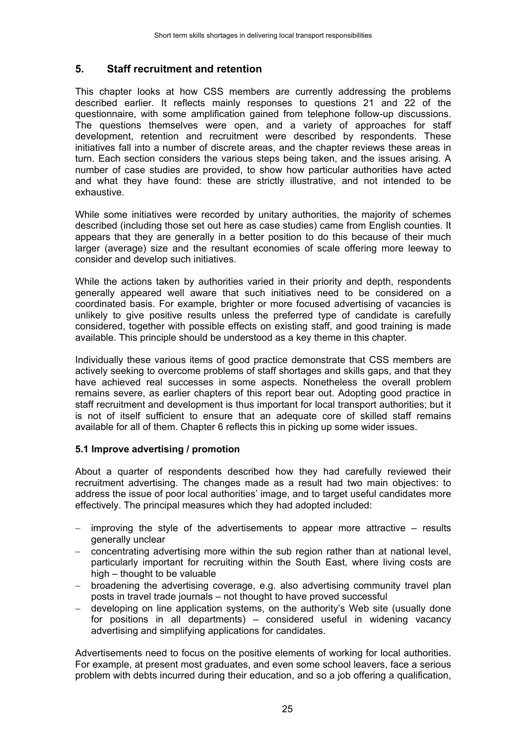## 5. Staff recruitment and retention

This chapter looks at how CSS members are currently addressing the problems described earlier. It reflects mainly responses to questions 21 and 22 of the questionnaire, with some amplification gained from telephone follow-up discussions. The questions themselves were open, and a variety of approaches for staff development, retention and recruitment were described by respondents. These initiatives fall into a number of discrete areas, and the chapter reviews these areas in turn. Each section considers the various steps being taken, and the issues arising. A number of case studies are provided, to show how particular authorities have acted and what they have found: these are strictly illustrative, and not intended to be exhaustive.

While some initiatives were recorded by unitary authorities, the majority of schemes described (including those set out here as case studies) came from English counties. It appears that they are generally in a better position to do this because of their much larger (average) size and the resultant economies of scale offering more leeway to consider and develop such initiatives.

While the actions taken by authorities varied in their priority and depth, respondents generally appeared well aware that such initiatives need to be considered on a coordinated basis. For example, brighter or more focused advertising of vacancies is unlikely to give positive results unless the preferred type of candidate is carefully considered, together with possible effects on existing staff, and good training is made available. This principle should be understood as a key theme in this chapter.

Individually these various items of good practice demonstrate that CSS members are actively seeking to overcome problems of staff shortages and skills gaps, and that they have achieved real successes in some aspects. Nonetheless the overall problem remains severe, as earlier chapters of this report bear out. Adopting good practice in staff recruitment and development is thus important for local transport authorities; but it is not of itself sufficient to ensure that an adequate core of skilled staff remains available for all of them. Chapter 6 reflects this in picking up some wider issues.

### 5.1 Improve advertising / promotion

About a quarter of respondents described how they had carefully reviewed their recruitment advertising. The changes made as a result had two main objectives: to address the issue of poor local authorities' image, and to target useful candidates more effectively. The principal measures which they had adopted included:

- improving the style of the advertisements to appear more attractive – results generally unclear
- concentrating advertising more within the sub region rather than at national level, particularly important for recruiting within the South East, where living costs are high – thought to be valuable
- broadening the advertising coverage, e.g. also advertising community travel plan posts in travel trade journals – not thought to have proved successful
- developing on line application systems, on the authority's Web site (usually done for positions in all departments) – considered useful in widening vacancy advertising and simplifying applications for candidates.

Advertisements need to focus on the positive elements of working for local authorities. For example, at present most graduates, and even some school leavers, face a serious problem with debts incurred during their education, and so a job offering a qualification,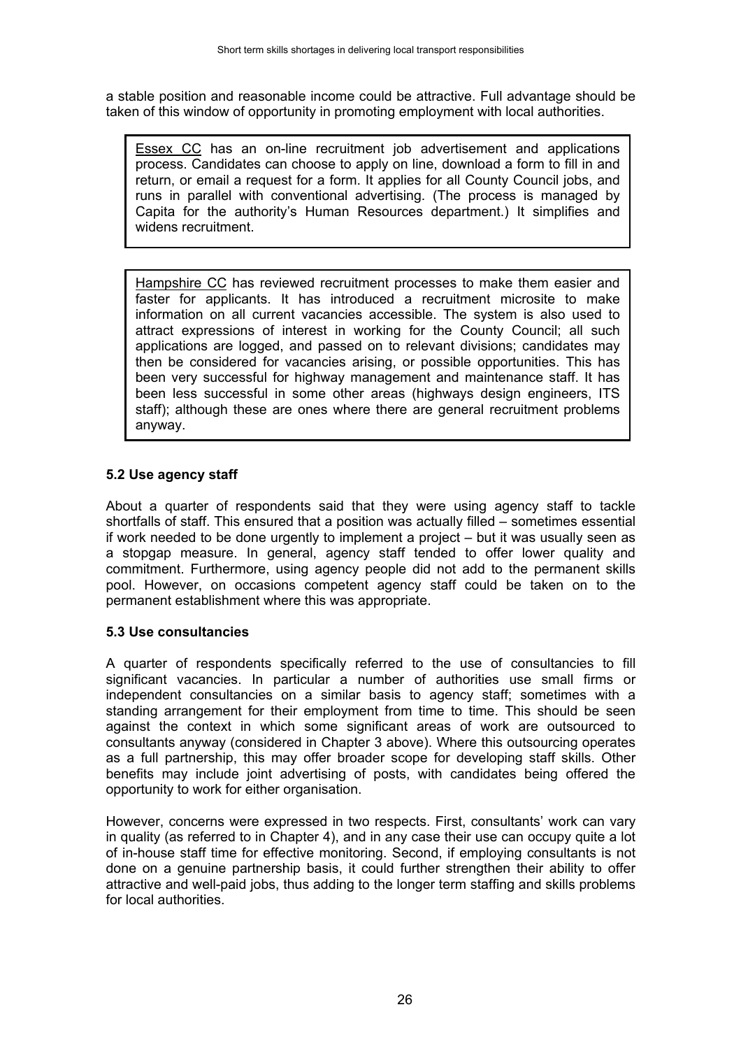a stable position and reasonable income could be attractive. Full advantage should be taken of this window of opportunity in promoting employment with local authorities.

> Essex CC has an on-line recruitment job advertisement and applications process. Candidates can choose to apply on line, download a form to fill in and return, or email a request for a form. It applies for all County Council jobs, and runs in parallel with conventional advertising. (The process is managed by Capita for the authority's Human Resources department.) It simplifies and widens recruitment.

> Hampshire CC has reviewed recruitment processes to make them easier and faster for applicants. It has introduced a recruitment microsite to make information on all current vacancies accessible. The system is also used to attract expressions of interest in working for the County Council; all such applications are logged, and passed on to relevant divisions; candidates may then be considered for vacancies arising, or possible opportunities. This has been very successful for highway management and maintenance staff. It has been less successful in some other areas (highways design engineers, ITS staff); although these are ones where there are general recruitment problems anyway.

### 5.2 Use agency staff

About a quarter of respondents said that they were using agency staff to tackle shortfalls of staff. This ensured that a position was actually filled – sometimes essential if work needed to be done urgently to implement a project – but it was usually seen as a stopgap measure. In general, agency staff tended to offer lower quality and commitment. Furthermore, using agency people did not add to the permanent skills pool. However, on occasions competent agency staff could be taken on to the permanent establishment where this was appropriate.

### 5.3 Use consultancies

A quarter of respondents specifically referred to the use of consultancies to fill significant vacancies. In particular a number of authorities use small firms or independent consultancies on a similar basis to agency staff; sometimes with a standing arrangement for their employment from time to time. This should be seen against the context in which some significant areas of work are outsourced to consultants anyway (considered in Chapter 3 above). Where this outsourcing operates as a full partnership, this may offer broader scope for developing staff skills. Other benefits may include joint advertising of posts, with candidates being offered the opportunity to work for either organisation.

However, concerns were expressed in two respects. First, consultants' work can vary in quality (as referred to in Chapter 4), and in any case their use can occupy quite a lot of in-house staff time for effective monitoring. Second, if employing consultants is not done on a genuine partnership basis, it could further strengthen their ability to offer attractive and well-paid jobs, thus adding to the longer term staffing and skills problems for local authorities.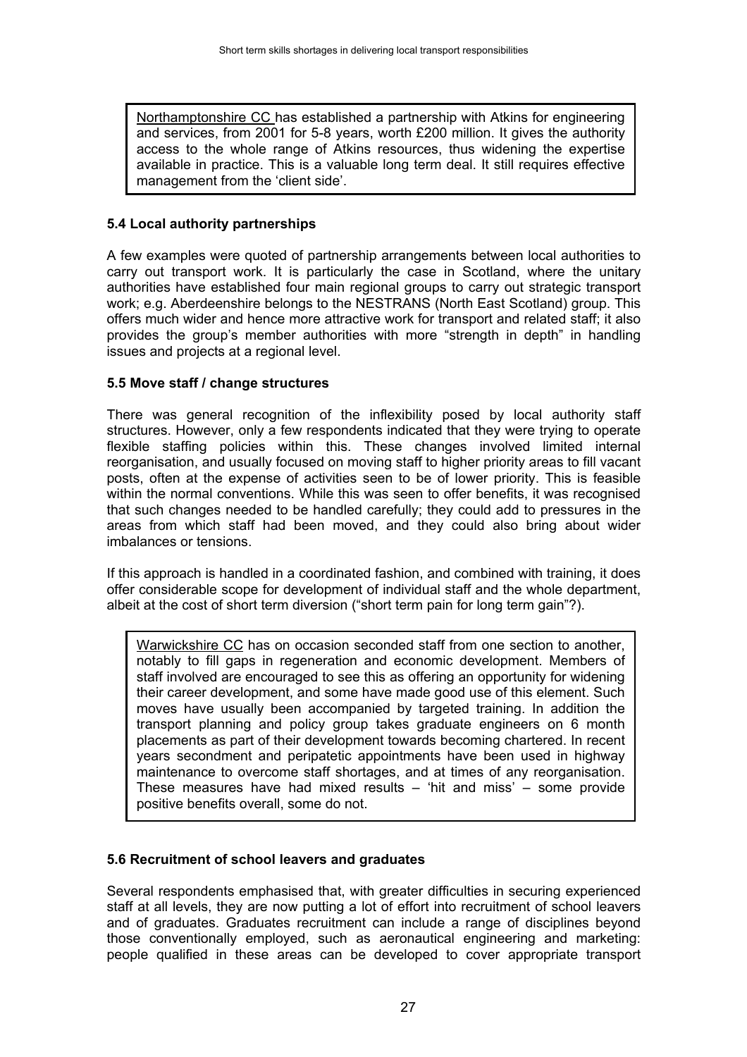Northamptonshire CC has established a partnership with Atkins for engineering and services, from 2001 for 5-8 years, worth £200 million. It gives the authority access to the whole range of Atkins resources, thus widening the expertise available in practice. This is a valuable long term deal. It still requires effective management from the 'client side'.

### 5.4 Local authority partnerships

A few examples were quoted of partnership arrangements between local authorities to carry out transport work. It is particularly the case in Scotland, where the unitary authorities have established four main regional groups to carry out strategic transport work; e.g. Aberdeenshire belongs to the NESTRANS (North East Scotland) group. This offers much wider and hence more attractive work for transport and related staff; it also provides the group's member authorities with more "strength in depth" in handling issues and projects at a regional level.

### 5.5 Move staff / change structures

There was general recognition of the inflexibility posed by local authority staff structures. However, only a few respondents indicated that they were trying to operate flexible staffing policies within this. These changes involved limited internal reorganisation, and usually focused on moving staff to higher priority areas to fill vacant posts, often at the expense of activities seen to be of lower priority. This is feasible within the normal conventions. While this was seen to offer benefits, it was recognised that such changes needed to be handled carefully; they could add to pressures in the areas from which staff had been moved, and they could also bring about wider imbalances or tensions.

If this approach is handled in a coordinated fashion, and combined with training, it does offer considerable scope for development of individual staff and the whole department, albeit at the cost of short term diversion ("short term pain for long term gain"?).

Warwickshire CC has on occasion seconded staff from one section to another, notably to fill gaps in regeneration and economic development. Members of staff involved are encouraged to see this as offering an opportunity for widening their career development, and some have made good use of this element. Such moves have usually been accompanied by targeted training. In addition the transport planning and policy group takes graduate engineers on 6 month placements as part of their development towards becoming chartered. In recent years secondment and peripatetic appointments have been used in highway maintenance to overcome staff shortages, and at times of any reorganisation. These measures have had mixed results – 'hit and miss' – some provide positive benefits overall, some do not.

### 5.6 Recruitment of school leavers and graduates

Several respondents emphasised that, with greater difficulties in securing experienced staff at all levels, they are now putting a lot of effort into recruitment of school leavers and of graduates. Graduates recruitment can include a range of disciplines beyond those conventionally employed, such as aeronautical engineering and marketing: people qualified in these areas can be developed to cover appropriate transport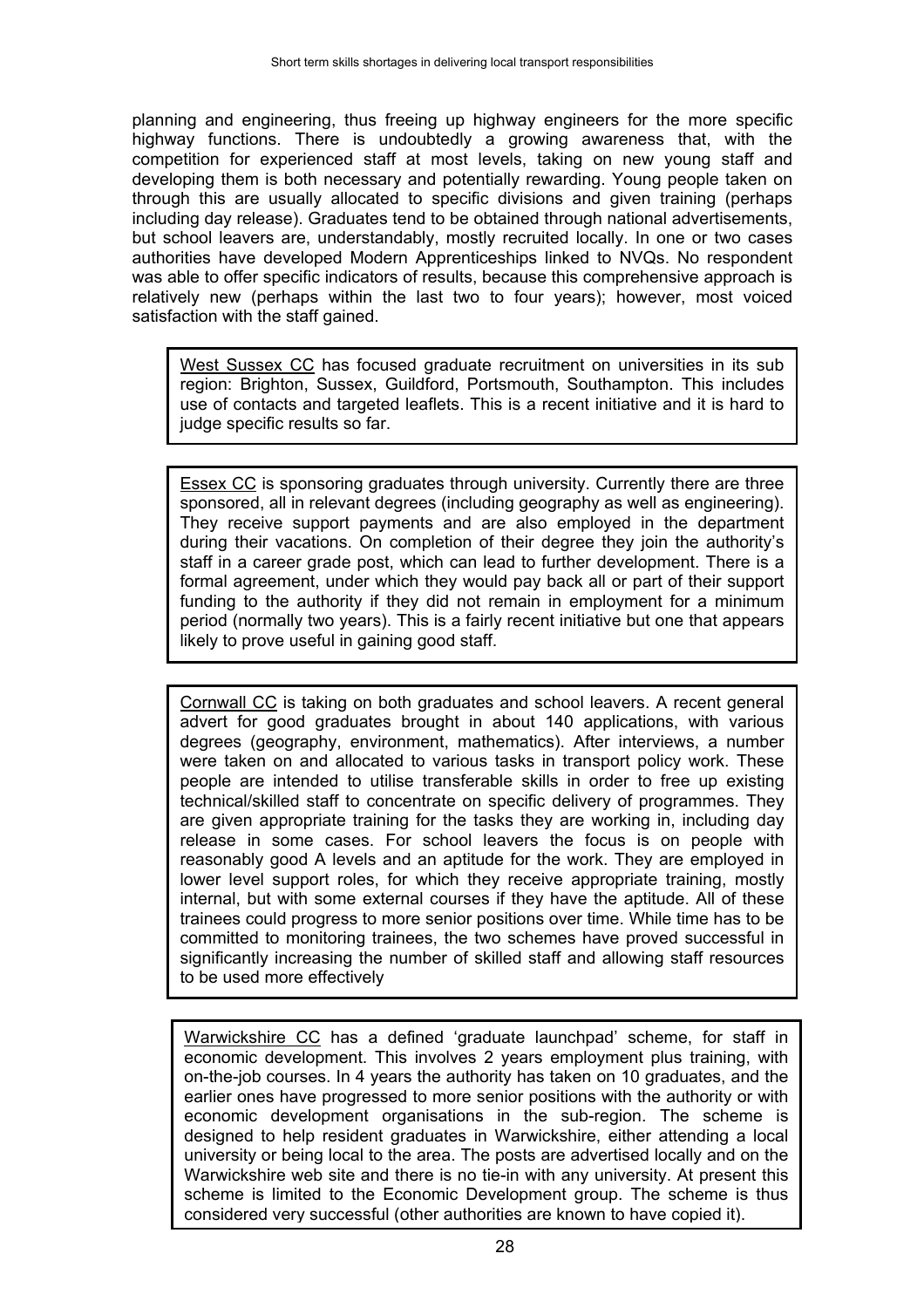planning and engineering, thus freeing up highway engineers for the more specific highway functions. There is undoubtedly a growing awareness that, with the competition for experienced staff at most levels, taking on new young staff and developing them is both necessary and potentially rewarding. Young people taken on through this are usually allocated to specific divisions and given training (perhaps including day release). Graduates tend to be obtained through national advertisements, but school leavers are, understandably, mostly recruited locally. In one or two cases authorities have developed Modern Apprenticeships linked to NVQs. No respondent was able to offer specific indicators of results, because this comprehensive approach is relatively new (perhaps within the last two to four years); however, most voiced satisfaction with the staff gained.

> <u>West Sussex CC</u> has focused graduate recruitment on universities in its sub region: Brighton, Sussex, Guildford, Portsmouth, Southampton. This includes use of contacts and targeted leaflets. This is a recent initiative and it is hard to judge specific results so far.

> <u>Essex CC</u> is sponsoring graduates through university. Currently there are three sponsored, all in relevant degrees (including geography as well as engineering). They receive support payments and are also employed in the department during their vacations. On completion of their degree they join the authority's staff in a career grade post, which can lead to further development. There is a formal agreement, under which they would pay back all or part of their support funding to the authority if they did not remain in employment for a minimum period (normally two years). This is a fairly recent initiative but one that appears likely to prove useful in gaining good staff.

> <u>Cornwall CC</u> is taking on both graduates and school leavers. A recent general advert for good graduates brought in about 140 applications, with various degrees (geography, environment, mathematics). After interviews, a number were taken on and allocated to various tasks in transport policy work. These people are intended to utilise transferable skills in order to free up existing technical/skilled staff to concentrate on specific delivery of programmes. They are given appropriate training for the tasks they are working in, including day release in some cases. For school leavers the focus is on people with reasonably good A levels and an aptitude for the work. They are employed in lower level support roles, for which they receive appropriate training, mostly internal, but with some external courses if they have the aptitude. All of these trainees could progress to more senior positions over time. While time has to be committed to monitoring trainees, the two schemes have proved successful in significantly increasing the number of skilled staff and allowing staff resources to be used more effectively

> <u>Warwickshire CC</u> has a defined 'graduate launchpad' scheme, for staff in economic development. This involves 2 years employment plus training, with on-the-job courses. In 4 years the authority has taken on 10 graduates, and the earlier ones have progressed to more senior positions with the authority or with economic development organisations in the sub-region. The scheme is designed to help resident graduates in Warwickshire, either attending a local university or being local to the area. The posts are advertised locally and on the Warwickshire web site and there is no tie-in with any university. At present this scheme is limited to the Economic Development group. The scheme is thus considered very successful (other authorities are known to have copied it).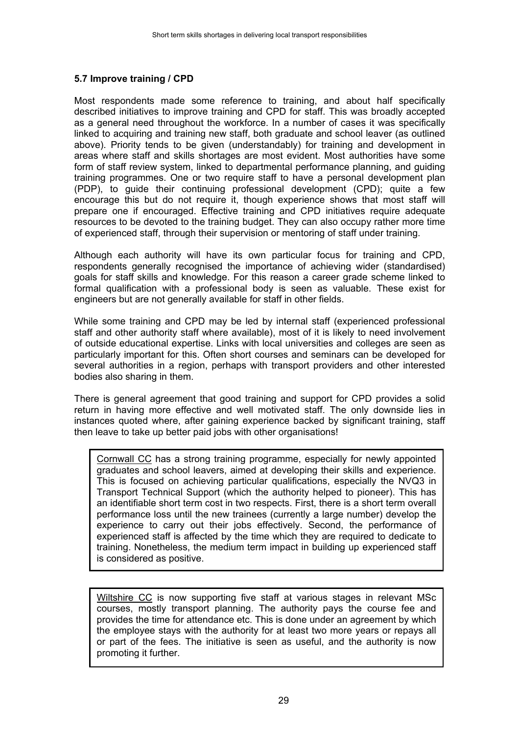### 5.7 Improve training / CPD

Most respondents made some reference to training, and about half specifically described initiatives to improve training and CPD for staff. This was broadly accepted as a general need throughout the workforce. In a number of cases it was specifically linked to acquiring and training new staff, both graduate and school leaver (as outlined above). Priority tends to be given (understandably) for training and development in areas where staff and skills shortages are most evident. Most authorities have some form of staff review system, linked to departmental performance planning, and guiding training programmes. One or two require staff to have a personal development plan (PDP), to guide their continuing professional development (CPD); quite a few encourage this but do not require it, though experience shows that most staff will prepare one if encouraged. Effective training and CPD initiatives require adequate resources to be devoted to the training budget. They can also occupy rather more time of experienced staff, through their supervision or mentoring of staff under training.

Although each authority will have its own particular focus for training and CPD, respondents generally recognised the importance of achieving wider (standardised) goals for staff skills and knowledge. For this reason a career grade scheme linked to formal qualification with a professional body is seen as valuable. These exist for engineers but are not generally available for staff in other fields.

While some training and CPD may be led by internal staff (experienced professional staff and other authority staff where available), most of it is likely to need involvement of outside educational expertise. Links with local universities and colleges are seen as particularly important for this. Often short courses and seminars can be developed for several authorities in a region, perhaps with transport providers and other interested bodies also sharing in them.

There is general agreement that good training and support for CPD provides a solid return in having more effective and well motivated staff. The only downside lies in instances quoted where, after gaining experience backed by significant training, staff then leave to take up better paid jobs with other organisations!

> <u>Cornwall CC</u> has a strong training programme, especially for newly appointed graduates and school leavers, aimed at developing their skills and experience. This is focused on achieving particular qualifications, especially the NVQ3 in Transport Technical Support (which the authority helped to pioneer). This has an identifiable short term cost in two respects. First, there is a short term overall performance loss until the new trainees (currently a large number) develop the experience to carry out their jobs effectively. Second, the performance of experienced staff is affected by the time which they are required to dedicate to training. Nonetheless, the medium term impact in building up experienced staff is considered as positive.

> <u>Wiltshire CC</u> is now supporting five staff at various stages in relevant MSc courses, mostly transport planning. The authority pays the course fee and provides the time for attendance etc. This is done under an agreement by which the employee stays with the authority for at least two more years or repays all or part of the fees. The initiative is seen as useful, and the authority is now promoting it further.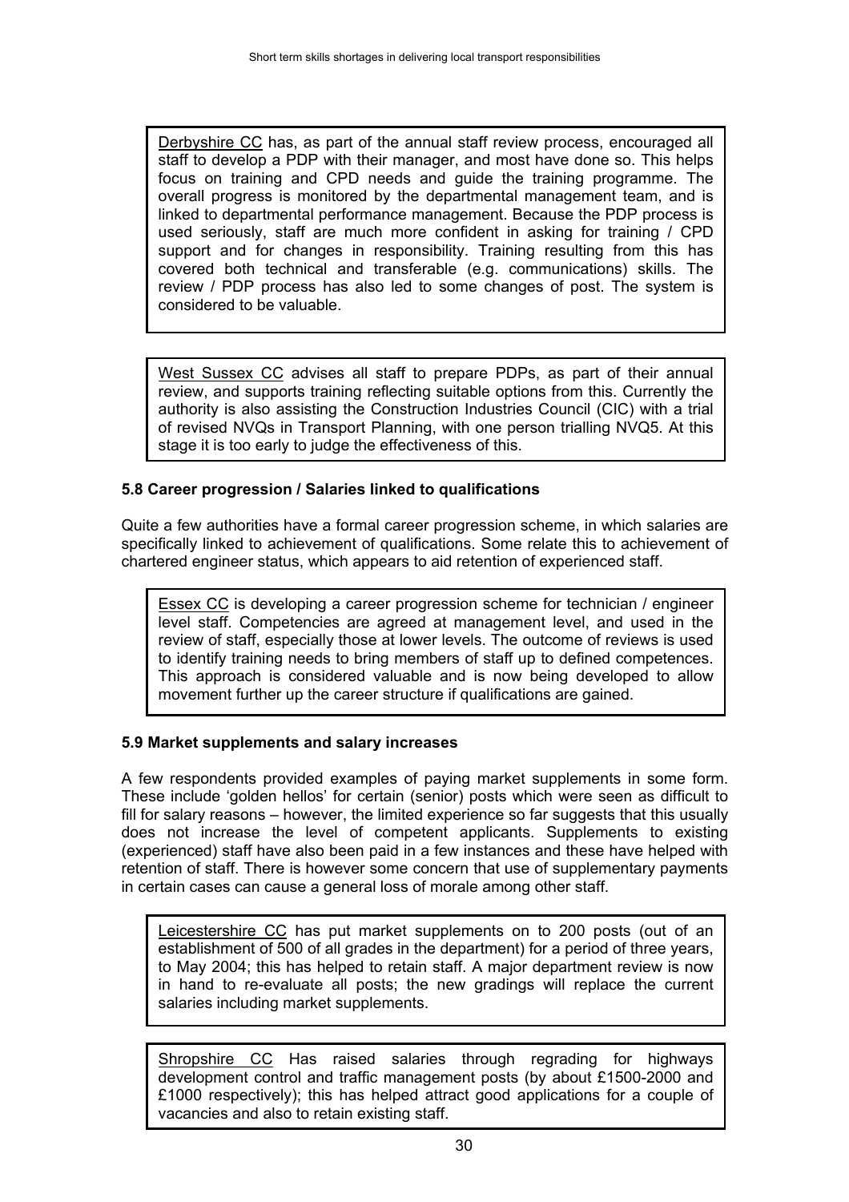Derbyshire CC has, as part of the annual staff review process, encouraged all staff to develop a PDP with their manager, and most have done so. This helps focus on training and CPD needs and guide the training programme. The overall progress is monitored by the departmental management team, and is linked to departmental performance management. Because the PDP process is used seriously, staff are much more confident in asking for training / CPD support and for changes in responsibility. Training resulting from this has covered both technical and transferable (e.g. communications) skills. The review / PDP process has also led to some changes of post. The system is considered to be valuable.

West Sussex CC advises all staff to prepare PDPs, as part of their annual review, and supports training reflecting suitable options from this. Currently the authority is also assisting the Construction Industries Council (CIC) with a trial of revised NVQs in Transport Planning, with one person trialling NVQ5. At this stage it is too early to judge the effectiveness of this.

### 5.8 Career progression / Salaries linked to qualifications

Quite a few authorities have a formal career progression scheme, in which salaries are specifically linked to achievement of qualifications. Some relate this to achievement of chartered engineer status, which appears to aid retention of experienced staff.

Essex CC is developing a career progression scheme for technician / engineer level staff. Competencies are agreed at management level, and used in the review of staff, especially those at lower levels. The outcome of reviews is used to identify training needs to bring members of staff up to defined competences. This approach is considered valuable and is now being developed to allow movement further up the career structure if qualifications are gained.

### 5.9 Market supplements and salary increases

A few respondents provided examples of paying market supplements in some form. These include 'golden hellos' for certain (senior) posts which were seen as difficult to fill for salary reasons – however, the limited experience so far suggests that this usually does not increase the level of competent applicants. Supplements to existing (experienced) staff have also been paid in a few instances and these have helped with retention of staff. There is however some concern that use of supplementary payments in certain cases can cause a general loss of morale among other staff.

Leicestershire CC has put market supplements on to 200 posts (out of an establishment of 500 of all grades in the department) for a period of three years, to May 2004; this has helped to retain staff. A major department review is now in hand to re-evaluate all posts; the new gradings will replace the current salaries including market supplements.

Shropshire CC Has raised salaries through regrading for highways development control and traffic management posts (by about £1500-2000 and £1000 respectively); this has helped attract good applications for a couple of vacancies and also to retain existing staff.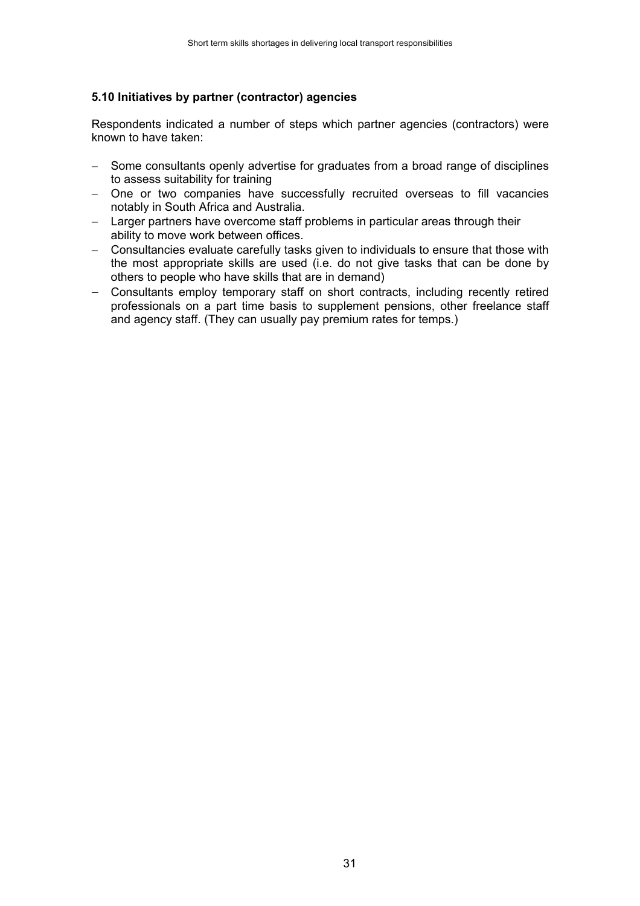### 5.10 Initiatives by partner (contractor) agencies

Respondents indicated a number of steps which partner agencies (contractors) were known to have taken:

- Some consultants openly advertise for graduates from a broad range of disciplines to assess suitability for training
- One or two companies have successfully recruited overseas to fill vacancies notably in South Africa and Australia.
- Larger partners have overcome staff problems in particular areas through their ability to move work between offices.
- Consultancies evaluate carefully tasks given to individuals to ensure that those with the most appropriate skills are used (i.e. do not give tasks that can be done by others to people who have skills that are in demand)
- Consultants employ temporary staff on short contracts, including recently retired professionals on a part time basis to supplement pensions, other freelance staff and agency staff. (They can usually pay premium rates for temps.)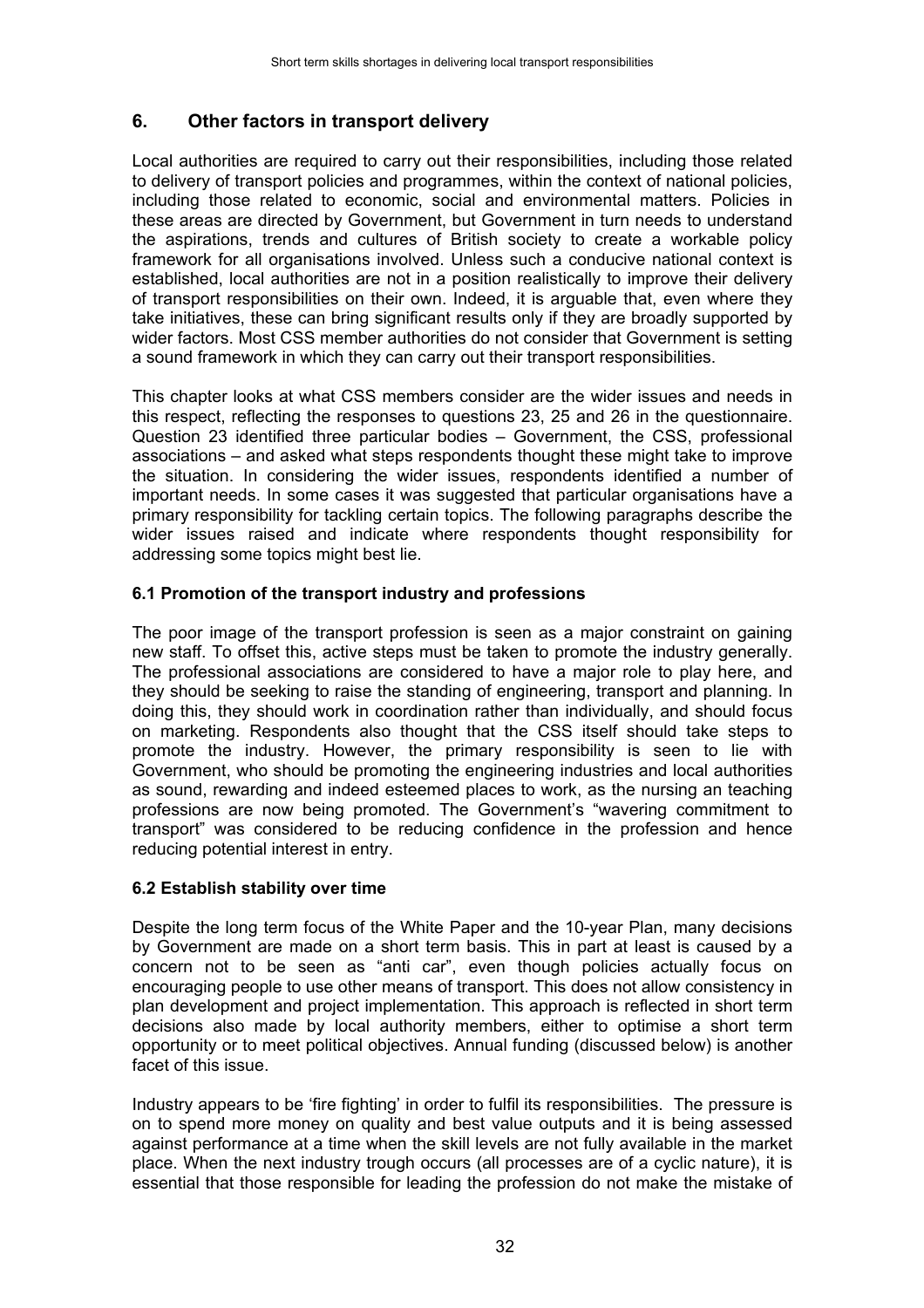## 6. Other factors in transport delivery

Local authorities are required to carry out their responsibilities, including those related to delivery of transport policies and programmes, within the context of national policies, including those related to economic, social and environmental matters. Policies in these areas are directed by Government, but Government in turn needs to understand the aspirations, trends and cultures of British society to create a workable policy framework for all organisations involved. Unless such a conducive national context is established, local authorities are not in a position realistically to improve their delivery of transport responsibilities on their own. Indeed, it is arguable that, even where they take initiatives, these can bring significant results only if they are broadly supported by wider factors. Most CSS member authorities do not consider that Government is setting a sound framework in which they can carry out their transport responsibilities.

This chapter looks at what CSS members consider are the wider issues and needs in this respect, reflecting the responses to questions 23, 25 and 26 in the questionnaire. Question 23 identified three particular bodies – Government, the CSS, professional associations – and asked what steps respondents thought these might take to improve the situation. In considering the wider issues, respondents identified a number of important needs. In some cases it was suggested that particular organisations have a primary responsibility for tackling certain topics. The following paragraphs describe the wider issues raised and indicate where respondents thought responsibility for addressing some topics might best lie.

### 6.1 Promotion of the transport industry and professions

The poor image of the transport profession is seen as a major constraint on gaining new staff. To offset this, active steps must be taken to promote the industry generally. The professional associations are considered to have a major role to play here, and they should be seeking to raise the standing of engineering, transport and planning. In doing this, they should work in coordination rather than individually, and should focus on marketing. Respondents also thought that the CSS itself should take steps to promote the industry. However, the primary responsibility is seen to lie with Government, who should be promoting the engineering industries and local authorities as sound, rewarding and indeed esteemed places to work, as the nursing an teaching professions are now being promoted. The Government's "wavering commitment to transport" was considered to be reducing confidence in the profession and hence reducing potential interest in entry.

### 6.2 Establish stability over time

Despite the long term focus of the White Paper and the 10-year Plan, many decisions by Government are made on a short term basis. This in part at least is caused by a concern not to be seen as "anti car", even though policies actually focus on encouraging people to use other means of transport. This does not allow consistency in plan development and project implementation. This approach is reflected in short term decisions also made by local authority members, either to optimise a short term opportunity or to meet political objectives. Annual funding (discussed below) is another facet of this issue.

Industry appears to be 'fire fighting' in order to fulfil its responsibilities. The pressure is on to spend more money on quality and best value outputs and it is being assessed against performance at a time when the skill levels are not fully available in the market place. When the next industry trough occurs (all processes are of a cyclic nature), it is essential that those responsible for leading the profession do not make the mistake of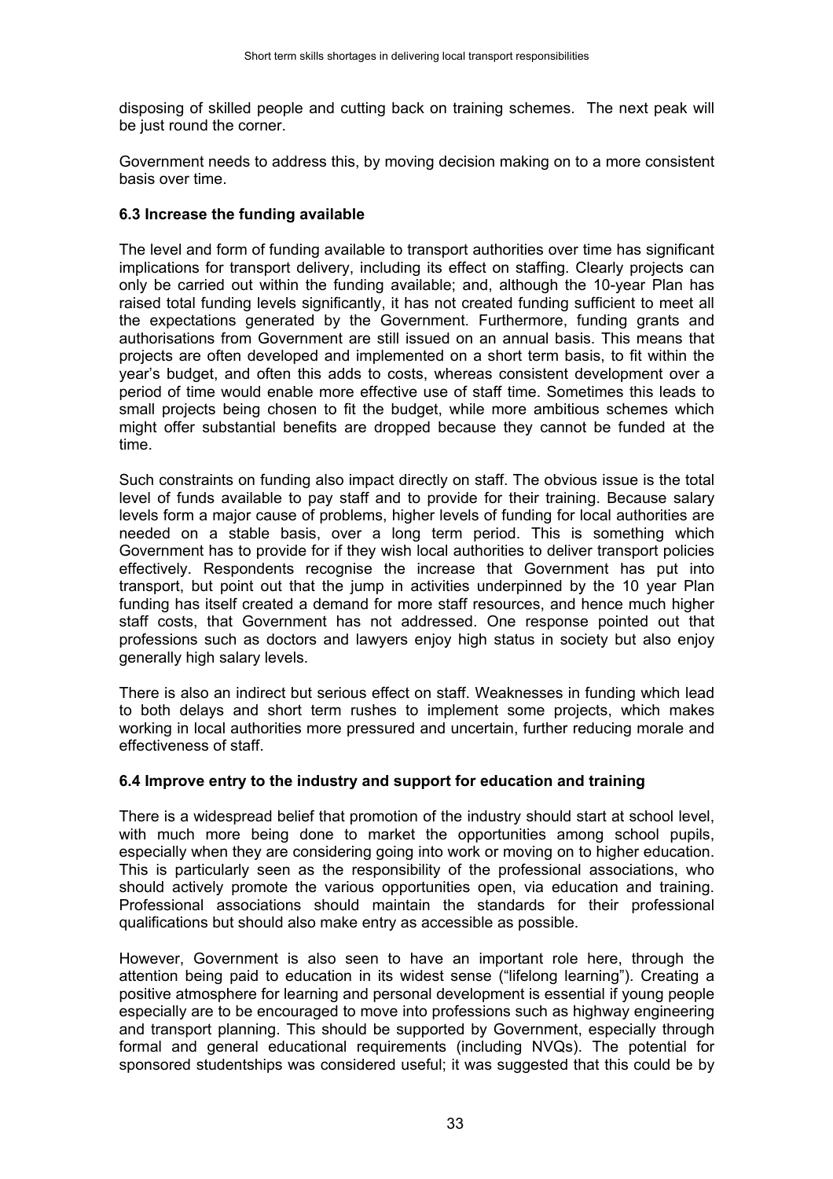disposing of skilled people and cutting back on training schemes. The next peak will be just round the corner.

Government needs to address this, by moving decision making on to a more consistent basis over time.

### 6.3 Increase the funding available

The level and form of funding available to transport authorities over time has significant implications for transport delivery, including its effect on staffing. Clearly projects can only be carried out within the funding available; and, although the 10-year Plan has raised total funding levels significantly, it has not created funding sufficient to meet all the expectations generated by the Government. Furthermore, funding grants and authorisations from Government are still issued on an annual basis. This means that projects are often developed and implemented on a short term basis, to fit within the year's budget, and often this adds to costs, whereas consistent development over a period of time would enable more effective use of staff time. Sometimes this leads to small projects being chosen to fit the budget, while more ambitious schemes which might offer substantial benefits are dropped because they cannot be funded at the time.

Such constraints on funding also impact directly on staff. The obvious issue is the total level of funds available to pay staff and to provide for their training. Because salary levels form a major cause of problems, higher levels of funding for local authorities are needed on a stable basis, over a long term period. This is something which Government has to provide for if they wish local authorities to deliver transport policies effectively. Respondents recognise the increase that Government has put into transport, but point out that the jump in activities underpinned by the 10 year Plan funding has itself created a demand for more staff resources, and hence much higher staff costs, that Government has not addressed. One response pointed out that professions such as doctors and lawyers enjoy high status in society but also enjoy generally high salary levels.

There is also an indirect but serious effect on staff. Weaknesses in funding which lead to both delays and short term rushes to implement some projects, which makes working in local authorities more pressured and uncertain, further reducing morale and effectiveness of staff.

### 6.4 Improve entry to the industry and support for education and training

There is a widespread belief that promotion of the industry should start at school level, with much more being done to market the opportunities among school pupils, especially when they are considering going into work or moving on to higher education. This is particularly seen as the responsibility of the professional associations, who should actively promote the various opportunities open, via education and training. Professional associations should maintain the standards for their professional qualifications but should also make entry as accessible as possible.

However, Government is also seen to have an important role here, through the attention being paid to education in its widest sense ("lifelong learning"). Creating a positive atmosphere for learning and personal development is essential if young people especially are to be encouraged to move into professions such as highway engineering and transport planning. This should be supported by Government, especially through formal and general educational requirements (including NVQs). The potential for sponsored studentships was considered useful; it was suggested that this could be by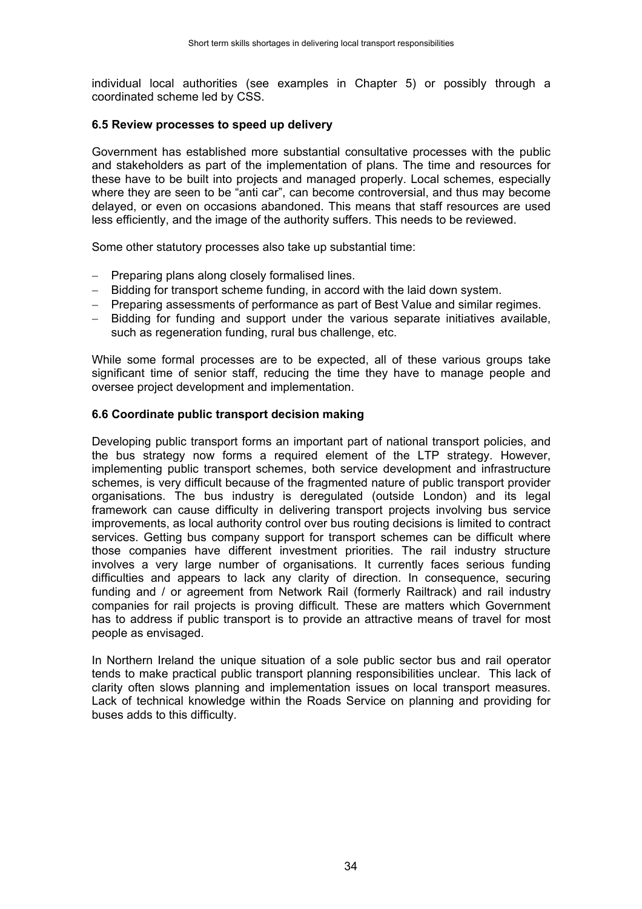individual local authorities (see examples in Chapter 5) or possibly through a coordinated scheme led by CSS.

### 6.5 Review processes to speed up delivery

Government has established more substantial consultative processes with the public and stakeholders as part of the implementation of plans. The time and resources for these have to be built into projects and managed properly. Local schemes, especially where they are seen to be "anti car", can become controversial, and thus may become delayed, or even on occasions abandoned. This means that staff resources are used less efficiently, and the image of the authority suffers. This needs to be reviewed.

Some other statutory processes also take up substantial time:

- Preparing plans along closely formalised lines.
- Bidding for transport scheme funding, in accord with the laid down system.
- Preparing assessments of performance as part of Best Value and similar regimes.
- Bidding for funding and support under the various separate initiatives available, such as regeneration funding, rural bus challenge, etc.

While some formal processes are to be expected, all of these various groups take significant time of senior staff, reducing the time they have to manage people and oversee project development and implementation.

### 6.6 Coordinate public transport decision making

Developing public transport forms an important part of national transport policies, and the bus strategy now forms a required element of the LTP strategy. However, implementing public transport schemes, both service development and infrastructure schemes, is very difficult because of the fragmented nature of public transport provider organisations. The bus industry is deregulated (outside London) and its legal framework can cause difficulty in delivering transport projects involving bus service improvements, as local authority control over bus routing decisions is limited to contract services. Getting bus company support for transport schemes can be difficult where those companies have different investment priorities. The rail industry structure involves a very large number of organisations. It currently faces serious funding difficulties and appears to lack any clarity of direction. In consequence, securing funding and / or agreement from Network Rail (formerly Railtrack) and rail industry companies for rail projects is proving difficult. These are matters which Government has to address if public transport is to provide an attractive means of travel for most people as envisaged.

In Northern Ireland the unique situation of a sole public sector bus and rail operator tends to make practical public transport planning responsibilities unclear. This lack of clarity often slows planning and implementation issues on local transport measures. Lack of technical knowledge within the Roads Service on planning and providing for buses adds to this difficulty.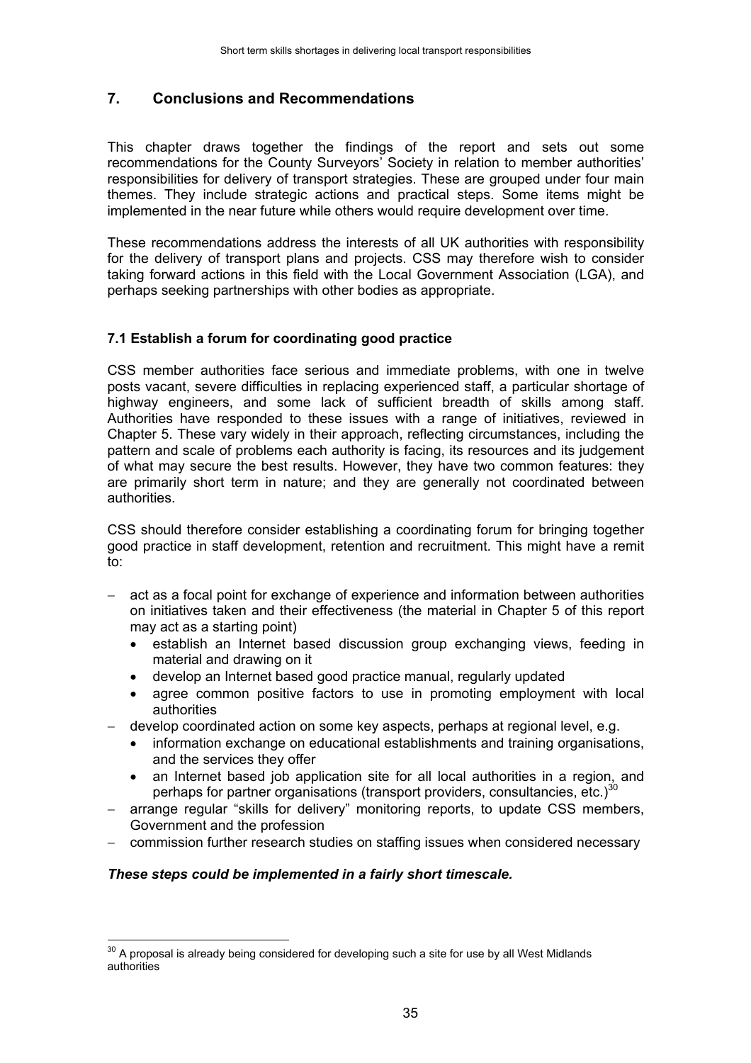## 7. Conclusions and Recommendations

This chapter draws together the findings of the report and sets out some recommendations for the County Surveyors' Society in relation to member authorities' responsibilities for delivery of transport strategies. These are grouped under four main themes. They include strategic actions and practical steps. Some items might be implemented in the near future while others would require development over time.

These recommendations address the interests of all UK authorities with responsibility for the delivery of transport plans and projects. CSS may therefore wish to consider taking forward actions in this field with the Local Government Association (LGA), and perhaps seeking partnerships with other bodies as appropriate.

### 7.1 Establish a forum for coordinating good practice

CSS member authorities face serious and immediate problems, with one in twelve posts vacant, severe difficulties in replacing experienced staff, a particular shortage of highway engineers, and some lack of sufficient breadth of skills among staff. Authorities have responded to these issues with a range of initiatives, reviewed in Chapter 5. These vary widely in their approach, reflecting circumstances, including the pattern and scale of problems each authority is facing, its resources and its judgement of what may secure the best results. However, they have two common features: they are primarily short term in nature; and they are generally not coordinated between authorities.

CSS should therefore consider establishing a coordinating forum for bringing together good practice in staff development, retention and recruitment. This might have a remit to:

- act as a focal point for exchange of experience and information between authorities on initiatives taken and their effectiveness (the material in Chapter 5 of this report may act as a starting point)
  - establish an Internet based discussion group exchanging views, feeding in material and drawing on it
  - develop an Internet based good practice manual, regularly updated
  - agree common positive factors to use in promoting employment with local authorities
- develop coordinated action on some key aspects, perhaps at regional level, e.g.
  - information exchange on educational establishments and training organisations, and the services they offer
  - an Internet based job application site for all local authorities in a region, and perhaps for partner organisations (transport providers, consultancies, etc.)[30]
- arrange regular "skills for delivery" monitoring reports, to update CSS members, Government and the profession
- commission further research studies on staffing issues when considered necessary

***These steps could be implemented in a fairly short timescale.***

[30] A proposal is already being considered for developing such a site for use by all West Midlands authorities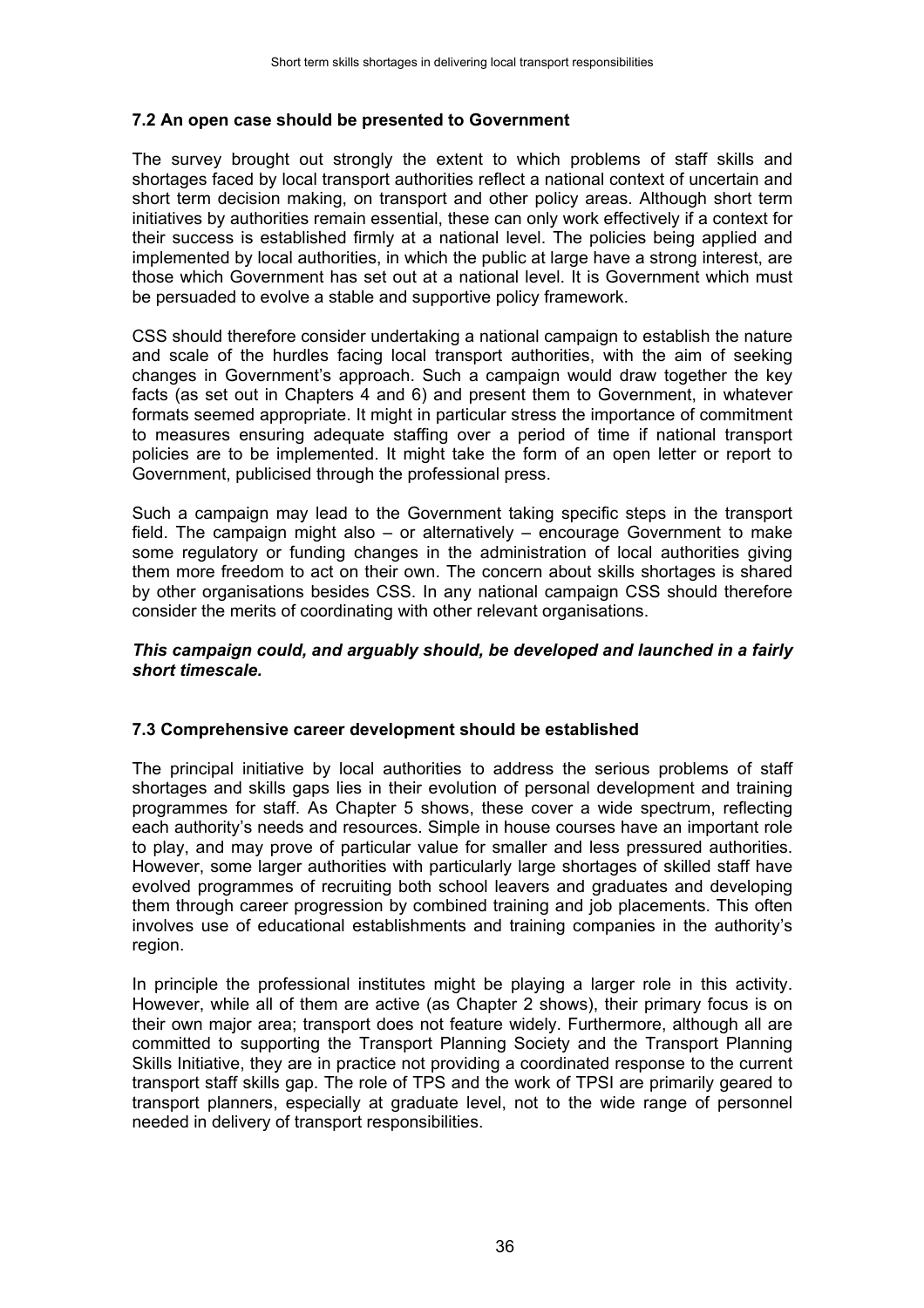## 7.2 An open case should be presented to Government

The survey brought out strongly the extent to which problems of staff skills and shortages faced by local transport authorities reflect a national context of uncertain and short term decision making, on transport and other policy areas. Although short term initiatives by authorities remain essential, these can only work effectively if a context for their success is established firmly at a national level. The policies being applied and implemented by local authorities, in which the public at large have a strong interest, are those which Government has set out at a national level. It is Government which must be persuaded to evolve a stable and supportive policy framework.

CSS should therefore consider undertaking a national campaign to establish the nature and scale of the hurdles facing local transport authorities, with the aim of seeking changes in Government's approach. Such a campaign would draw together the key facts (as set out in Chapters 4 and 6) and present them to Government, in whatever formats seemed appropriate. It might in particular stress the importance of commitment to measures ensuring adequate staffing over a period of time if national transport policies are to be implemented. It might take the form of an open letter or report to Government, publicised through the professional press.

Such a campaign may lead to the Government taking specific steps in the transport field. The campaign might also – or alternatively – encourage Government to make some regulatory or funding changes in the administration of local authorities giving them more freedom to act on their own. The concern about skills shortages is shared by other organisations besides CSS. In any national campaign CSS should therefore consider the merits of coordinating with other relevant organisations.

***This campaign could, and arguably should, be developed and launched in a fairly short timescale.***

## 7.3 Comprehensive career development should be established

The principal initiative by local authorities to address the serious problems of staff shortages and skills gaps lies in their evolution of personal development and training programmes for staff. As Chapter 5 shows, these cover a wide spectrum, reflecting each authority's needs and resources. Simple in house courses have an important role to play, and may prove of particular value for smaller and less pressured authorities. However, some larger authorities with particularly large shortages of skilled staff have evolved programmes of recruiting both school leavers and graduates and developing them through career progression by combined training and job placements. This often involves use of educational establishments and training companies in the authority's region.

In principle the professional institutes might be playing a larger role in this activity. However, while all of them are active (as Chapter 2 shows), their primary focus is on their own major area; transport does not feature widely. Furthermore, although all are committed to supporting the Transport Planning Society and the Transport Planning Skills Initiative, they are in practice not providing a coordinated response to the current transport staff skills gap. The role of TPS and the work of TPSI are primarily geared to transport planners, especially at graduate level, not to the wide range of personnel needed in delivery of transport responsibilities.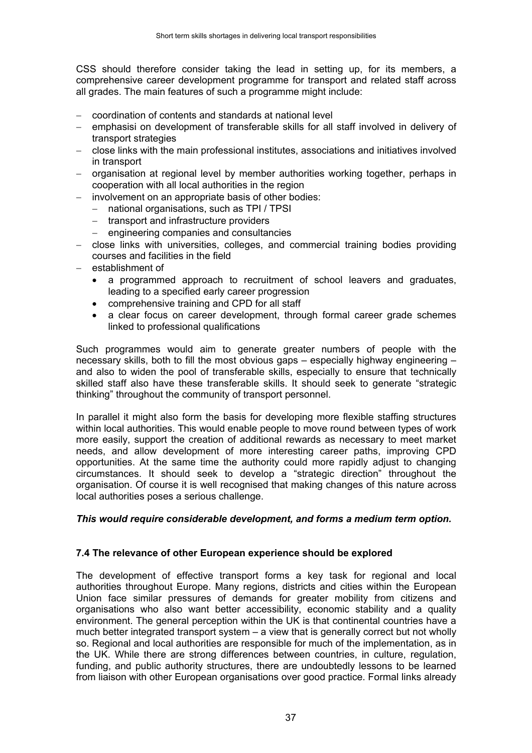CSS should therefore consider taking the lead in setting up, for its members, a comprehensive career development programme for transport and related staff across all grades. The main features of such a programme might include:

- coordination of contents and standards at national level
- emphasisi on development of transferable skills for all staff involved in delivery of transport strategies
- close links with the main professional institutes, associations and initiatives involved in transport
- organisation at regional level by member authorities working together, perhaps in cooperation with all local authorities in the region
- involvement on an appropriate basis of other bodies:
  - national organisations, such as TPI / TPSI
  - transport and infrastructure providers
  - engineering companies and consultancies
- close links with universities, colleges, and commercial training bodies providing courses and facilities in the field
- establishment of
  - a programmed approach to recruitment of school leavers and graduates, leading to a specified early career progression
  - comprehensive training and CPD for all staff
  - a clear focus on career development, through formal career grade schemes linked to professional qualifications

Such programmes would aim to generate greater numbers of people with the necessary skills, both to fill the most obvious gaps – especially highway engineering – and also to widen the pool of transferable skills, especially to ensure that technically skilled staff also have these transferable skills. It should seek to generate "strategic thinking" throughout the community of transport personnel.

In parallel it might also form the basis for developing more flexible staffing structures within local authorities. This would enable people to move round between types of work more easily, support the creation of additional rewards as necessary to meet market needs, and allow development of more interesting career paths, improving CPD opportunities. At the same time the authority could more rapidly adjust to changing circumstances. It should seek to develop a "strategic direction" throughout the organisation. Of course it is well recognised that making changes of this nature across local authorities poses a serious challenge.

***This would require considerable development, and forms a medium term option.***

### 7.4 The relevance of other European experience should be explored

The development of effective transport forms a key task for regional and local authorities throughout Europe. Many regions, districts and cities within the European Union face similar pressures of demands for greater mobility from citizens and organisations who also want better accessibility, economic stability and a quality environment. The general perception within the UK is that continental countries have a much better integrated transport system – a view that is generally correct but not wholly so. Regional and local authorities are responsible for much of the implementation, as in the UK. While there are strong differences between countries, in culture, regulation, funding, and public authority structures, there are undoubtedly lessons to be learned from liaison with other European organisations over good practice. Formal links already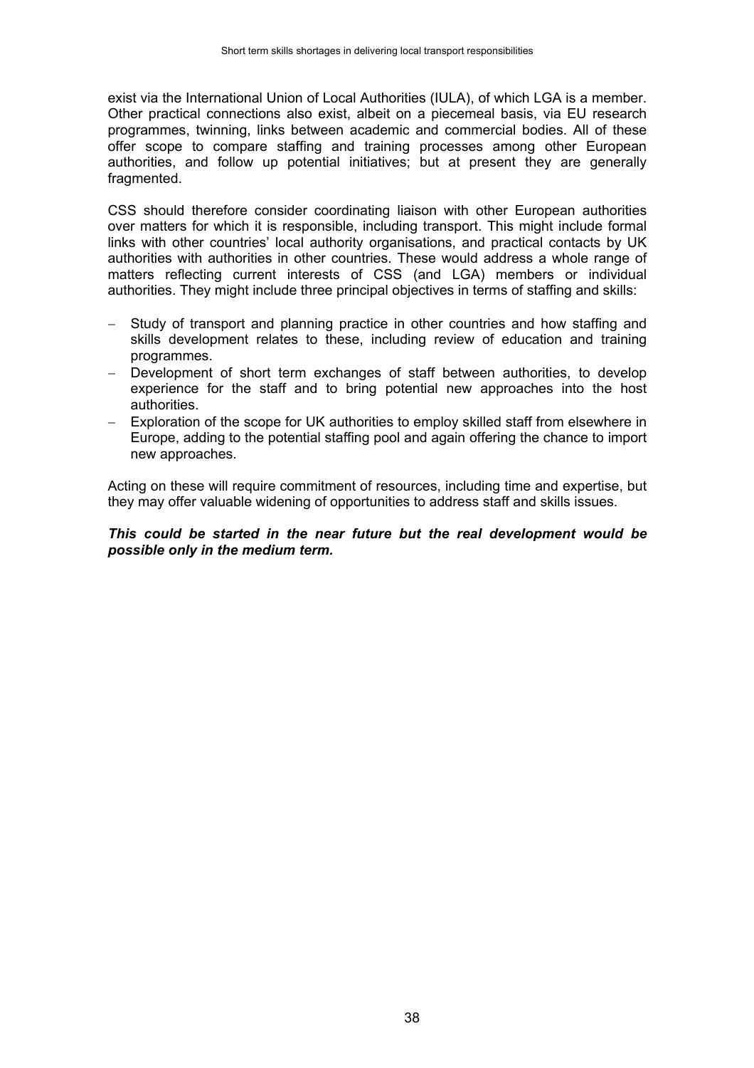exist via the International Union of Local Authorities (IULA), of which LGA is a member. Other practical connections also exist, albeit on a piecemeal basis, via EU research programmes, twinning, links between academic and commercial bodies. All of these offer scope to compare staffing and training processes among other European authorities, and follow up potential initiatives; but at present they are generally fragmented.

CSS should therefore consider coordinating liaison with other European authorities over matters for which it is responsible, including transport. This might include formal links with other countries' local authority organisations, and practical contacts by UK authorities with authorities in other countries. These would address a whole range of matters reflecting current interests of CSS (and LGA) members or individual authorities. They might include three principal objectives in terms of staffing and skills:

- Study of transport and planning practice in other countries and how staffing and skills development relates to these, including review of education and training programmes.
- Development of short term exchanges of staff between authorities, to develop experience for the staff and to bring potential new approaches into the host authorities.
- Exploration of the scope for UK authorities to employ skilled staff from elsewhere in Europe, adding to the potential staffing pool and again offering the chance to import new approaches.

Acting on these will require commitment of resources, including time and expertise, but they may offer valuable widening of opportunities to address staff and skills issues.

***This could be started in the near future but the real development would be possible only in the medium term.***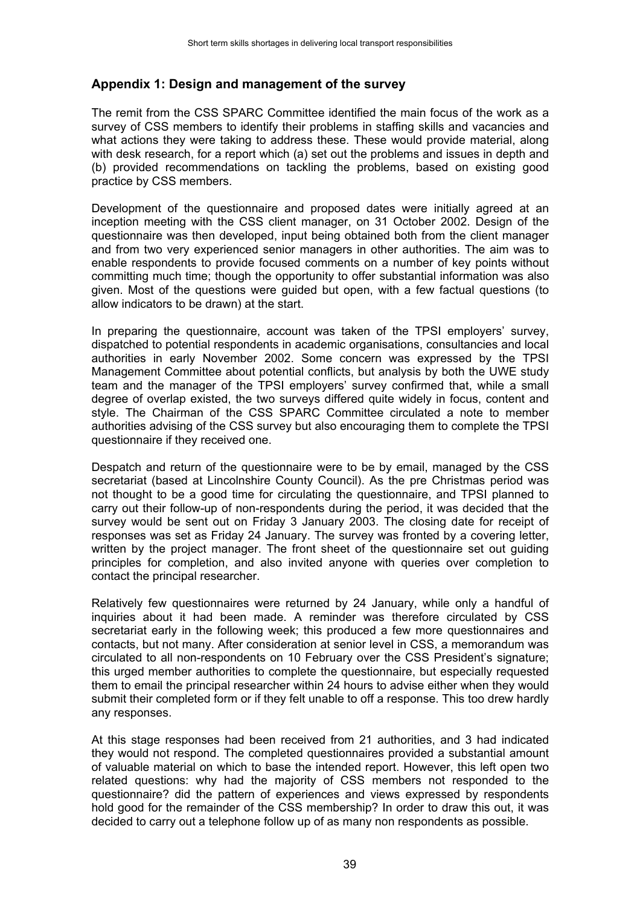## Appendix 1: Design and management of the survey

The remit from the CSS SPARC Committee identified the main focus of the work as a survey of CSS members to identify their problems in staffing skills and vacancies and what actions they were taking to address these. These would provide material, along with desk research, for a report which (a) set out the problems and issues in depth and (b) provided recommendations on tackling the problems, based on existing good practice by CSS members.

Development of the questionnaire and proposed dates were initially agreed at an inception meeting with the CSS client manager, on 31 October 2002. Design of the questionnaire was then developed, input being obtained both from the client manager and from two very experienced senior managers in other authorities. The aim was to enable respondents to provide focused comments on a number of key points without committing much time; though the opportunity to offer substantial information was also given. Most of the questions were guided but open, with a few factual questions (to allow indicators to be drawn) at the start.

In preparing the questionnaire, account was taken of the TPSI employers' survey, dispatched to potential respondents in academic organisations, consultancies and local authorities in early November 2002. Some concern was expressed by the TPSI Management Committee about potential conflicts, but analysis by both the UWE study team and the manager of the TPSI employers' survey confirmed that, while a small degree of overlap existed, the two surveys differed quite widely in focus, content and style. The Chairman of the CSS SPARC Committee circulated a note to member authorities advising of the CSS survey but also encouraging them to complete the TPSI questionnaire if they received one.

Despatch and return of the questionnaire were to be by email, managed by the CSS secretariat (based at Lincolnshire County Council). As the pre Christmas period was not thought to be a good time for circulating the questionnaire, and TPSI planned to carry out their follow-up of non-respondents during the period, it was decided that the survey would be sent out on Friday 3 January 2003. The closing date for receipt of responses was set as Friday 24 January. The survey was fronted by a covering letter, written by the project manager. The front sheet of the questionnaire set out guiding principles for completion, and also invited anyone with queries over completion to contact the principal researcher.

Relatively few questionnaires were returned by 24 January, while only a handful of inquiries about it had been made. A reminder was therefore circulated by CSS secretariat early in the following week; this produced a few more questionnaires and contacts, but not many. After consideration at senior level in CSS, a memorandum was circulated to all non-respondents on 10 February over the CSS President's signature; this urged member authorities to complete the questionnaire, but especially requested them to email the principal researcher within 24 hours to advise either when they would submit their completed form or if they felt unable to off a response. This too drew hardly any responses.

At this stage responses had been received from 21 authorities, and 3 had indicated they would not respond. The completed questionnaires provided a substantial amount of valuable material on which to base the intended report. However, this left open two related questions: why had the majority of CSS members not responded to the questionnaire? did the pattern of experiences and views expressed by respondents hold good for the remainder of the CSS membership? In order to draw this out, it was decided to carry out a telephone follow up of as many non respondents as possible.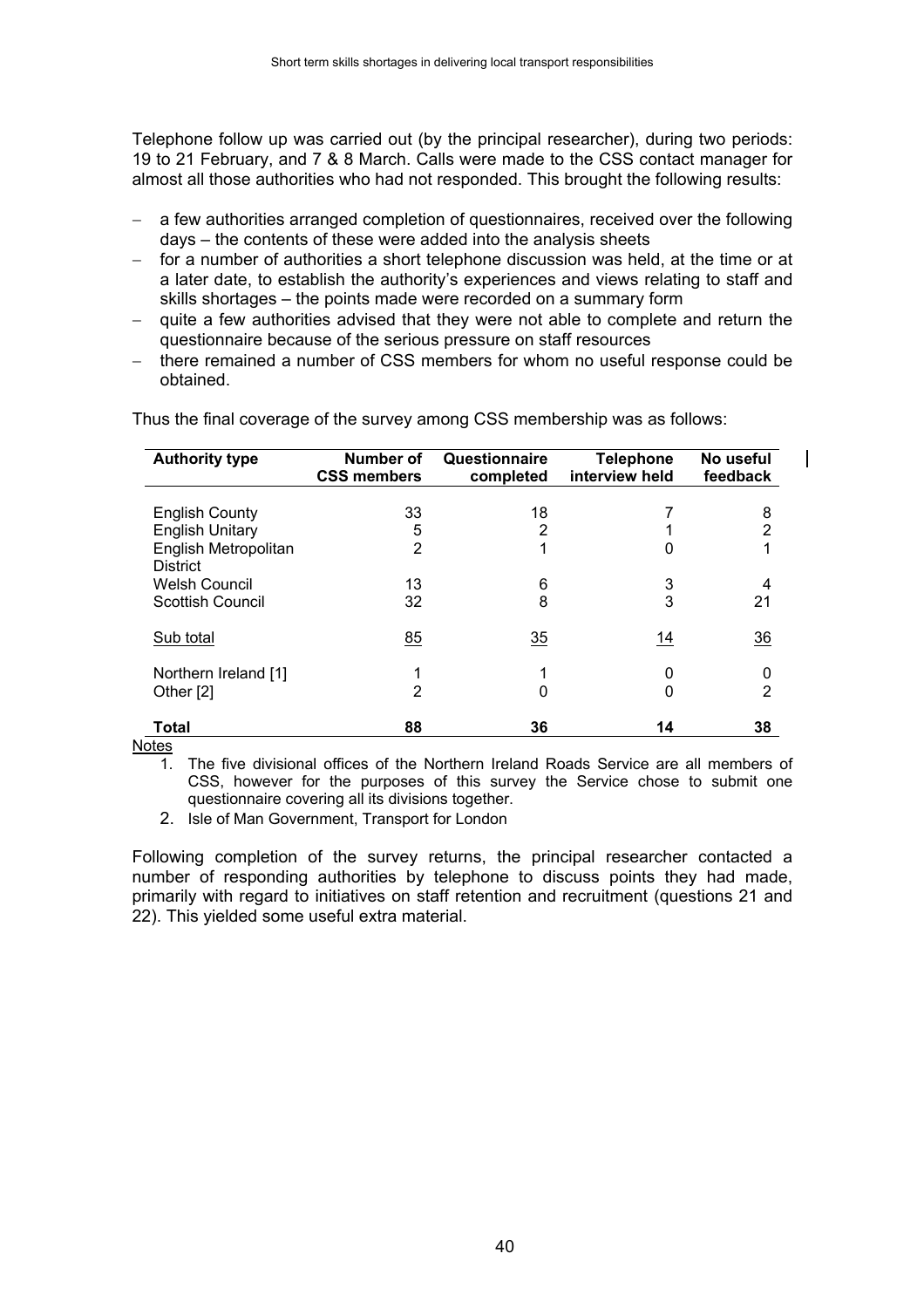Telephone follow up was carried out (by the principal researcher), during two periods: 19 to 21 February, and 7 & 8 March. Calls were made to the CSS contact manager for almost all those authorities who had not responded. This brought the following results:

- a few authorities arranged completion of questionnaires, received over the following days – the contents of these were added into the analysis sheets
- for a number of authorities a short telephone discussion was held, at the time or at a later date, to establish the authority's experiences and views relating to staff and skills shortages – the points made were recorded on a summary form
- quite a few authorities advised that they were not able to complete and return the questionnaire because of the serious pressure on staff resources
- there remained a number of CSS members for whom no useful response could be obtained.

Thus the final coverage of the survey among CSS membership was as follows:

| Authority type | Number of CSS members | Questionnaire completed | Telephone interview held | No useful feedback |
|---|---|---|---|---|
| English County | 33 | 18 | 7 | 8 |
| English Unitary | 5 | 2 | 1 | 2 |
| English Metropolitan District | 2 | 1 | 0 | 1 |
| Welsh Council | 13 | 6 | 3 | 4 |
| Scottish Council | 32 | 8 | 3 | 21 |
| Sub total | 85 | 35 | 14 | 36 |
| Northern Ireland [1] | 1 | 1 | 0 | 0 |
| Other [2] | 2 | 0 | 0 | 2 |
| **Total** | **88** | **36** | **14** | **38** |

Notes

1. The five divisional offices of the Northern Ireland Roads Service are all members of CSS, however for the purposes of this survey the Service chose to submit one questionnaire covering all its divisions together.
2. Isle of Man Government, Transport for London

Following completion of the survey returns, the principal researcher contacted a number of responding authorities by telephone to discuss points they had made, primarily with regard to initiatives on staff retention and recruitment (questions 21 and 22). This yielded some useful extra material.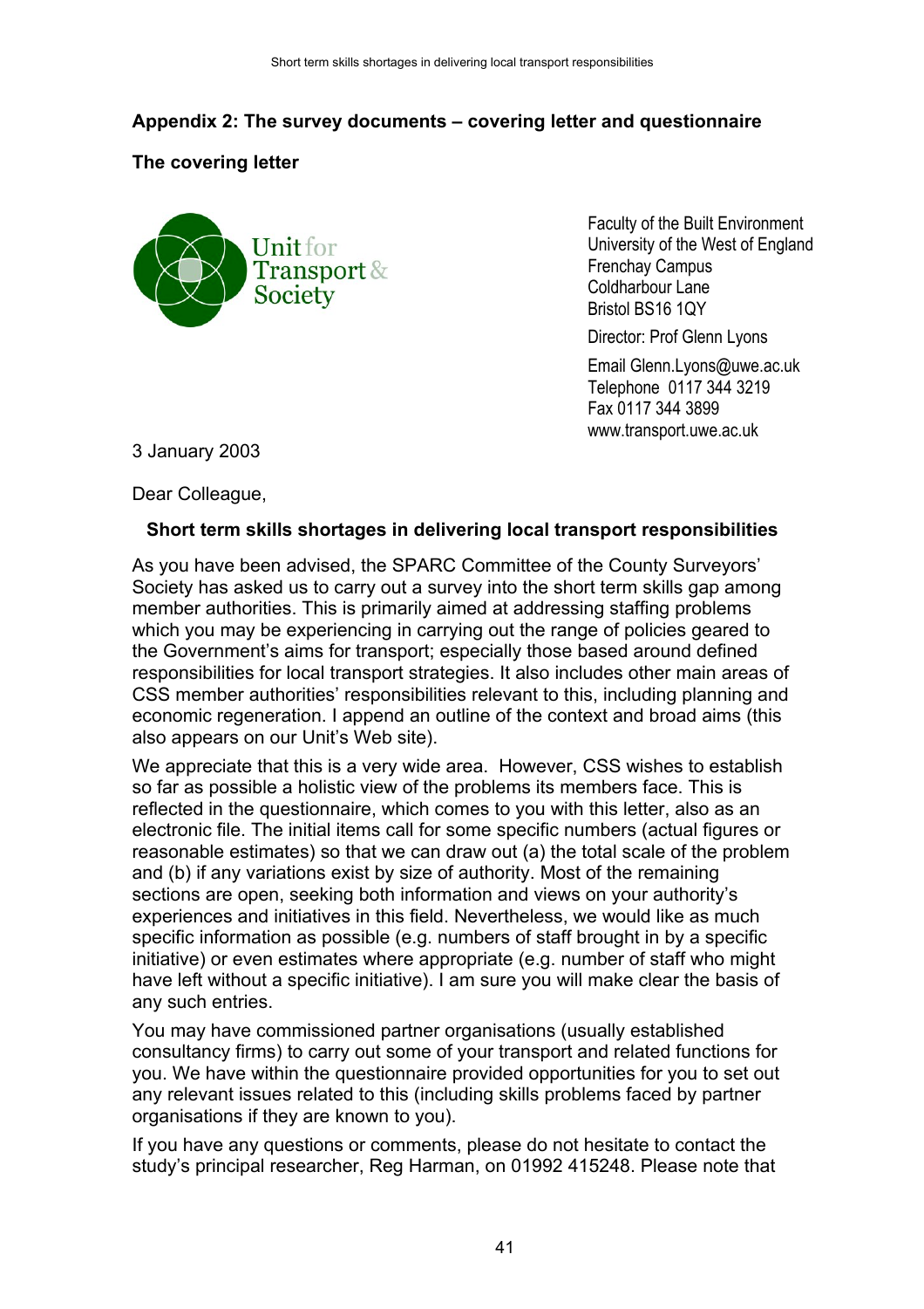## Appendix 2: The survey documents – covering letter and questionnaire

### The covering letter

Unit for Transport & Society

Faculty of the Built Environment
University of the West of England
Frenchay Campus
Coldharbour Lane
Bristol BS16 1QY

Director: Prof Glenn Lyons

Email Glenn.Lyons@uwe.ac.uk
Telephone 0117 344 3219
Fax 0117 344 3899
www.transport.uwe.ac.uk

3 January 2003

Dear Colleague,

**Short term skills shortages in delivering local transport responsibilities**

As you have been advised, the SPARC Committee of the County Surveyors' Society has asked us to carry out a survey into the short term skills gap among member authorities. This is primarily aimed at addressing staffing problems which you may be experiencing in carrying out the range of policies geared to the Government's aims for transport; especially those based around defined responsibilities for local transport strategies. It also includes other main areas of CSS member authorities' responsibilities relevant to this, including planning and economic regeneration. I append an outline of the context and broad aims (this also appears on our Unit's Web site).

We appreciate that this is a very wide area. However, CSS wishes to establish so far as possible a holistic view of the problems its members face. This is reflected in the questionnaire, which comes to you with this letter, also as an electronic file. The initial items call for some specific numbers (actual figures or reasonable estimates) so that we can draw out (a) the total scale of the problem and (b) if any variations exist by size of authority. Most of the remaining sections are open, seeking both information and views on your authority's experiences and initiatives in this field. Nevertheless, we would like as much specific information as possible (e.g. numbers of staff brought in by a specific initiative) or even estimates where appropriate (e.g. number of staff who might have left without a specific initiative). I am sure you will make clear the basis of any such entries.

You may have commissioned partner organisations (usually established consultancy firms) to carry out some of your transport and related functions for you. We have within the questionnaire provided opportunities for you to set out any relevant issues related to this (including skills problems faced by partner organisations if they are known to you).

If you have any questions or comments, please do not hesitate to contact the study's principal researcher, Reg Harman, on 01992 415248. Please note that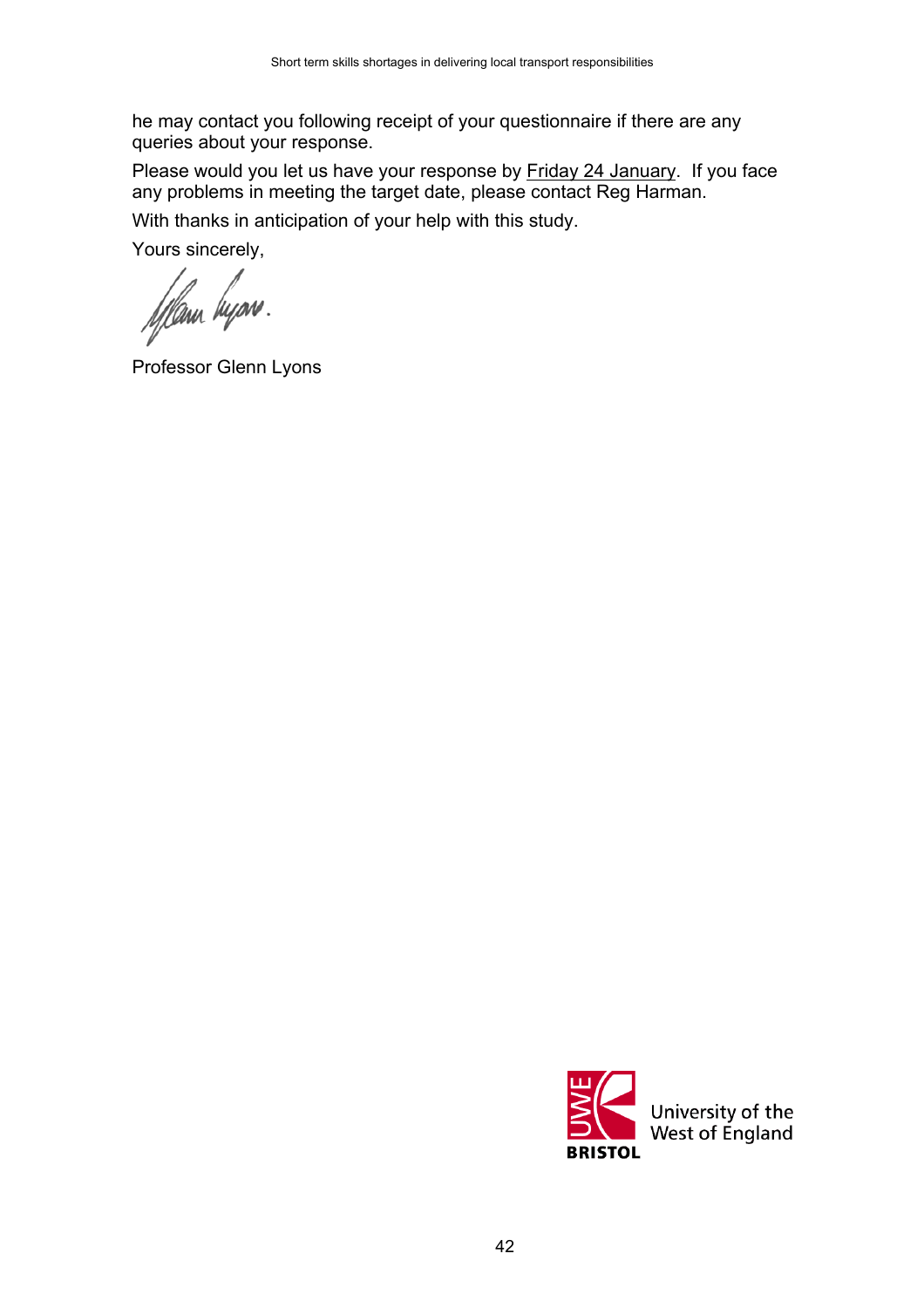he may contact you following receipt of your questionnaire if there are any queries about your response.

Please would you let us have your response by Friday 24 January. If you face any problems in meeting the target date, please contact Reg Harman.

With thanks in anticipation of your help with this study.

Yours sincerely,

Professor Glenn Lyons

University of the West of England

BRISTOL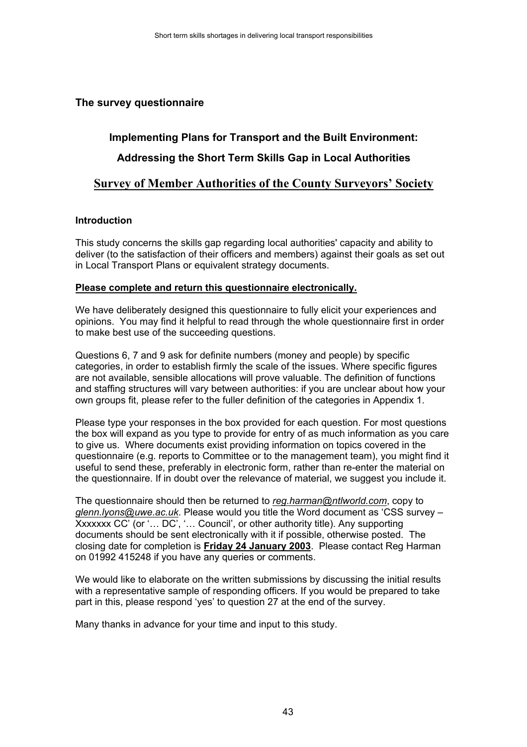## The survey questionnaire

### Implementing Plans for Transport and the Built Environment:

### Addressing the Short Term Skills Gap in Local Authorities

## Survey of Member Authorities of the County Surveyors' Society

**Introduction**

This study concerns the skills gap regarding local authorities' capacity and ability to deliver (to the satisfaction of their officers and members) against their goals as set out in Local Transport Plans or equivalent strategy documents.

**Please complete and return this questionnaire electronically.**

We have deliberately designed this questionnaire to fully elicit your experiences and opinions. You may find it helpful to read through the whole questionnaire first in order to make best use of the succeeding questions.

Questions 6, 7 and 9 ask for definite numbers (money and people) by specific categories, in order to establish firmly the scale of the issues. Where specific figures are not available, sensible allocations will prove valuable. The definition of functions and staffing structures will vary between authorities: if you are unclear about how your own groups fit, please refer to the fuller definition of the categories in Appendix 1.

Please type your responses in the box provided for each question. For most questions the box will expand as you type to provide for entry of as much information as you care to give us. Where documents exist providing information on topics covered in the questionnaire (e.g. reports to Committee or to the management team), you might find it useful to send these, preferably in electronic form, rather than re-enter the material on the questionnaire. If in doubt over the relevance of material, we suggest you include it.

The questionnaire should then be returned to *reg.harman@ntlworld.com*, copy to *glenn.lyons@uwe.ac.uk*. Please would you title the Word document as 'CSS survey – Xxxxxxx CC' (or '… DC', '… Council', or other authority title). Any supporting documents should be sent electronically with it if possible, otherwise posted. The closing date for completion is **Friday 24 January 2003**. Please contact Reg Harman on 01992 415248 if you have any queries or comments.

We would like to elaborate on the written submissions by discussing the initial results with a representative sample of responding officers. If you would be prepared to take part in this, please respond 'yes' to question 27 at the end of the survey.

Many thanks in advance for your time and input to this study.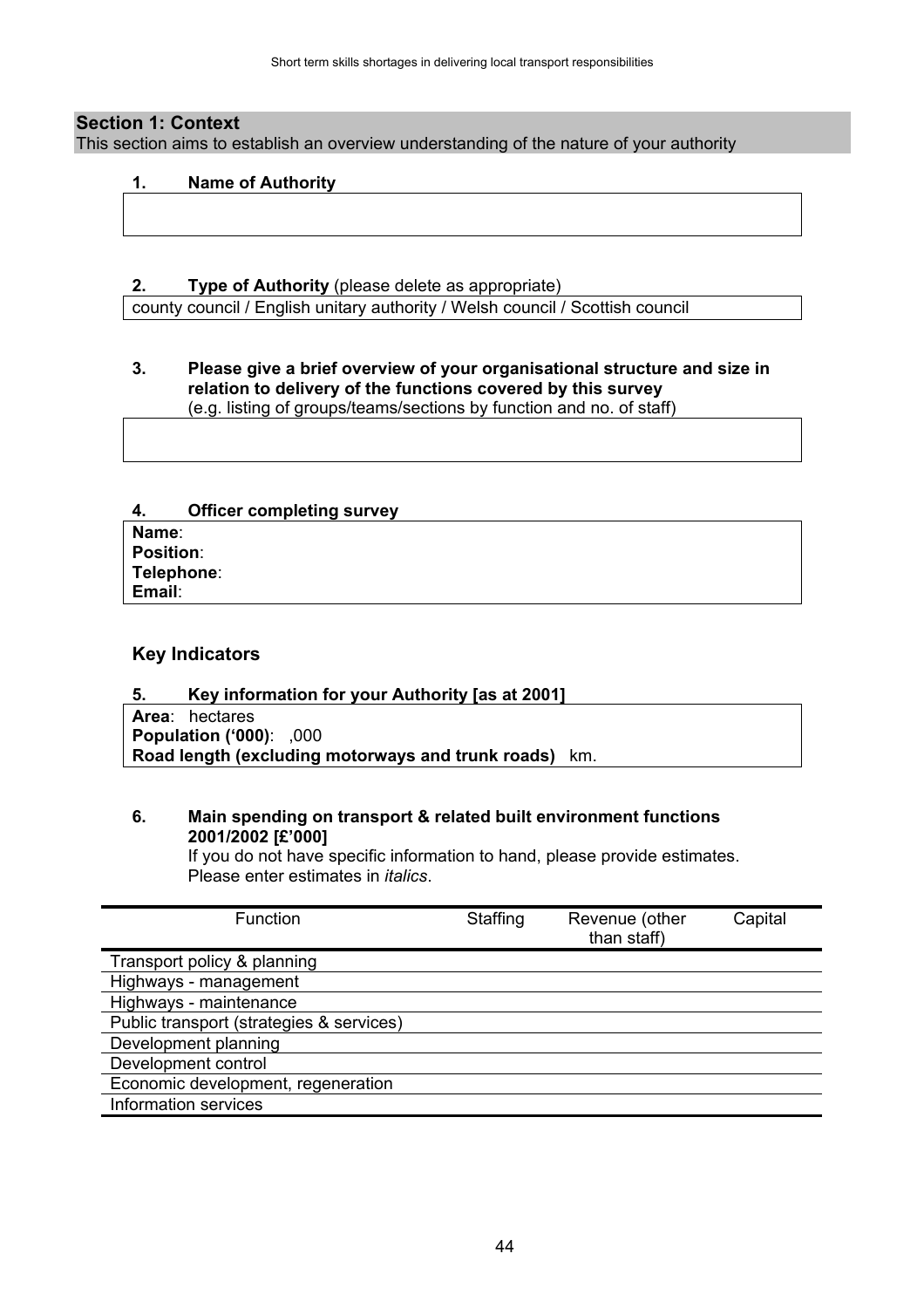## Section 1: Context

This section aims to establish an overview understanding of the nature of your authority

**1. Name of Authority**

**2. Type of Authority** (please delete as appropriate)

county council / English unitary authority / Welsh council / Scottish council

**3. Please give a brief overview of your organisational structure and size in relation to delivery of the functions covered by this survey**
(e.g. listing of groups/teams/sections by function and no. of staff)

**4. Officer completing survey**

**Name**:
**Position**:
**Telephone**:
**Email**:

### Key Indicators

**5. Key information for your Authority [as at 2001]**

**Area**: hectares
**Population ('000)**: ,000
**Road length (excluding motorways and trunk roads)** km.

**6. Main spending on transport & related built environment functions 2001/2002 [£'000]**
If you do not have specific information to hand, please provide estimates. Please enter estimates in *italics*.

| Function | Staffing | Revenue (other than staff) | Capital |
|---|---|---|---|
| Transport policy & planning | | | |
| Highways - management | | | |
| Highways - maintenance | | | |
| Public transport (strategies & services) | | | |
| Development planning | | | |
| Development control | | | |
| Economic development, regeneration | | | |
| Information services | | | |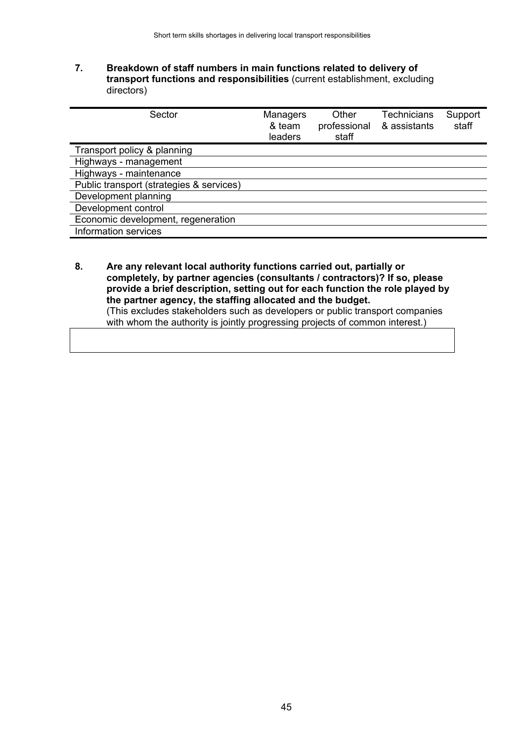**7. Breakdown of staff numbers in main functions related to delivery of transport functions and responsibilities** (current establishment, excluding directors)

| Sector | Managers & team leaders | Other professional staff | Technicians & assistants | Support staff |
|---|---|---|---|---|
| Transport policy & planning | | | | |
| Highways - management | | | | |
| Highways - maintenance | | | | |
| Public transport (strategies & services) | | | | |
| Development planning | | | | |
| Development control | | | | |
| Economic development, regeneration | | | | |
| Information services | | | | |

**8. Are any relevant local authority functions carried out, partially or completely, by partner agencies (consultants / contractors)? If so, please provide a brief description, setting out for each function the role played by the partner agency, the staffing allocated and the budget.**
(This excludes stakeholders such as developers or public transport companies with whom the authority is jointly progressing projects of common interest.)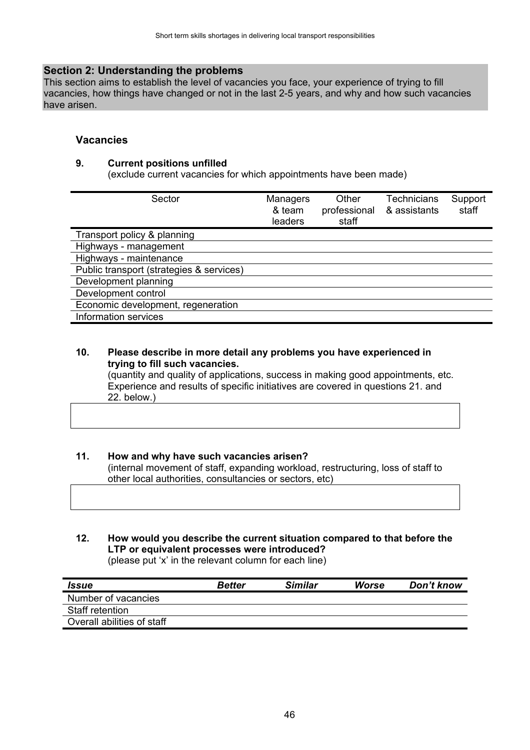## Section 2: Understanding the problems

This section aims to establish the level of vacancies you face, your experience of trying to fill vacancies, how things have changed or not in the last 2-5 years, and why and how such vacancies have arisen.

### Vacancies

**9. Current positions unfilled**

(exclude current vacancies for which appointments have been made)

| Sector | Managers & team leaders | Other professional staff | Technicians & assistants | Support staff |
|---|---|---|---|---|
| Transport policy & planning | | | | |
| Highways - management | | | | |
| Highways - maintenance | | | | |
| Public transport (strategies & services) | | | | |
| Development planning | | | | |
| Development control | | | | |
| Economic development, regeneration | | | | |
| Information services | | | | |

**10. Please describe in more detail any problems you have experienced in trying to fill such vacancies.**

(quantity and quality of applications, success in making good appointments, etc. Experience and results of specific initiatives are covered in questions 21. and 22. below.)

**11. How and why have such vacancies arisen?**

(internal movement of staff, expanding workload, restructuring, loss of staff to other local authorities, consultancies or sectors, etc)

**12. How would you describe the current situation compared to that before the LTP or equivalent processes were introduced?**

(please put 'x' in the relevant column for each line)

| *Issue* | *Better* | *Similar* | *Worse* | *Don't know* |
|---|---|---|---|---|
| Number of vacancies | | | | |
| Staff retention | | | | |
| Overall abilities of staff | | | | |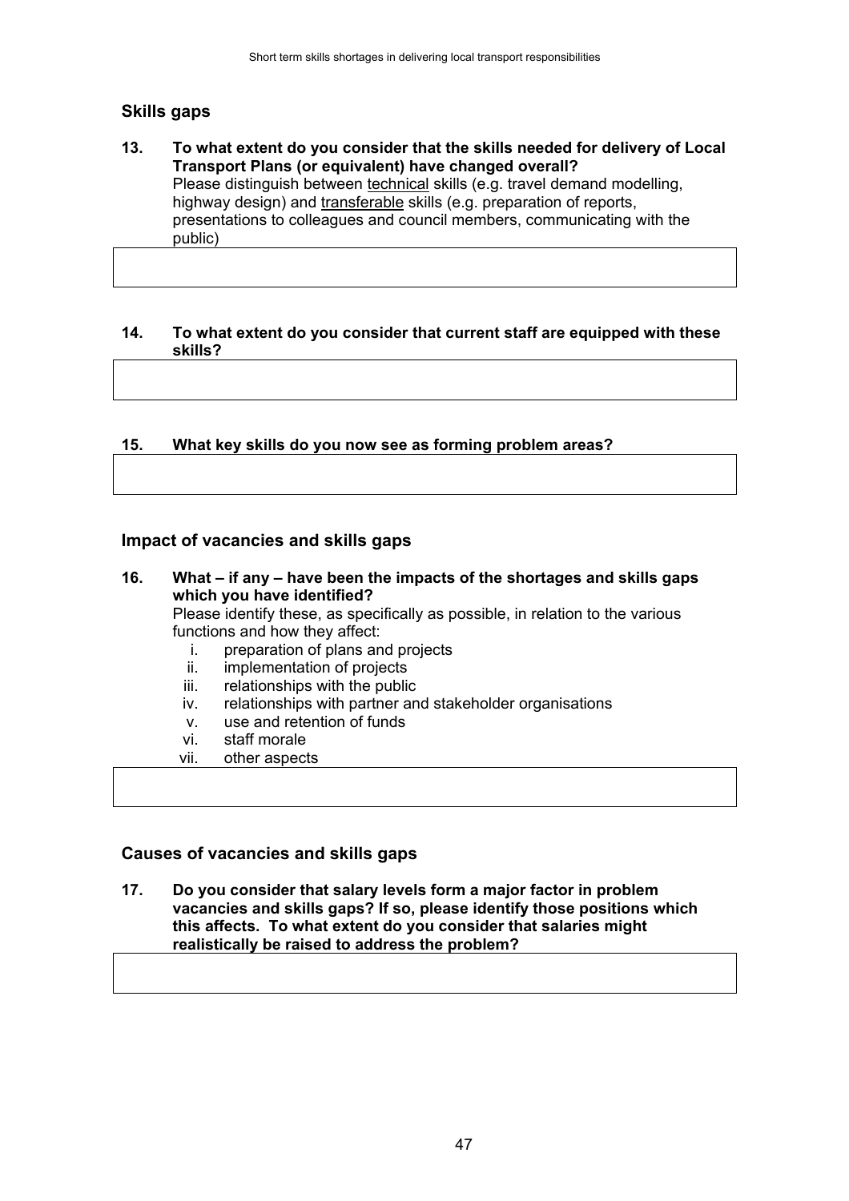## Skills gaps

**13. To what extent do you consider that the skills needed for delivery of Local Transport Plans (or equivalent) have changed overall?**
Please distinguish between <u>technical</u> skills (e.g. travel demand modelling, highway design) and <u>transferable</u> skills (e.g. preparation of reports, presentations to colleagues and council members, communicating with the public)

**14. To what extent do you consider that current staff are equipped with these skills?**

**15. What key skills do you now see as forming problem areas?**

## Impact of vacancies and skills gaps

**16. What – if any – have been the impacts of the shortages and skills gaps which you have identified?**
Please identify these, as specifically as possible, in relation to the various functions and how they affect:

i. preparation of plans and projects
ii. implementation of projects
iii. relationships with the public
iv. relationships with partner and stakeholder organisations
v. use and retention of funds
vi. staff morale
vii. other aspects

## Causes of vacancies and skills gaps

**17. Do you consider that salary levels form a major factor in problem vacancies and skills gaps? If so, please identify those positions which this affects. To what extent do you consider that salaries might realistically be raised to address the problem?**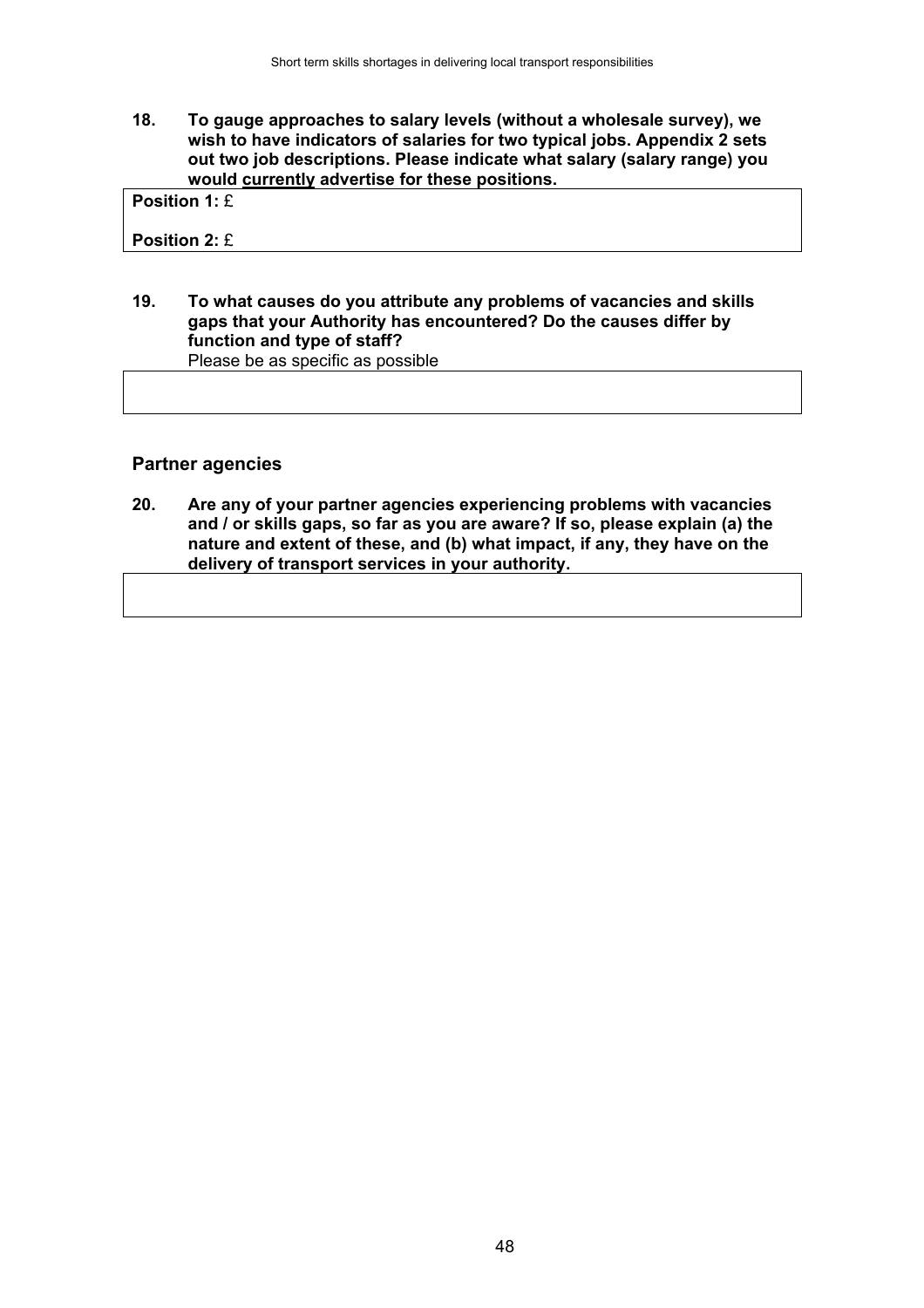**18. To gauge approaches to salary levels (without a wholesale survey), we wish to have indicators of salaries for two typical jobs. Appendix 2 sets out two job descriptions. Please indicate what salary (salary range) you would <u>currently</u> advertise for these positions.**

| **Position 1:** £<br><br>**Position 2:** £ |
|---|

**19. To what causes do you attribute any problems of vacancies and skills gaps that your Authority has encountered? Do the causes differ by function and type of staff?**

Please be as specific as possible

| |
|---|

## Partner agencies

**20. Are any of your partner agencies experiencing problems with vacancies and / or skills gaps, so far as you are aware? If so, please explain (a) the nature and extent of these, and (b) what impact, if any, they have on the delivery of transport services in your authority.**

| |
|---|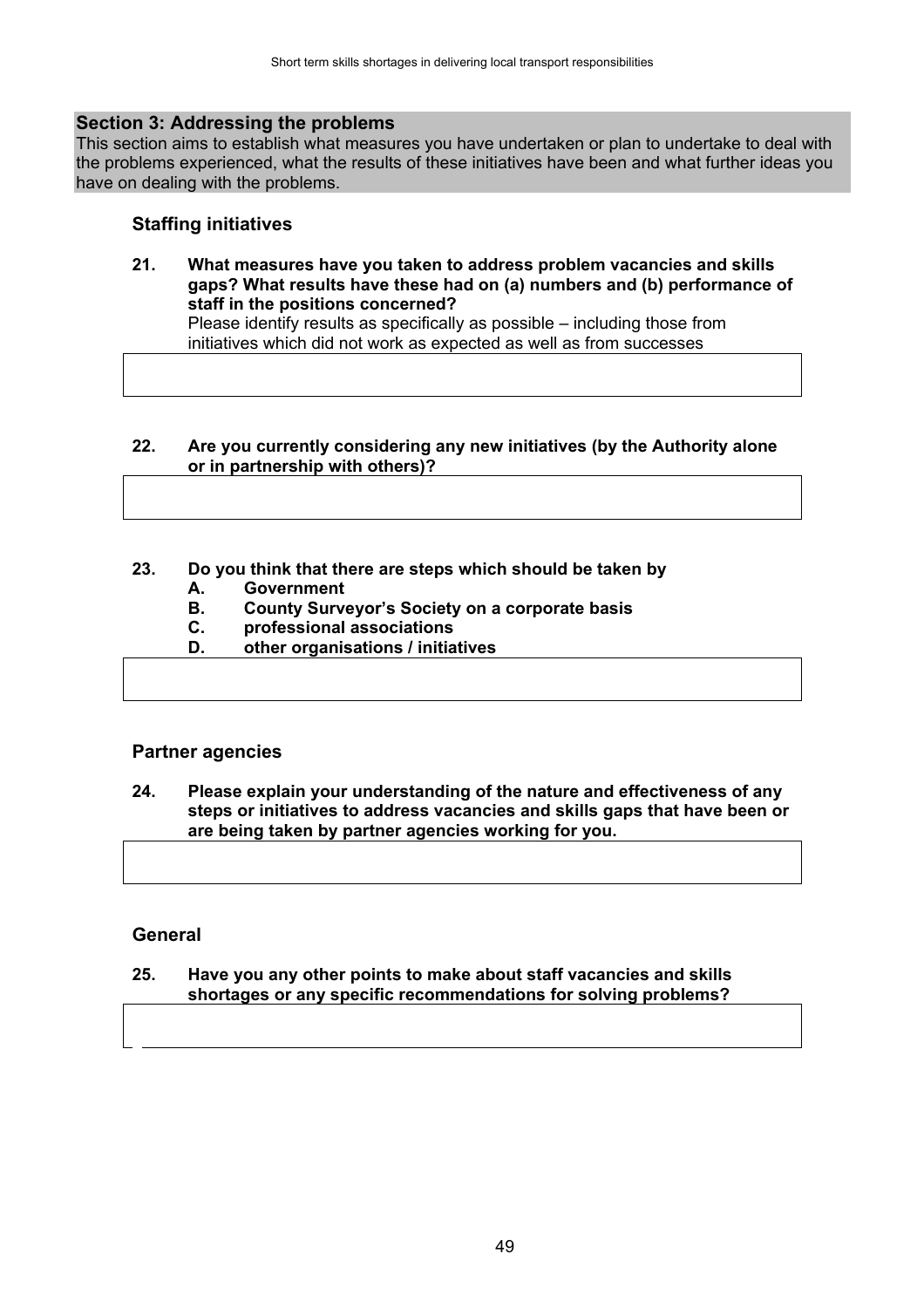## Section 3: Addressing the problems

This section aims to establish what measures you have undertaken or plan to undertake to deal with the problems experienced, what the results of these initiatives have been and what further ideas you have on dealing with the problems.

### Staffing initiatives

**21. What measures have you taken to address problem vacancies and skills gaps? What results have these had on (a) numbers and (b) performance of staff in the positions concerned?**

Please identify results as specifically as possible – including those from initiatives which did not work as expected as well as from successes

**22. Are you currently considering any new initiatives (by the Authority alone or in partnership with others)?**

**23. Do you think that there are steps which should be taken by**

**A. Government**

**B. County Surveyor's Society on a corporate basis**

**C. professional associations**

**D. other organisations / initiatives**

### Partner agencies

**24. Please explain your understanding of the nature and effectiveness of any steps or initiatives to address vacancies and skills gaps that have been or are being taken by partner agencies working for you.**

### General

**25. Have you any other points to make about staff vacancies and skills shortages or any specific recommendations for solving problems?**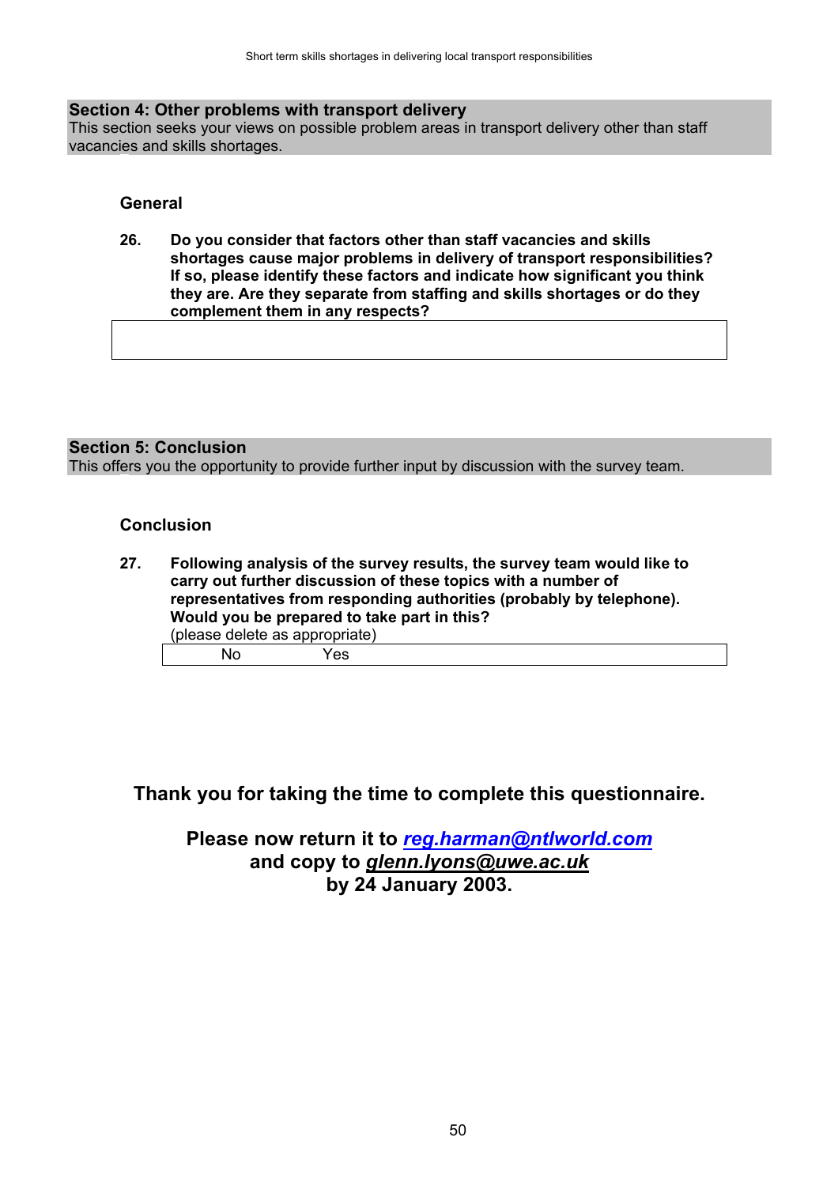## Section 4: Other problems with transport delivery

This section seeks your views on possible problem areas in transport delivery other than staff vacancies and skills shortages.

### General

**26. Do you consider that factors other than staff vacancies and skills shortages cause major problems in delivery of transport responsibilities? If so, please identify these factors and indicate how significant you think they are. Are they separate from staffing and skills shortages or do they complement them in any respects?**

|   |
|---|
|   |

## Section 5: Conclusion

This offers you the opportunity to provide further input by discussion with the survey team.

### Conclusion

**27. Following analysis of the survey results, the survey team would like to carry out further discussion of these topics with a number of representatives from responding authorities (probably by telephone). Would you be prepared to take part in this?**
(please delete as appropriate)

| No | Yes |
|---|---|

**Thank you for taking the time to complete this questionnaire.**

**Please now return it to *reg.harman@ntlworld.com* and copy to *glenn.lyons@uwe.ac.uk* by 24 January 2003.**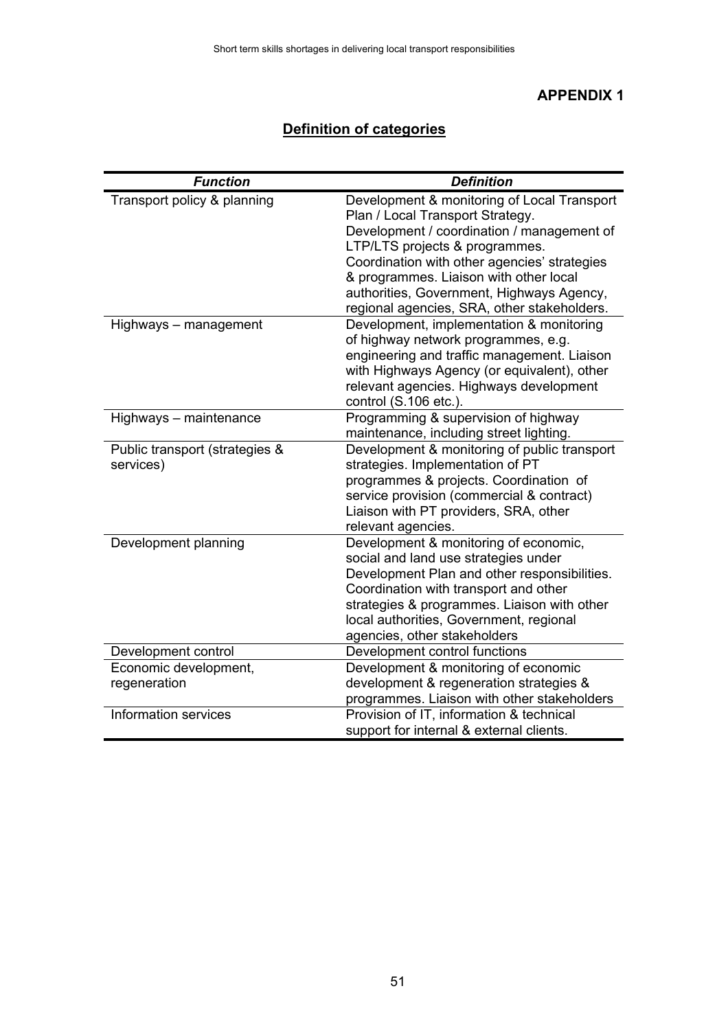## APPENDIX 1

## Definition of categories

| ***Function*** | ***Definition*** |
|---|---|
| Transport policy & planning | Development & monitoring of Local Transport Plan / Local Transport Strategy. Development / coordination / management of LTP/LTS projects & programmes. Coordination with other agencies' strategies & programmes. Liaison with other local authorities, Government, Highways Agency, regional agencies, SRA, other stakeholders. |
| Highways – management | Development, implementation & monitoring of highway network programmes, e.g. engineering and traffic management. Liaison with Highways Agency (or equivalent), other relevant agencies. Highways development control (S.106 etc.). |
| Highways – maintenance | Programming & supervision of highway maintenance, including street lighting. |
| Public transport (strategies & services) | Development & monitoring of public transport strategies. Implementation of PT programmes & projects. Coordination of service provision (commercial & contract) Liaison with PT providers, SRA, other relevant agencies. |
| Development planning | Development & monitoring of economic, social and land use strategies under Development Plan and other responsibilities. Coordination with transport and other strategies & programmes. Liaison with other local authorities, Government, regional agencies, other stakeholders |
| Development control | Development control functions |
| Economic development, regeneration | Development & monitoring of economic development & regeneration strategies & programmes. Liaison with other stakeholders |
| Information services | Provision of IT, information & technical support for internal & external clients. |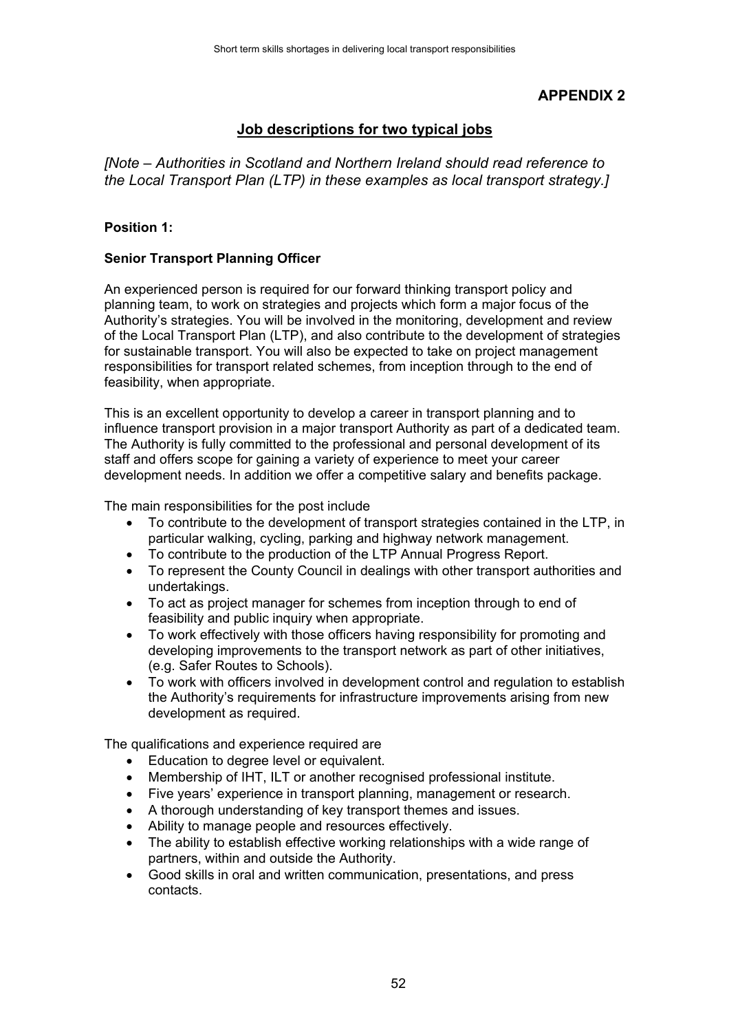**APPENDIX 2**

## Job descriptions for two typical jobs

*[Note – Authorities in Scotland and Northern Ireland should read reference to the Local Transport Plan (LTP) in these examples as local transport strategy.]*

**Position 1:**

**Senior Transport Planning Officer**

An experienced person is required for our forward thinking transport policy and planning team, to work on strategies and projects which form a major focus of the Authority's strategies. You will be involved in the monitoring, development and review of the Local Transport Plan (LTP), and also contribute to the development of strategies for sustainable transport. You will also be expected to take on project management responsibilities for transport related schemes, from inception through to the end of feasibility, when appropriate.

This is an excellent opportunity to develop a career in transport planning and to influence transport provision in a major transport Authority as part of a dedicated team. The Authority is fully committed to the professional and personal development of its staff and offers scope for gaining a variety of experience to meet your career development needs. In addition we offer a competitive salary and benefits package.

The main responsibilities for the post include

- To contribute to the development of transport strategies contained in the LTP, in particular walking, cycling, parking and highway network management.
- To contribute to the production of the LTP Annual Progress Report.
- To represent the County Council in dealings with other transport authorities and undertakings.
- To act as project manager for schemes from inception through to end of feasibility and public inquiry when appropriate.
- To work effectively with those officers having responsibility for promoting and developing improvements to the transport network as part of other initiatives, (e.g. Safer Routes to Schools).
- To work with officers involved in development control and regulation to establish the Authority's requirements for infrastructure improvements arising from new development as required.

The qualifications and experience required are

- Education to degree level or equivalent.
- Membership of IHT, ILT or another recognised professional institute.
- Five years' experience in transport planning, management or research.
- A thorough understanding of key transport themes and issues.
- Ability to manage people and resources effectively.
- The ability to establish effective working relationships with a wide range of partners, within and outside the Authority.
- Good skills in oral and written communication, presentations, and press contacts.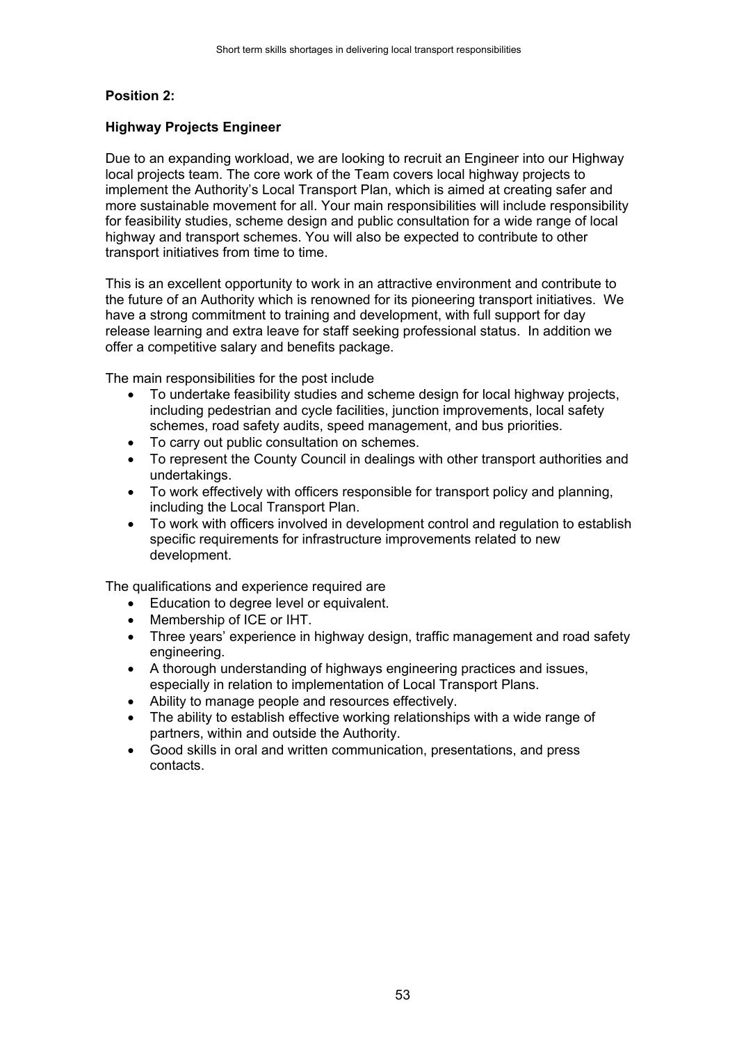**Position 2:**

**Highway Projects Engineer**

Due to an expanding workload, we are looking to recruit an Engineer into our Highway local projects team. The core work of the Team covers local highway projects to implement the Authority's Local Transport Plan, which is aimed at creating safer and more sustainable movement for all. Your main responsibilities will include responsibility for feasibility studies, scheme design and public consultation for a wide range of local highway and transport schemes. You will also be expected to contribute to other transport initiatives from time to time.

This is an excellent opportunity to work in an attractive environment and contribute to the future of an Authority which is renowned for its pioneering transport initiatives. We have a strong commitment to training and development, with full support for day release learning and extra leave for staff seeking professional status. In addition we offer a competitive salary and benefits package.

The main responsibilities for the post include

- To undertake feasibility studies and scheme design for local highway projects, including pedestrian and cycle facilities, junction improvements, local safety schemes, road safety audits, speed management, and bus priorities.
- To carry out public consultation on schemes.
- To represent the County Council in dealings with other transport authorities and undertakings.
- To work effectively with officers responsible for transport policy and planning, including the Local Transport Plan.
- To work with officers involved in development control and regulation to establish specific requirements for infrastructure improvements related to new development.

The qualifications and experience required are

- Education to degree level or equivalent.
- Membership of ICE or IHT.
- Three years' experience in highway design, traffic management and road safety engineering.
- A thorough understanding of highways engineering practices and issues, especially in relation to implementation of Local Transport Plans.
- Ability to manage people and resources effectively.
- The ability to establish effective working relationships with a wide range of partners, within and outside the Authority.
- Good skills in oral and written communication, presentations, and press contacts.